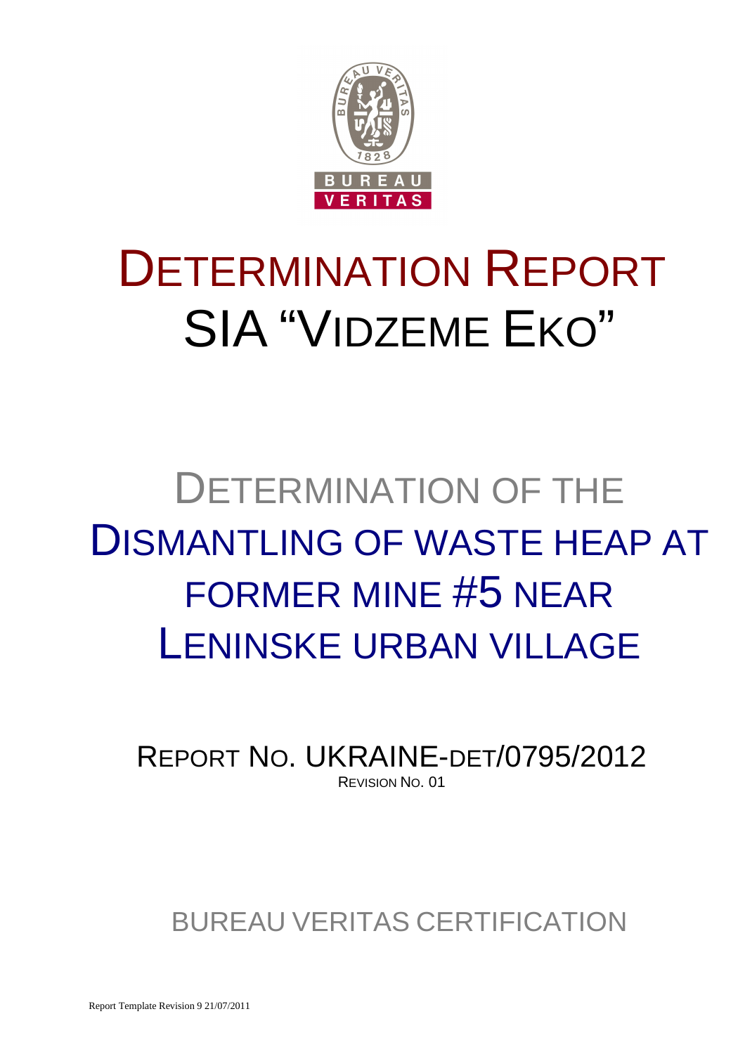# DETERMINATION REPORT
# SIA "VIDZEME EKO"

## DETERMINATION OF THE DISMANTLING OF WASTE HEAP AT FORMER MINE #5 NEAR LENINSKE URBAN VILLAGE

REPORT NO. UKRAINE-DET/0795/2012
REVISION NO. 01

BUREAU VERITAS CERTIFICATION

Report Template Revision 9 21/07/2011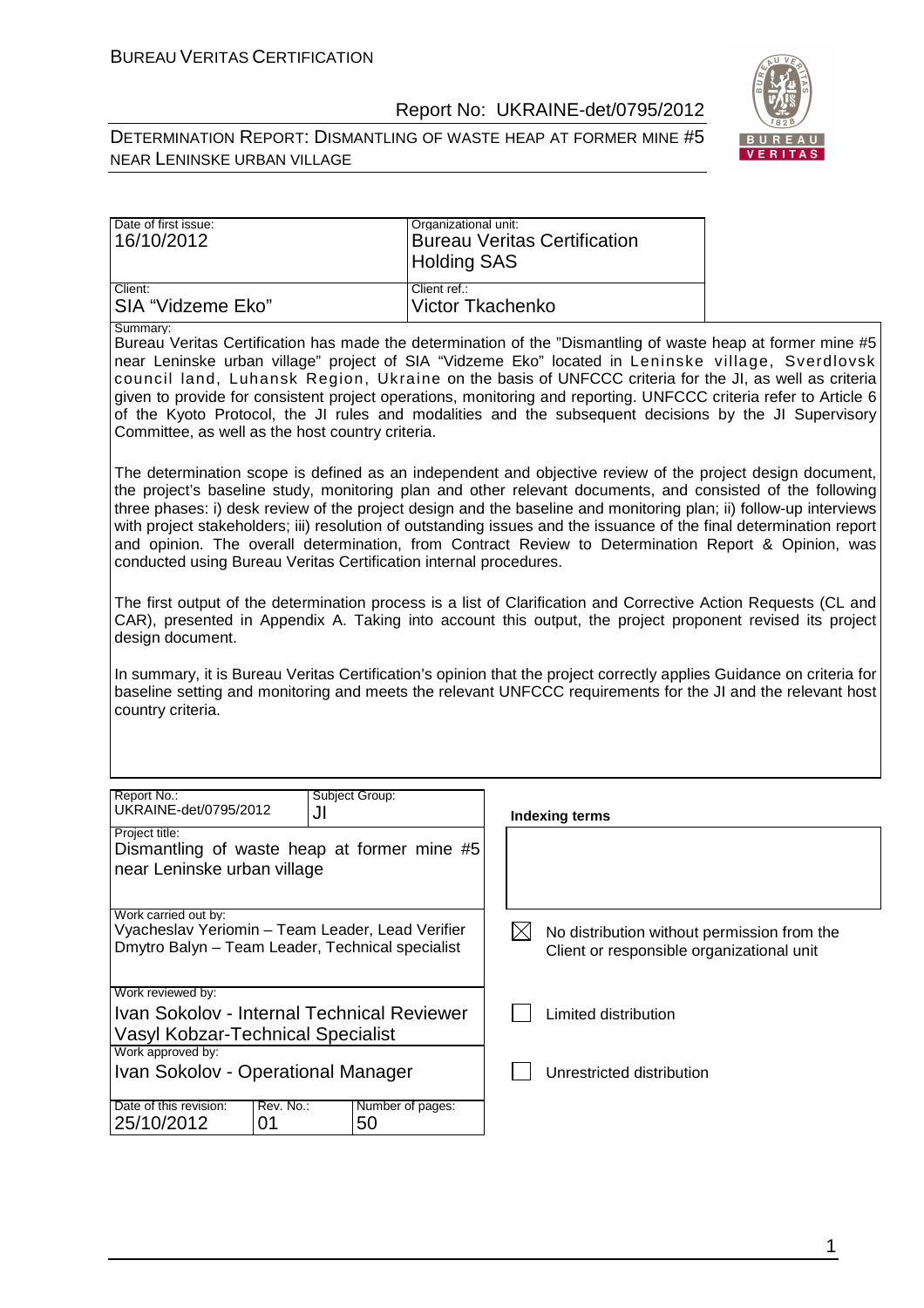| Date of first issue: | Organizational unit: |
|---|---|
| 16/10/2012 | Bureau Veritas Certification Holding SAS |
| Client: | Client ref.: |
| SIA "Vidzeme Eko" | Victor Tkachenko |

Summary:

Bureau Veritas Certification has made the determination of the "Dismantling of waste heap at former mine #5 near Leninske urban village" project of SIA "Vidzeme Eko" located in Leninske village, Sverdlovsk council land, Luhansk Region, Ukraine on the basis of UNFCCC criteria for the JI, as well as criteria given to provide for consistent project operations, monitoring and reporting. UNFCCC criteria refer to Article 6 of the Kyoto Protocol, the JI rules and modalities and the subsequent decisions by the JI Supervisory Committee, as well as the host country criteria.

The determination scope is defined as an independent and objective review of the project design document, the project's baseline study, monitoring plan and other relevant documents, and consisted of the following three phases: i) desk review of the project design and the baseline and monitoring plan; ii) follow-up interviews with project stakeholders; iii) resolution of outstanding issues and the issuance of the final determination report and opinion. The overall determination, from Contract Review to Determination Report & Opinion, was conducted using Bureau Veritas Certification internal procedures.

The first output of the determination process is a list of Clarification and Corrective Action Requests (CL and CAR), presented in Appendix A. Taking into account this output, the project proponent revised its project design document.

In summary, it is Bureau Veritas Certification's opinion that the project correctly applies Guidance on criteria for baseline setting and monitoring and meets the relevant UNFCCC requirements for the JI and the relevant host country criteria.

| Report No.: UKRAINE-det/0795/2012 | Subject Group: JI | | **Indexing terms** |
|---|---|---|---|
| Project title: Dismantling of waste heap at former mine #5 near Leninske urban village | | | |
| Work carried out by: Vyacheslav Yeriomin – Team Leader, Lead Verifier; Dmytro Balyn – Team Leader, Technical specialist | | | ☒ No distribution without permission from the Client or responsible organizational unit |
| Work reviewed by: Ivan Sokolov - Internal Technical Reviewer; Vasyl Kobzar-Technical Specialist | | | ☐ Limited distribution |
| Work approved by: Ivan Sokolov - Operational Manager | | | ☐ Unrestricted distribution |
| Date of this revision: 25/10/2012 | Rev. No.: 01 | Number of pages: 50 | |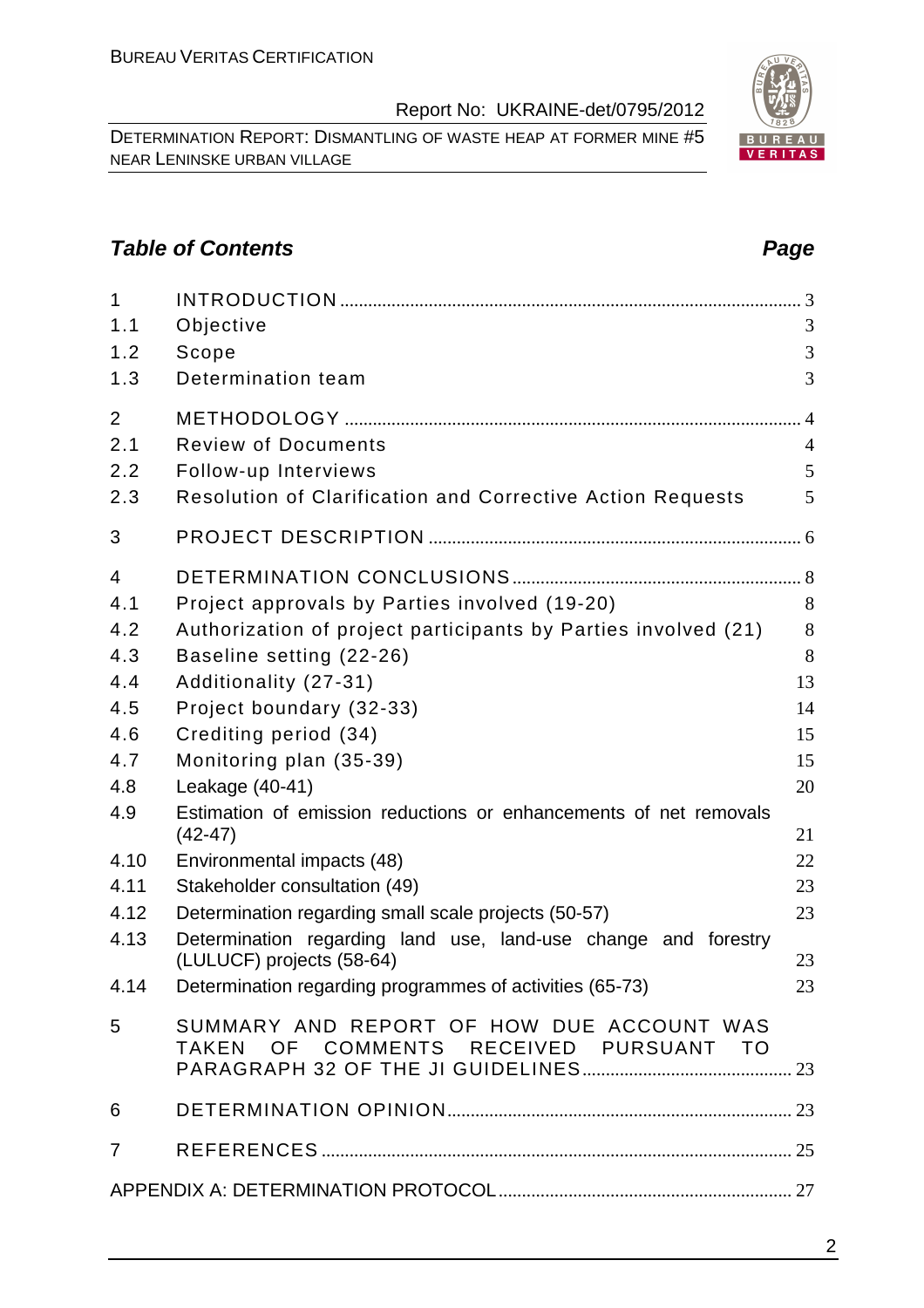## *Table of Contents* *Page*

| | | |
|---|---|---|
| 1 | INTRODUCTION | 3 |
| 1.1 | Objective | 3 |
| 1.2 | Scope | 3 |
| 1.3 | Determination team | 3 |
| 2 | METHODOLOGY | 4 |
| 2.1 | Review of Documents | 4 |
| 2.2 | Follow-up Interviews | 5 |
| 2.3 | Resolution of Clarification and Corrective Action Requests | 5 |
| 3 | PROJECT DESCRIPTION | 6 |
| 4 | DETERMINATION CONCLUSIONS | 8 |
| 4.1 | Project approvals by Parties involved (19-20) | 8 |
| 4.2 | Authorization of project participants by Parties involved (21) | 8 |
| 4.3 | Baseline setting (22-26) | 8 |
| 4.4 | Additionality (27-31) | 13 |
| 4.5 | Project boundary (32-33) | 14 |
| 4.6 | Crediting period (34) | 15 |
| 4.7 | Monitoring plan (35-39) | 15 |
| 4.8 | Leakage (40-41) | 20 |
| 4.9 | Estimation of emission reductions or enhancements of net removals (42-47) | 21 |
| 4.10 | Environmental impacts (48) | 22 |
| 4.11 | Stakeholder consultation (49) | 23 |
| 4.12 | Determination regarding small scale projects (50-57) | 23 |
| 4.13 | Determination regarding land use, land-use change and forestry (LULUCF) projects (58-64) | 23 |
| 4.14 | Determination regarding programmes of activities (65-73) | 23 |
| 5 | SUMMARY AND REPORT OF HOW DUE ACCOUNT WAS TAKEN OF COMMENTS RECEIVED PURSUANT TO PARAGRAPH 32 OF THE JI GUIDELINES | 23 |
| 6 | DETERMINATION OPINION | 23 |
| 7 | REFERENCES | 25 |
| | APPENDIX A: DETERMINATION PROTOCOL | 27 |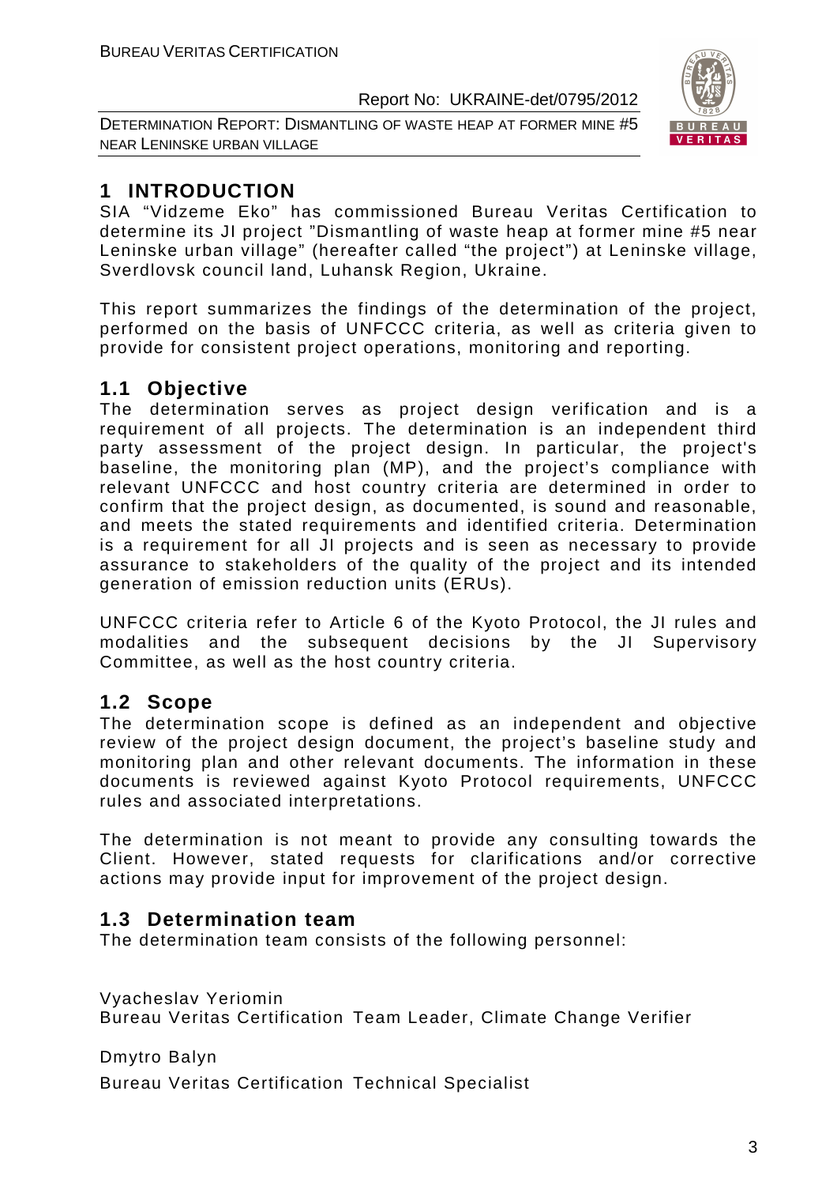# 1 INTRODUCTION

SIA "Vidzeme Eko" has commissioned Bureau Veritas Certification to determine its JI project "Dismantling of waste heap at former mine #5 near Leninske urban village" (hereafter called "the project") at Leninske village, Sverdlovsk council land, Luhansk Region, Ukraine.

This report summarizes the findings of the determination of the project, performed on the basis of UNFCCC criteria, as well as criteria given to provide for consistent project operations, monitoring and reporting.

## 1.1 Objective

The determination serves as project design verification and is a requirement of all projects. The determination is an independent third party assessment of the project design. In particular, the project's baseline, the monitoring plan (MP), and the project's compliance with relevant UNFCCC and host country criteria are determined in order to confirm that the project design, as documented, is sound and reasonable, and meets the stated requirements and identified criteria. Determination is a requirement for all JI projects and is seen as necessary to provide assurance to stakeholders of the quality of the project and its intended generation of emission reduction units (ERUs).

UNFCCC criteria refer to Article 6 of the Kyoto Protocol, the JI rules and modalities and the subsequent decisions by the JI Supervisory Committee, as well as the host country criteria.

## 1.2 Scope

The determination scope is defined as an independent and objective review of the project design document, the project's baseline study and monitoring plan and other relevant documents. The information in these documents is reviewed against Kyoto Protocol requirements, UNFCCC rules and associated interpretations.

The determination is not meant to provide any consulting towards the Client. However, stated requests for clarifications and/or corrective actions may provide input for improvement of the project design.

## 1.3 Determination team

The determination team consists of the following personnel:

Vyacheslav Yeriomin
Bureau Veritas Certification Team Leader, Climate Change Verifier

Dmytro Balyn
Bureau Veritas Certification Technical Specialist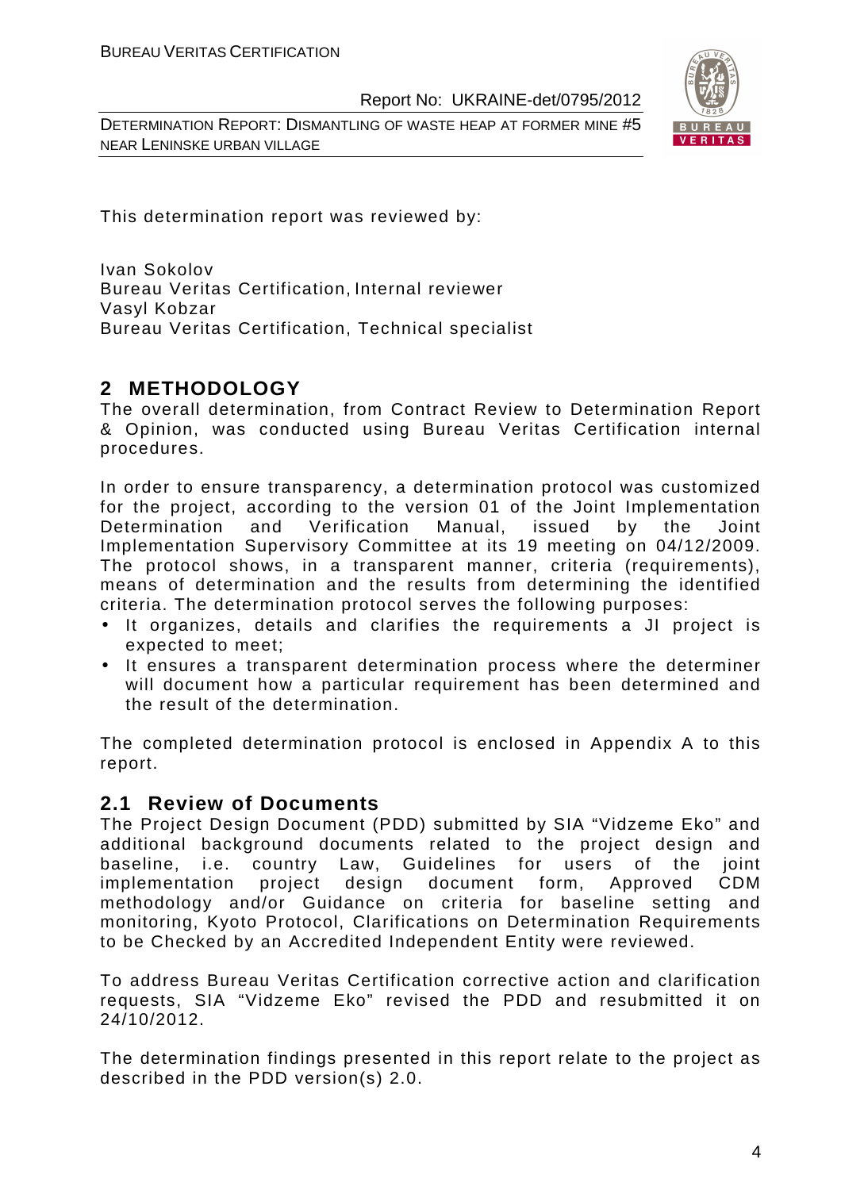This determination report was reviewed by:

Ivan Sokolov
Bureau Veritas Certification, Internal reviewer
Vasyl Kobzar
Bureau Veritas Certification, Technical specialist

## 2 METHODOLOGY

The overall determination, from Contract Review to Determination Report & Opinion, was conducted using Bureau Veritas Certification internal procedures.

In order to ensure transparency, a determination protocol was customized for the project, according to the version 01 of the Joint Implementation Determination and Verification Manual, issued by the Joint Implementation Supervisory Committee at its 19 meeting on 04/12/2009. The protocol shows, in a transparent manner, criteria (requirements), means of determination and the results from determining the identified criteria. The determination protocol serves the following purposes:

- It organizes, details and clarifies the requirements a JI project is expected to meet;
- It ensures a transparent determination process where the determiner will document how a particular requirement has been determined and the result of the determination.

The completed determination protocol is enclosed in Appendix A to this report.

### 2.1 Review of Documents

The Project Design Document (PDD) submitted by SIA "Vidzeme Eko" and additional background documents related to the project design and baseline, i.e. country Law, Guidelines for users of the joint implementation project design document form, Approved CDM methodology and/or Guidance on criteria for baseline setting and monitoring, Kyoto Protocol, Clarifications on Determination Requirements to be Checked by an Accredited Independent Entity were reviewed.

To address Bureau Veritas Certification corrective action and clarification requests, SIA "Vidzeme Eko" revised the PDD and resubmitted it on 24/10/2012.

The determination findings presented in this report relate to the project as described in the PDD version(s) 2.0.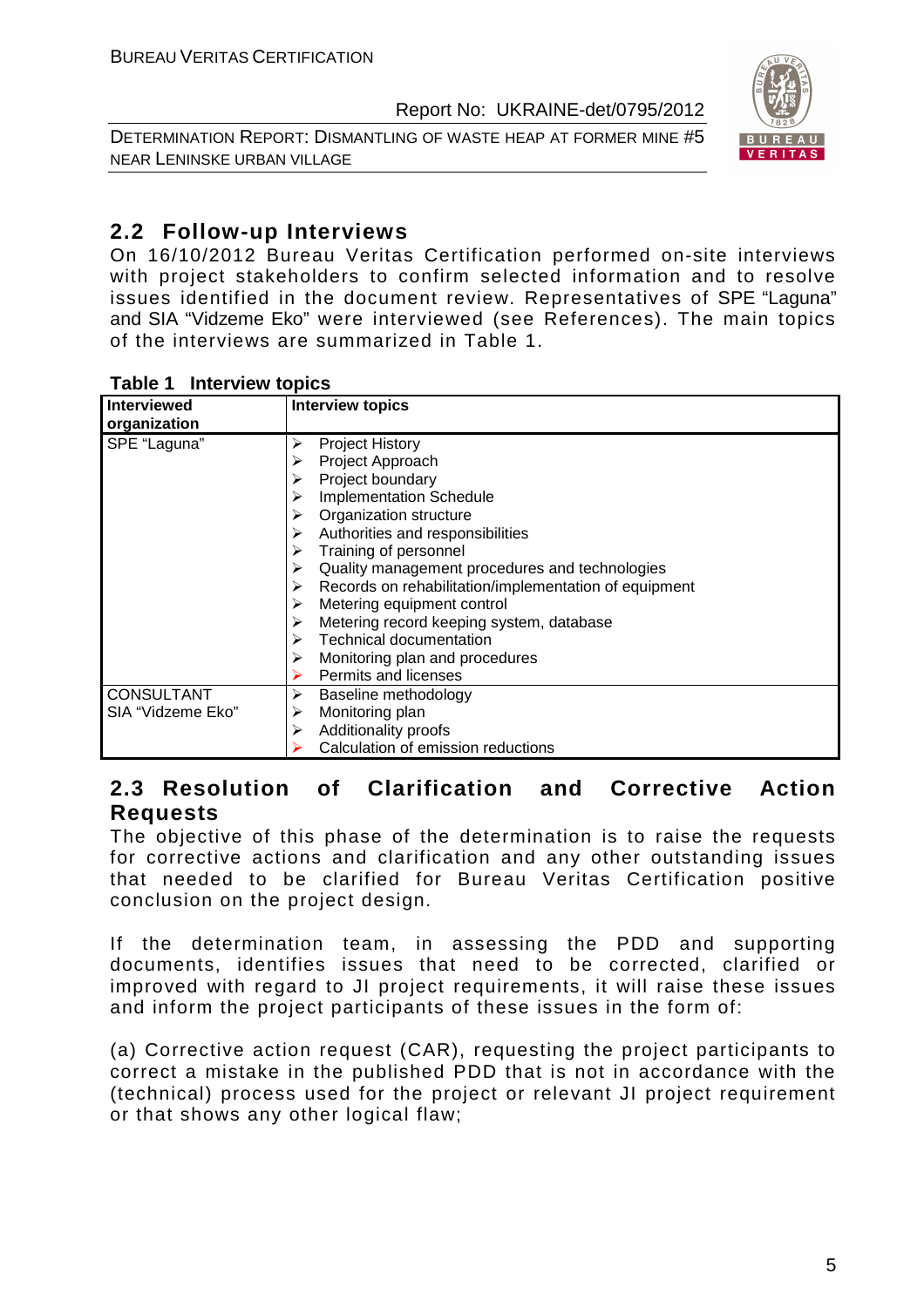## 2.2 Follow-up Interviews

On 16/10/2012 Bureau Veritas Certification performed on-site interviews with project stakeholders to confirm selected information and to resolve issues identified in the document review. Representatives of SPE "Laguna" and SIA "Vidzeme Eko" were interviewed (see References). The main topics of the interviews are summarized in Table 1.

**Table 1 Interview topics**

| Interviewed organization | Interview topics |
|---|---|
| SPE "Laguna" | ➢ Project History<br>➢ Project Approach<br>➢ Project boundary<br>➢ Implementation Schedule<br>➢ Organization structure<br>➢ Authorities and responsibilities<br>➢ Training of personnel<br>➢ Quality management procedures and technologies<br>➢ Records on rehabilitation/implementation of equipment<br>➢ Metering equipment control<br>➢ Metering record keeping system, database<br>➢ Technical documentation<br>➢ Monitoring plan and procedures<br>➢ Permits and licenses |
| CONSULTANT SIA "Vidzeme Eko" | ➢ Baseline methodology<br>➢ Monitoring plan<br>➢ Additionality proofs<br>➢ Calculation of emission reductions |

## 2.3 Resolution of Clarification and Corrective Action Requests

The objective of this phase of the determination is to raise the requests for corrective actions and clarification and any other outstanding issues that needed to be clarified for Bureau Veritas Certification positive conclusion on the project design.

If the determination team, in assessing the PDD and supporting documents, identifies issues that need to be corrected, clarified or improved with regard to JI project requirements, it will raise these issues and inform the project participants of these issues in the form of:

(a) Corrective action request (CAR), requesting the project participants to correct a mistake in the published PDD that is not in accordance with the (technical) process used for the project or relevant JI project requirement or that shows any other logical flaw;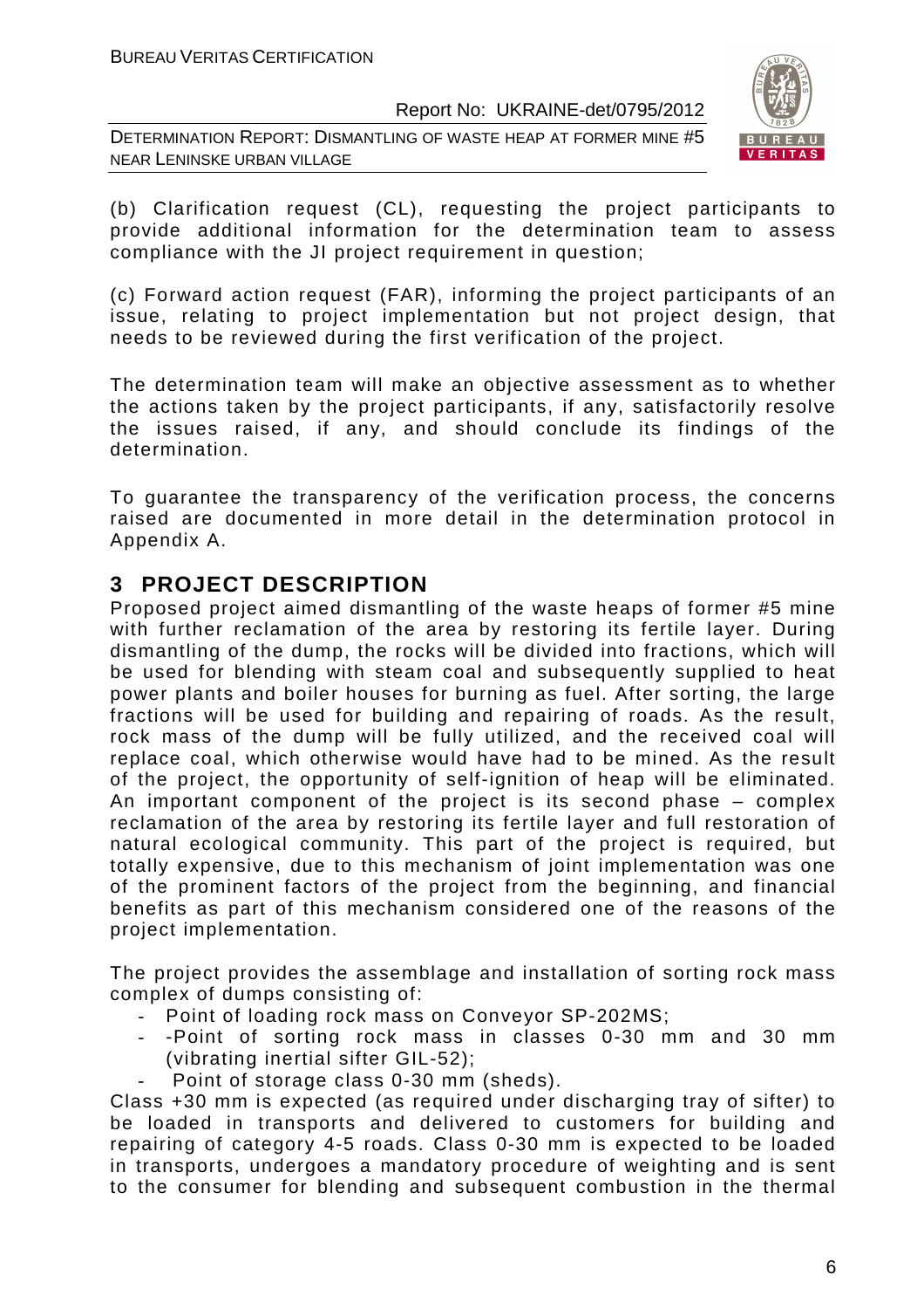(b) Clarification request (CL), requesting the project participants to provide additional information for the determination team to assess compliance with the JI project requirement in question;

(c) Forward action request (FAR), informing the project participants of an issue, relating to project implementation but not project design, that needs to be reviewed during the first verification of the project.

The determination team will make an objective assessment as to whether the actions taken by the project participants, if any, satisfactorily resolve the issues raised, if any, and should conclude its findings of the determination.

To guarantee the transparency of the verification process, the concerns raised are documented in more detail in the determination protocol in Appendix A.

# 3 PROJECT DESCRIPTION

Proposed project aimed dismantling of the waste heaps of former #5 mine with further reclamation of the area by restoring its fertile layer. During dismantling of the dump, the rocks will be divided into fractions, which will be used for blending with steam coal and subsequently supplied to heat power plants and boiler houses for burning as fuel. After sorting, the large fractions will be used for building and repairing of roads. As the result, rock mass of the dump will be fully utilized, and the received coal will replace coal, which otherwise would have had to be mined. As the result of the project, the opportunity of self-ignition of heap will be eliminated. An important component of the project is its second phase – complex reclamation of the area by restoring its fertile layer and full restoration of natural ecological community. This part of the project is required, but totally expensive, due to this mechanism of joint implementation was one of the prominent factors of the project from the beginning, and financial benefits as part of this mechanism considered one of the reasons of the project implementation.

The project provides the assemblage and installation of sorting rock mass complex of dumps consisting of:

- Point of loading rock mass on Conveyor SP-202MS;
- -Point of sorting rock mass in classes 0-30 mm and 30 mm (vibrating inertial sifter GIL-52);
- Point of storage class 0-30 mm (sheds).

Class +30 mm is expected (as required under discharging tray of sifter) to be loaded in transports and delivered to customers for building and repairing of category 4-5 roads. Class 0-30 mm is expected to be loaded in transports, undergoes a mandatory procedure of weighting and is sent to the consumer for blending and subsequent combustion in the thermal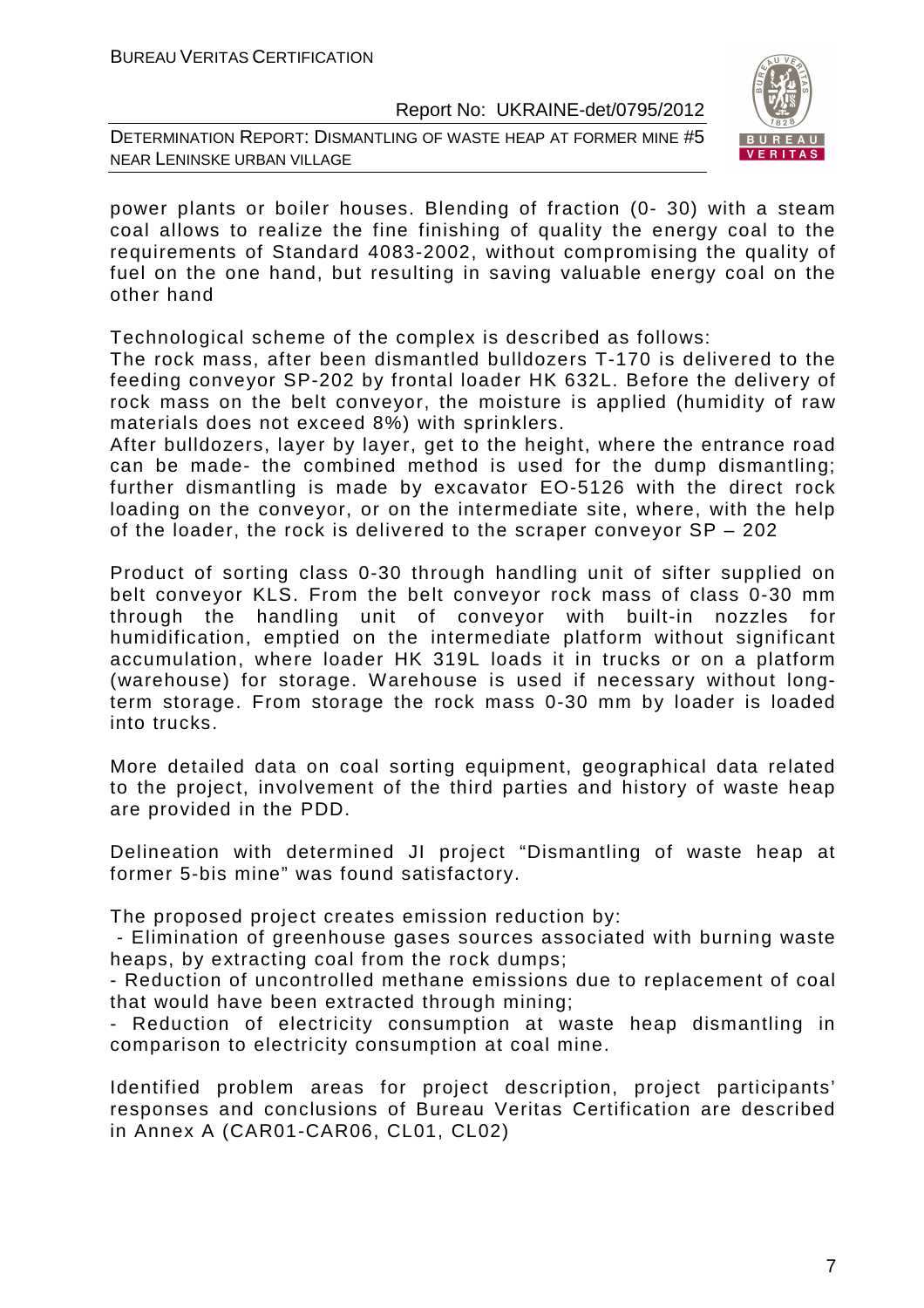power plants or boiler houses. Blending of fraction (0- 30) with a steam coal allows to realize the fine finishing of quality the energy coal to the requirements of Standard 4083-2002, without compromising the quality of fuel on the one hand, but resulting in saving valuable energy coal on the other hand

Technological scheme of the complex is described as follows:
The rock mass, after been dismantled bulldozers T-170 is delivered to the feeding conveyor SP-202 by frontal loader HK 632L. Before the delivery of rock mass on the belt conveyor, the moisture is applied (humidity of raw materials does not exceed 8%) with sprinklers.
After bulldozers, layer by layer, get to the height, where the entrance road can be made- the combined method is used for the dump dismantling; further dismantling is made by excavator EO-5126 with the direct rock loading on the conveyor, or on the intermediate site, where, with the help of the loader, the rock is delivered to the scraper conveyor SP – 202

Product of sorting class 0-30 through handling unit of sifter supplied on belt conveyor KLS. From the belt conveyor rock mass of class 0-30 mm through the handling unit of conveyor with built-in nozzles for humidification, emptied on the intermediate platform without significant accumulation, where loader HK 319L loads it in trucks or on a platform (warehouse) for storage. Warehouse is used if necessary without long-term storage. From storage the rock mass 0-30 mm by loader is loaded into trucks.

More detailed data on coal sorting equipment, geographical data related to the project, involvement of the third parties and history of waste heap are provided in the PDD.

Delineation with determined JI project "Dismantling of waste heap at former 5-bis mine" was found satisfactory.

The proposed project creates emission reduction by:
- Elimination of greenhouse gases sources associated with burning waste heaps, by extracting coal from the rock dumps;
- Reduction of uncontrolled methane emissions due to replacement of coal that would have been extracted through mining;
- Reduction of electricity consumption at waste heap dismantling in comparison to electricity consumption at coal mine.

Identified problem areas for project description, project participants' responses and conclusions of Bureau Veritas Certification are described in Annex A (CAR01-CAR06, CL01, CL02)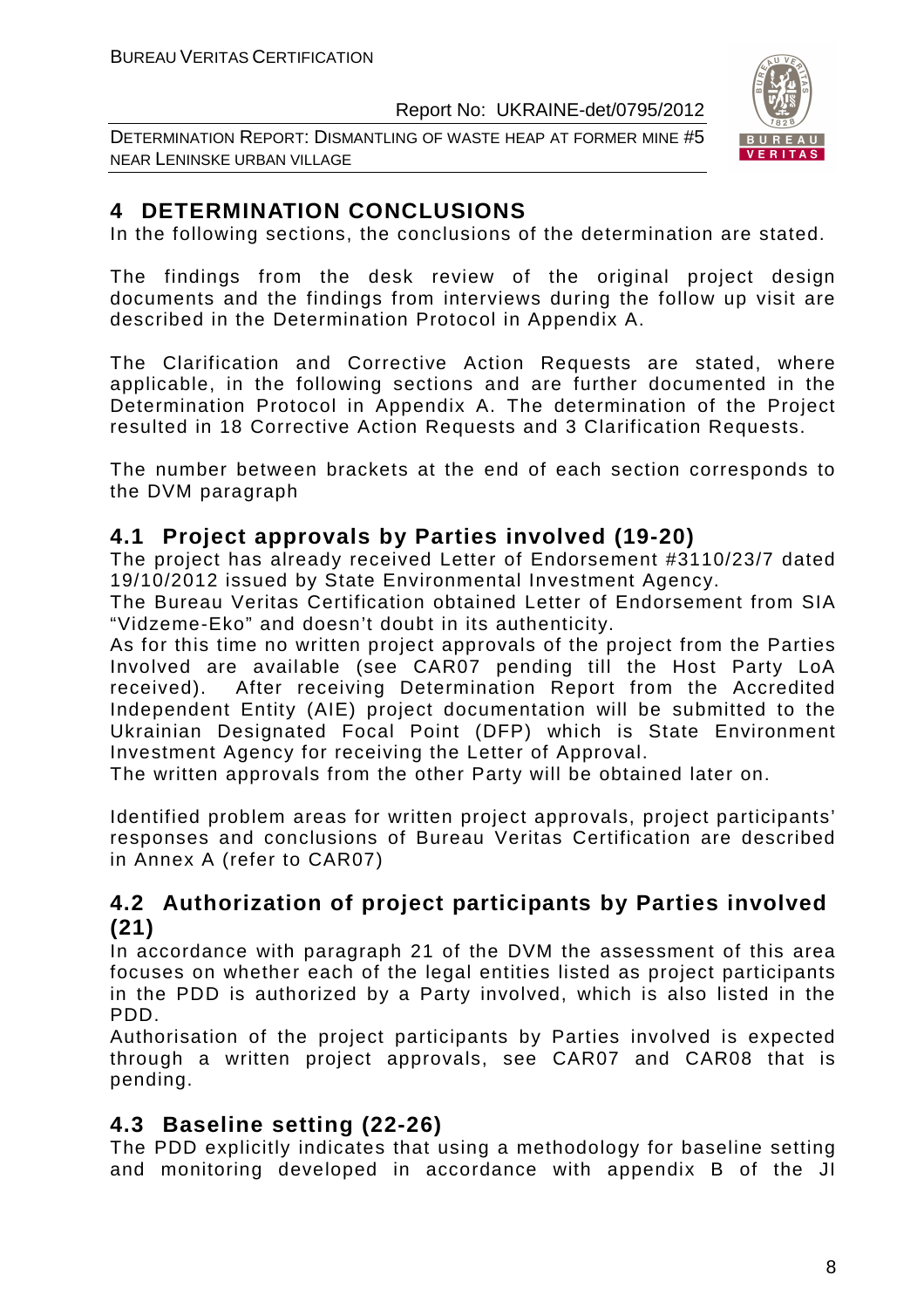# 4 DETERMINATION CONCLUSIONS

In the following sections, the conclusions of the determination are stated.

The findings from the desk review of the original project design documents and the findings from interviews during the follow up visit are described in the Determination Protocol in Appendix A.

The Clarification and Corrective Action Requests are stated, where applicable, in the following sections and are further documented in the Determination Protocol in Appendix A. The determination of the Project resulted in 18 Corrective Action Requests and 3 Clarification Requests.

The number between brackets at the end of each section corresponds to the DVM paragraph

## 4.1 Project approvals by Parties involved (19-20)

The project has already received Letter of Endorsement #3110/23/7 dated 19/10/2012 issued by State Environmental Investment Agency.

The Bureau Veritas Certification obtained Letter of Endorsement from SIA "Vidzeme-Eko" and doesn't doubt in its authenticity.

As for this time no written project approvals of the project from the Parties Involved are available (see CAR07 pending till the Host Party LoA received). After receiving Determination Report from the Accredited Independent Entity (AIE) project documentation will be submitted to the Ukrainian Designated Focal Point (DFP) which is State Environment Investment Agency for receiving the Letter of Approval.

The written approvals from the other Party will be obtained later on.

Identified problem areas for written project approvals, project participants' responses and conclusions of Bureau Veritas Certification are described in Annex A (refer to CAR07)

## 4.2 Authorization of project participants by Parties involved (21)

In accordance with paragraph 21 of the DVM the assessment of this area focuses on whether each of the legal entities listed as project participants in the PDD is authorized by a Party involved, which is also listed in the PDD.

Authorisation of the project participants by Parties involved is expected through a written project approvals, see CAR07 and CAR08 that is pending.

## 4.3 Baseline setting (22-26)

The PDD explicitly indicates that using a methodology for baseline setting and monitoring developed in accordance with appendix B of the JI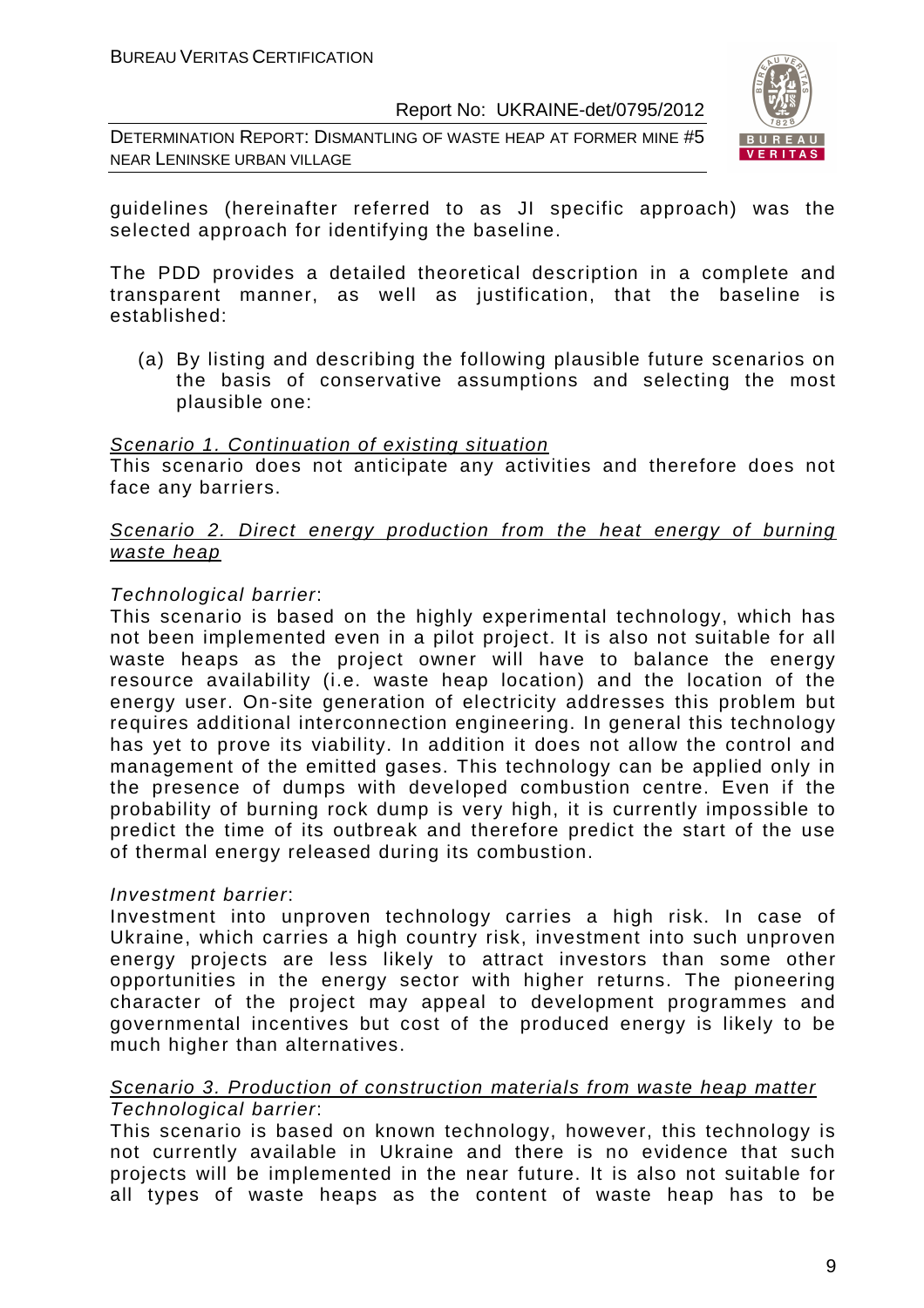guidelines (hereinafter referred to as JI specific approach) was the selected approach for identifying the baseline.

The PDD provides a detailed theoretical description in a complete and transparent manner, as well as justification, that the baseline is established:

(a) By listing and describing the following plausible future scenarios on the basis of conservative assumptions and selecting the most plausible one:

Scenario 1. Continuation of existing situation
This scenario does not anticipate any activities and therefore does not face any barriers.

Scenario 2. Direct energy production from the heat energy of burning waste heap

*Technological barrier*:
This scenario is based on the highly experimental technology, which has not been implemented even in a pilot project. It is also not suitable for all waste heaps as the project owner will have to balance the energy resource availability (i.e. waste heap location) and the location of the energy user. On-site generation of electricity addresses this problem but requires additional interconnection engineering. In general this technology has yet to prove its viability. In addition it does not allow the control and management of the emitted gases. This technology can be applied only in the presence of dumps with developed combustion centre. Even if the probability of burning rock dump is very high, it is currently impossible to predict the time of its outbreak and therefore predict the start of the use of thermal energy released during its combustion.

*Investment barrier*:
Investment into unproven technology carries a high risk. In case of Ukraine, which carries a high country risk, investment into such unproven energy projects are less likely to attract investors than some other opportunities in the energy sector with higher returns. The pioneering character of the project may appeal to development programmes and governmental incentives but cost of the produced energy is likely to be much higher than alternatives.

Scenario 3. Production of construction materials from waste heap matter
*Technological barrier*:
This scenario is based on known technology, however, this technology is not currently available in Ukraine and there is no evidence that such projects will be implemented in the near future. It is also not suitable for all types of waste heaps as the content of waste heap has to be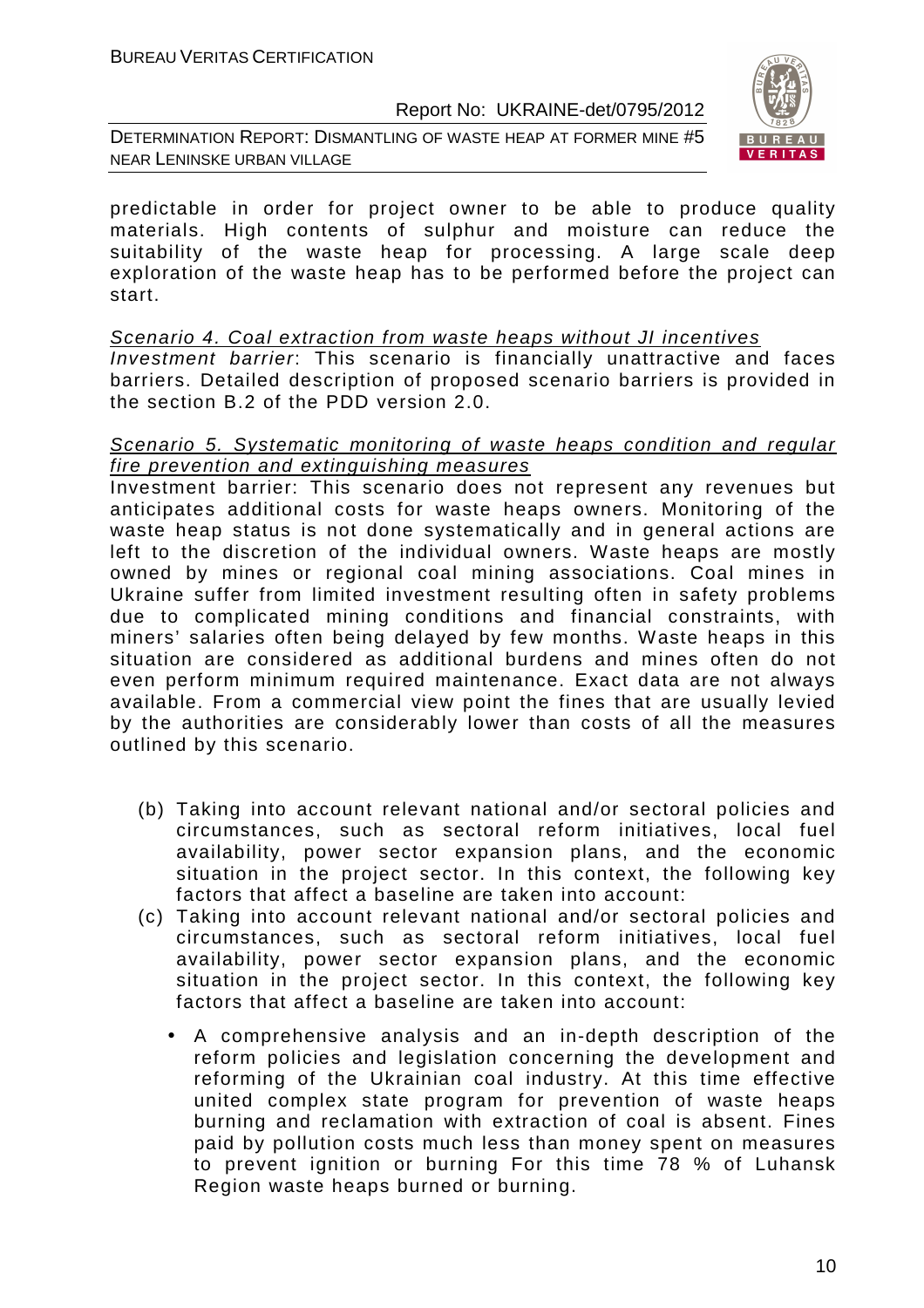predictable in order for project owner to be able to produce quality materials. High contents of sulphur and moisture can reduce the suitability of the waste heap for processing. A large scale deep exploration of the waste heap has to be performed before the project can start.

<u>*Scenario 4. Coal extraction from waste heaps without JI incentives*</u>

*Investment barrier*: This scenario is financially unattractive and faces barriers. Detailed description of proposed scenario barriers is provided in the section B.2 of the PDD version 2.0.

<u>*Scenario 5. Systematic monitoring of waste heaps condition and regular fire prevention and extinguishing measures*</u>

Investment barrier: This scenario does not represent any revenues but anticipates additional costs for waste heaps owners. Monitoring of the waste heap status is not done systematically and in general actions are left to the discretion of the individual owners. Waste heaps are mostly owned by mines or regional coal mining associations. Coal mines in Ukraine suffer from limited investment resulting often in safety problems due to complicated mining conditions and financial constraints, with miners' salaries often being delayed by few months. Waste heaps in this situation are considered as additional burdens and mines often do not even perform minimum required maintenance. Exact data are not always available. From a commercial view point the fines that are usually levied by the authorities are considerably lower than costs of all the measures outlined by this scenario.

(b) Taking into account relevant national and/or sectoral policies and circumstances, such as sectoral reform initiatives, local fuel availability, power sector expansion plans, and the economic situation in the project sector. In this context, the following key factors that affect a baseline are taken into account:

(c) Taking into account relevant national and/or sectoral policies and circumstances, such as sectoral reform initiatives, local fuel availability, power sector expansion plans, and the economic situation in the project sector. In this context, the following key factors that affect a baseline are taken into account:

- A comprehensive analysis and an in-depth description of the reform policies and legislation concerning the development and reforming of the Ukrainian coal industry. At this time effective united complex state program for prevention of waste heaps burning and reclamation with extraction of coal is absent. Fines paid by pollution costs much less than money spent on measures to prevent ignition or burning For this time 78 % of Luhansk Region waste heaps burned or burning.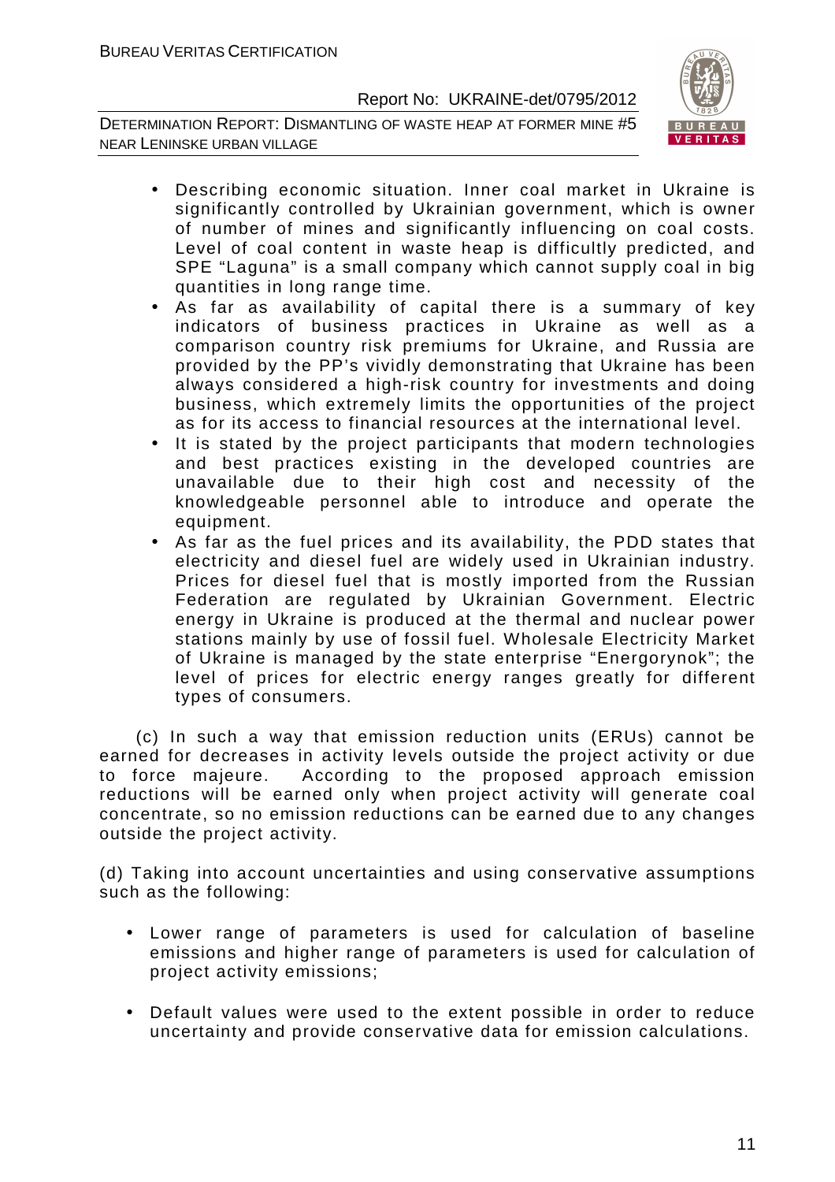- Describing economic situation. Inner coal market in Ukraine is significantly controlled by Ukrainian government, which is owner of number of mines and significantly influencing on coal costs. Level of coal content in waste heap is difficultly predicted, and SPE "Laguna" is a small company which cannot supply coal in big quantities in long range time.
- As far as availability of capital there is a summary of key indicators of business practices in Ukraine as well as a comparison country risk premiums for Ukraine, and Russia are provided by the PP's vividly demonstrating that Ukraine has been always considered a high-risk country for investments and doing business, which extremely limits the opportunities of the project as for its access to financial resources at the international level.
- It is stated by the project participants that modern technologies and best practices existing in the developed countries are unavailable due to their high cost and necessity of the knowledgeable personnel able to introduce and operate the equipment.
- As far as the fuel prices and its availability, the PDD states that electricity and diesel fuel are widely used in Ukrainian industry. Prices for diesel fuel that is mostly imported from the Russian Federation are regulated by Ukrainian Government. Electric energy in Ukraine is produced at the thermal and nuclear power stations mainly by use of fossil fuel. Wholesale Electricity Market of Ukraine is managed by the state enterprise "Energorynok"; the level of prices for electric energy ranges greatly for different types of consumers.

(c) In such a way that emission reduction units (ERUs) cannot be earned for decreases in activity levels outside the project activity or due to force majeure. According to the proposed approach emission reductions will be earned only when project activity will generate coal concentrate, so no emission reductions can be earned due to any changes outside the project activity.

(d) Taking into account uncertainties and using conservative assumptions such as the following:

- Lower range of parameters is used for calculation of baseline emissions and higher range of parameters is used for calculation of project activity emissions;
- Default values were used to the extent possible in order to reduce uncertainty and provide conservative data for emission calculations.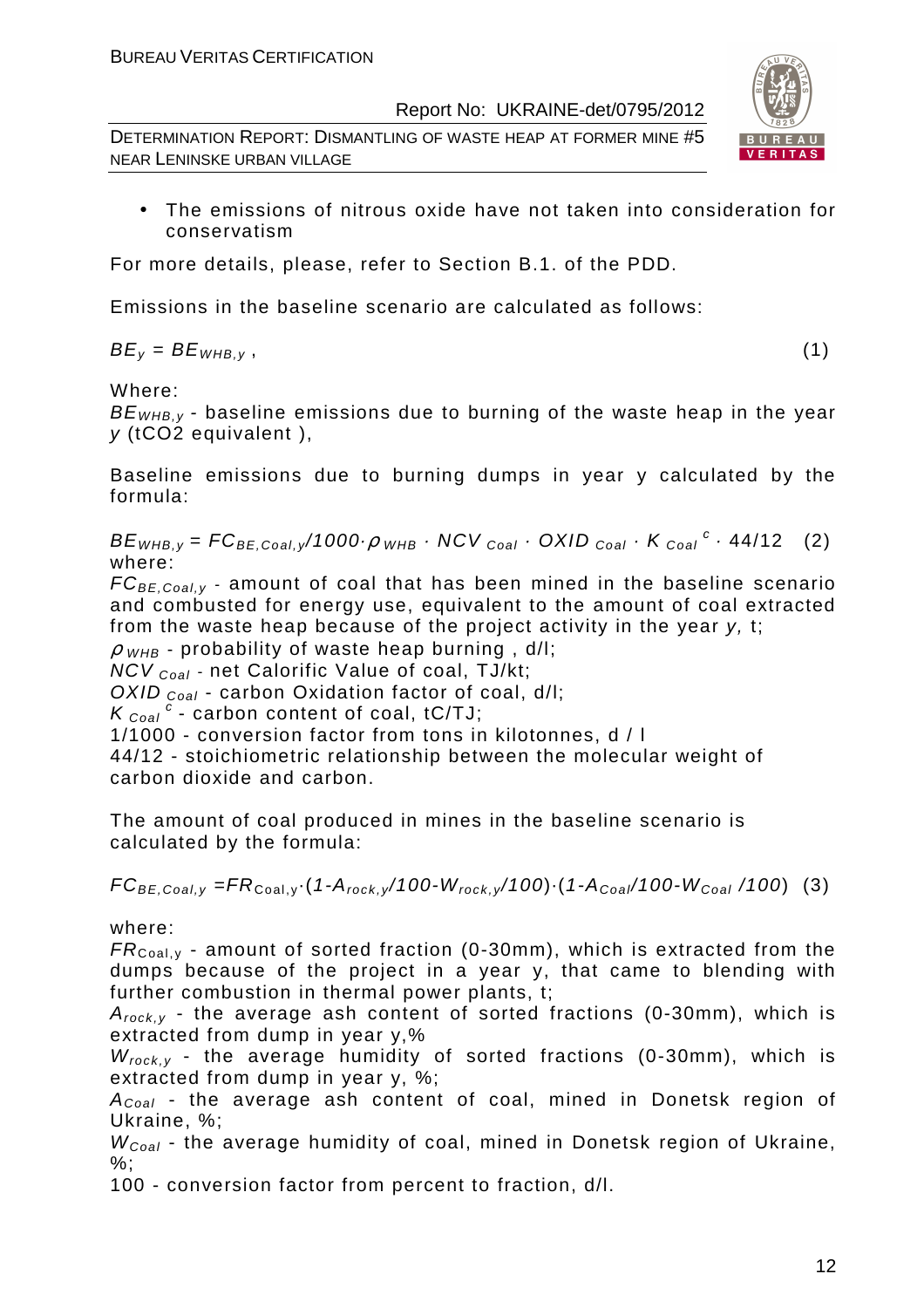- The emissions of nitrous oxide have not taken into consideration for conservatism

For more details, please, refer to Section B.1. of the PDD.

Emissions in the baseline scenario are calculated as follows:

$$BE_y = BE_{WHB,y}\,, \qquad (1)$$

Where:

$BE_{WHB,y}$ - baseline emissions due to burning of the waste heap in the year $y$ (tCO2 equivalent ),

Baseline emissions due to burning dumps in year y calculated by the formula:

$$BE_{WHB,y} = FC_{BE,Coal,y}/1000 \cdot \rho_{WHB} \cdot NCV_{Coal} \cdot OXID_{Coal} \cdot K_{Coal}^{c} \cdot 44/12 \qquad (2)$$

where:

$FC_{BE,Coal,y}$ - amount of coal that has been mined in the baseline scenario and combusted for energy use, equivalent to the amount of coal extracted from the waste heap because of the project activity in the year $y$, t;

$\rho_{WHB}$ - probability of waste heap burning , d/l;

$NCV_{Coal}$ - net Calorific Value of coal, TJ/kt;

$OXID_{Coal}$ - carbon Oxidation factor of coal, d/l;

$K_{Coal}^{c}$ - carbon content of coal, tC/TJ;

1/1000 - conversion factor from tons in kilotonnes, d / l

44/12 - stoichiometric relationship between the molecular weight of carbon dioxide and carbon.

The amount of coal produced in mines in the baseline scenario is calculated by the formula:

$$FC_{BE,Coal,y} = FR_{\text{Coal},y} \cdot (1 - A_{rock,y}/100 - W_{rock,y}/100) \cdot (1 - A_{Coal}/100 - W_{Coal}/100) \qquad (3)$$

where:

$FR_{\text{Coal},y}$ - amount of sorted fraction (0-30mm), which is extracted from the dumps because of the project in a year y, that came to blending with further combustion in thermal power plants, t;

$A_{rock,y}$ - the average ash content of sorted fractions (0-30mm), which is extracted from dump in year y,%

$W_{rock,y}$ - the average humidity of sorted fractions (0-30mm), which is extracted from dump in year y, %;

$A_{Coal}$ - the average ash content of coal, mined in Donetsk region of Ukraine, %;

$W_{Coal}$ - the average humidity of coal, mined in Donetsk region of Ukraine, %;

100 - conversion factor from percent to fraction, d/l.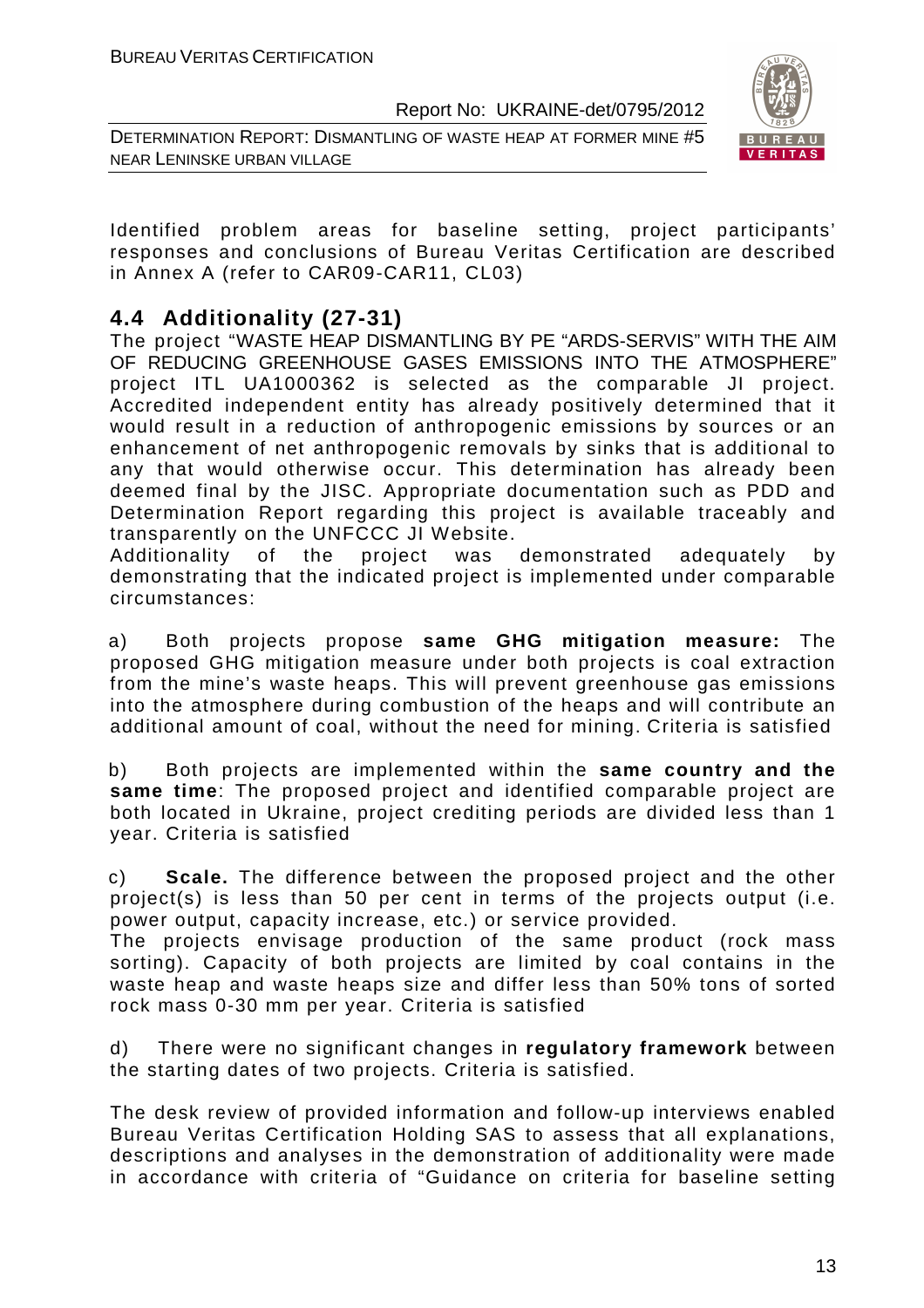Identified problem areas for baseline setting, project participants' responses and conclusions of Bureau Veritas Certification are described in Annex A (refer to CAR09-CAR11, CL03)

## 4.4 Additionality (27-31)

The project "WASTE HEAP DISMANTLING BY PE "ARDS-SERVIS" WITH THE AIM OF REDUCING GREENHOUSE GASES EMISSIONS INTO THE ATMOSPHERE" project ITL UA1000362 is selected as the comparable JI project. Accredited independent entity has already positively determined that it would result in a reduction of anthropogenic emissions by sources or an enhancement of net anthropogenic removals by sinks that is additional to any that would otherwise occur. This determination has already been deemed final by the JISC. Appropriate documentation such as PDD and Determination Report regarding this project is available traceably and transparently on the UNFCCC JI Website.

Additionality of the project was demonstrated adequately by demonstrating that the indicated project is implemented under comparable circumstances:

a) Both projects propose **same GHG mitigation measure:** The proposed GHG mitigation measure under both projects is coal extraction from the mine's waste heaps. This will prevent greenhouse gas emissions into the atmosphere during combustion of the heaps and will contribute an additional amount of coal, without the need for mining. Criteria is satisfied

b) Both projects are implemented within the **same country and the same time**: The proposed project and identified comparable project are both located in Ukraine, project crediting periods are divided less than 1 year. Criteria is satisfied

c) **Scale.** The difference between the proposed project and the other project(s) is less than 50 per cent in terms of the projects output (i.e. power output, capacity increase, etc.) or service provided.

The projects envisage production of the same product (rock mass sorting). Capacity of both projects are limited by coal contains in the waste heap and waste heaps size and differ less than 50% tons of sorted rock mass 0-30 mm per year. Criteria is satisfied

d) There were no significant changes in **regulatory framework** between the starting dates of two projects. Criteria is satisfied.

The desk review of provided information and follow-up interviews enabled Bureau Veritas Certification Holding SAS to assess that all explanations, descriptions and analyses in the demonstration of additionality were made in accordance with criteria of "Guidance on criteria for baseline setting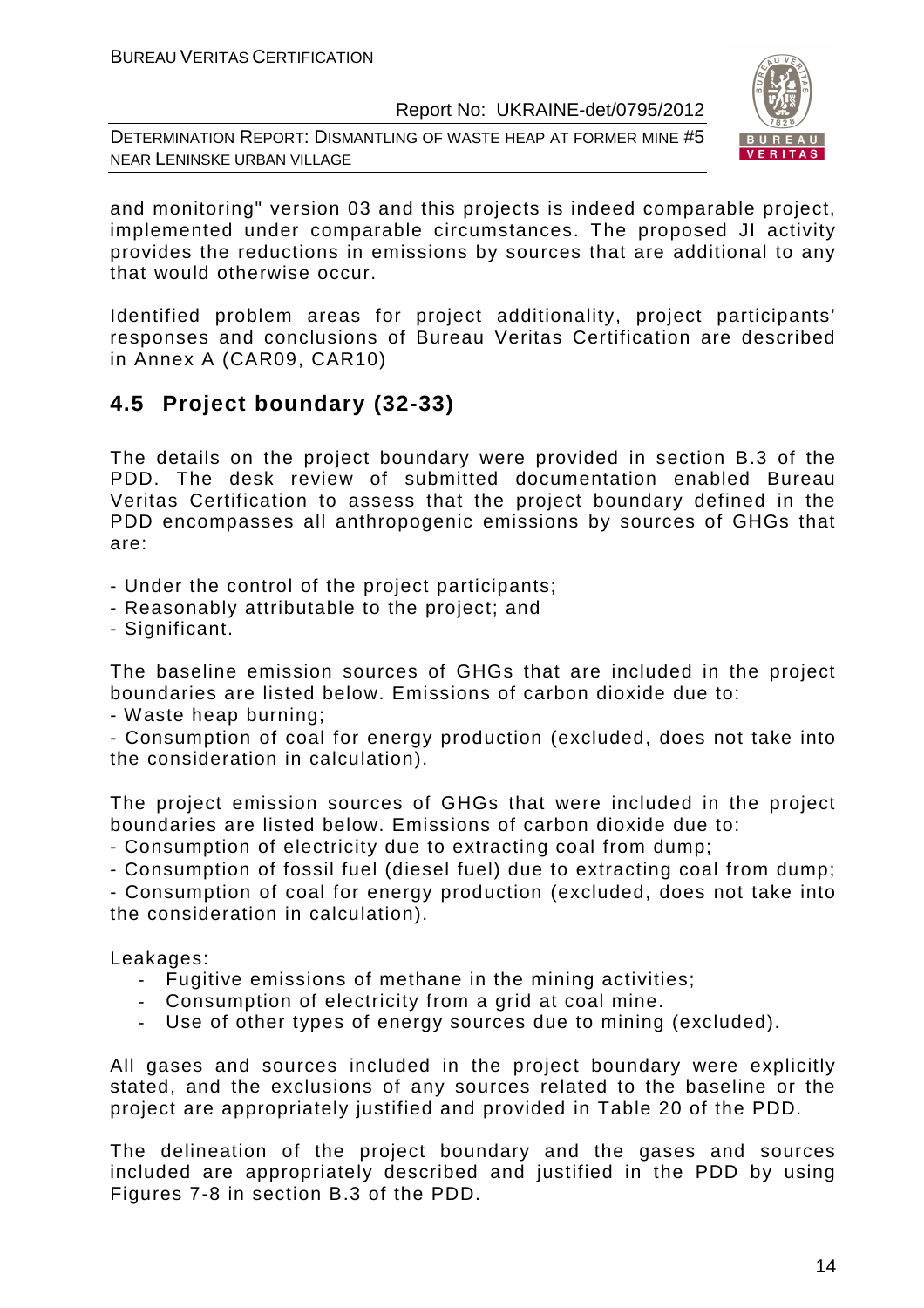and monitoring" version 03 and this projects is indeed comparable project, implemented under comparable circumstances. The proposed JI activity provides the reductions in emissions by sources that are additional to any that would otherwise occur.

Identified problem areas for project additionality, project participants' responses and conclusions of Bureau Veritas Certification are described in Annex A (CAR09, CAR10)

## 4.5 Project boundary (32-33)

The details on the project boundary were provided in section B.3 of the PDD. The desk review of submitted documentation enabled Bureau Veritas Certification to assess that the project boundary defined in the PDD encompasses all anthropogenic emissions by sources of GHGs that are:

- Under the control of the project participants;
- Reasonably attributable to the project; and
- Significant.

The baseline emission sources of GHGs that are included in the project boundaries are listed below. Emissions of carbon dioxide due to:

- Waste heap burning;
- Consumption of coal for energy production (excluded, does not take into the consideration in calculation).

The project emission sources of GHGs that were included in the project boundaries are listed below. Emissions of carbon dioxide due to:

- Consumption of electricity due to extracting coal from dump;
- Consumption of fossil fuel (diesel fuel) due to extracting coal from dump;
- Consumption of coal for energy production (excluded, does not take into the consideration in calculation).

Leakages:

- Fugitive emissions of methane in the mining activities;
- Consumption of electricity from a grid at coal mine.
- Use of other types of energy sources due to mining (excluded).

All gases and sources included in the project boundary were explicitly stated, and the exclusions of any sources related to the baseline or the project are appropriately justified and provided in Table 20 of the PDD.

The delineation of the project boundary and the gases and sources included are appropriately described and justified in the PDD by using Figures 7-8 in section B.3 of the PDD.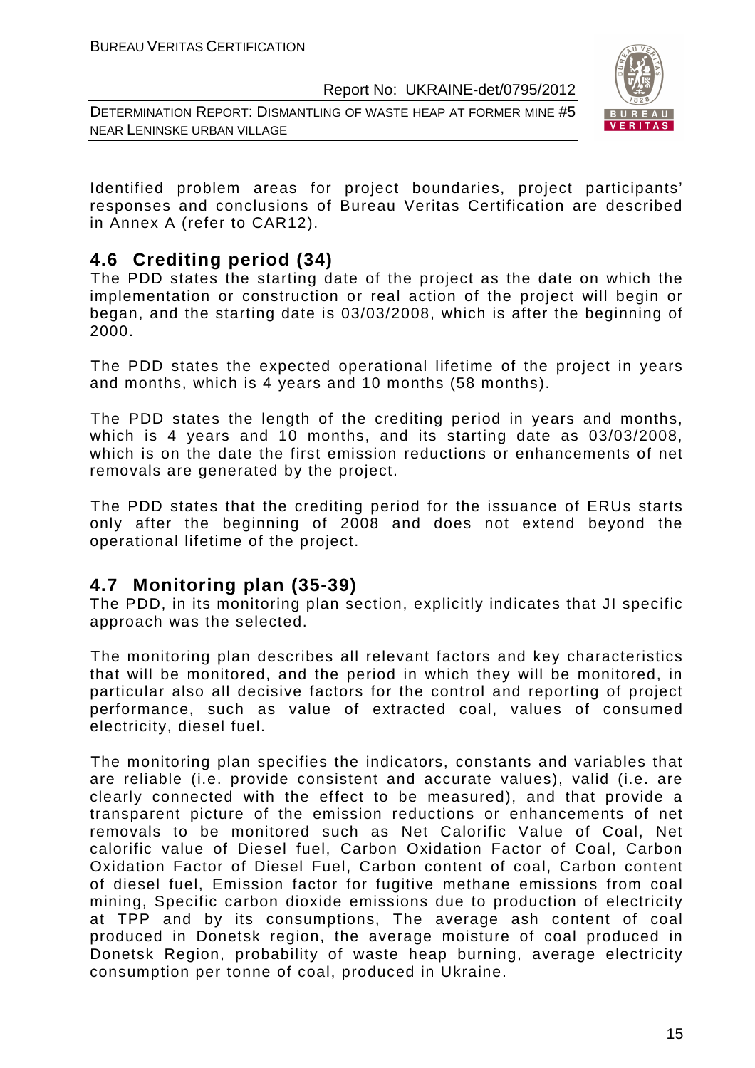Identified problem areas for project boundaries, project participants' responses and conclusions of Bureau Veritas Certification are described in Annex A (refer to CAR12).

## 4.6 Crediting period (34)

The PDD states the starting date of the project as the date on which the implementation or construction or real action of the project will begin or began, and the starting date is 03/03/2008, which is after the beginning of 2000.

The PDD states the expected operational lifetime of the project in years and months, which is 4 years and 10 months (58 months).

The PDD states the length of the crediting period in years and months, which is 4 years and 10 months, and its starting date as 03/03/2008, which is on the date the first emission reductions or enhancements of net removals are generated by the project.

The PDD states that the crediting period for the issuance of ERUs starts only after the beginning of 2008 and does not extend beyond the operational lifetime of the project.

## 4.7 Monitoring plan (35-39)

The PDD, in its monitoring plan section, explicitly indicates that JI specific approach was the selected.

The monitoring plan describes all relevant factors and key characteristics that will be monitored, and the period in which they will be monitored, in particular also all decisive factors for the control and reporting of project performance, such as value of extracted coal, values of consumed electricity, diesel fuel.

The monitoring plan specifies the indicators, constants and variables that are reliable (i.e. provide consistent and accurate values), valid (i.e. are clearly connected with the effect to be measured), and that provide a transparent picture of the emission reductions or enhancements of net removals to be monitored such as Net Calorific Value of Coal, Net calorific value of Diesel fuel, Carbon Oxidation Factor of Coal, Carbon Oxidation Factor of Diesel Fuel, Carbon content of coal, Carbon content of diesel fuel, Emission factor for fugitive methane emissions from coal mining, Specific carbon dioxide emissions due to production of electricity at TPP and by its consumptions, The average ash content of coal produced in Donetsk region, the average moisture of coal produced in Donetsk Region, probability of waste heap burning, average electricity consumption per tonne of coal, produced in Ukraine.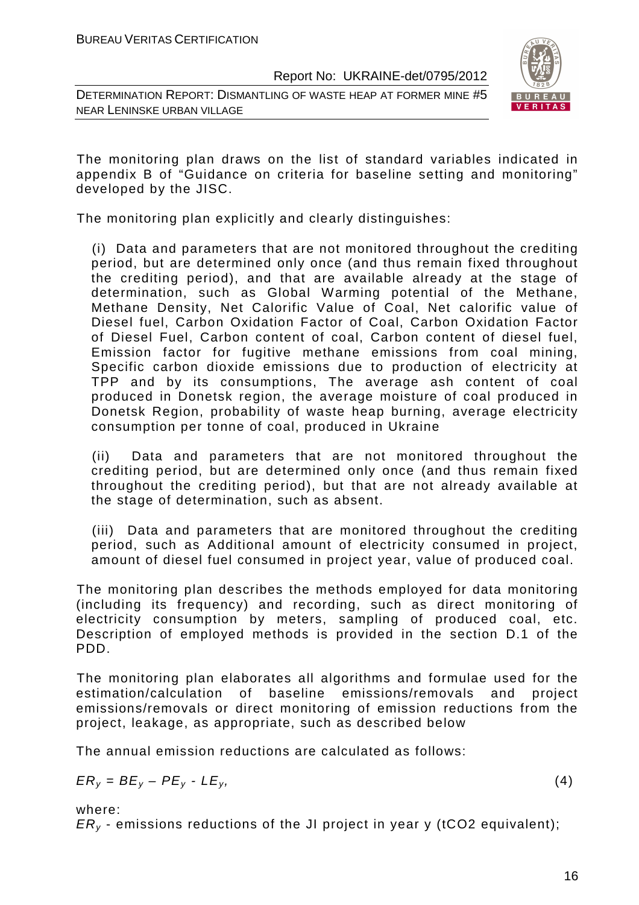The monitoring plan draws on the list of standard variables indicated in appendix B of "Guidance on criteria for baseline setting and monitoring" developed by the JISC.

The monitoring plan explicitly and clearly distinguishes:

(i) Data and parameters that are not monitored throughout the crediting period, but are determined only once (and thus remain fixed throughout the crediting period), and that are available already at the stage of determination, such as Global Warming potential of the Methane, Methane Density, Net Calorific Value of Coal, Net calorific value of Diesel fuel, Carbon Oxidation Factor of Coal, Carbon Oxidation Factor of Diesel Fuel, Carbon content of coal, Carbon content of diesel fuel, Emission factor for fugitive methane emissions from coal mining, Specific carbon dioxide emissions due to production of electricity at TPP and by its consumptions, The average ash content of coal produced in Donetsk region, the average moisture of coal produced in Donetsk Region, probability of waste heap burning, average electricity consumption per tonne of coal, produced in Ukraine

(ii) Data and parameters that are not monitored throughout the crediting period, but are determined only once (and thus remain fixed throughout the crediting period), but that are not already available at the stage of determination, such as absent.

(iii) Data and parameters that are monitored throughout the crediting period, such as Additional amount of electricity consumed in project, amount of diesel fuel consumed in project year, value of produced coal.

The monitoring plan describes the methods employed for data monitoring (including its frequency) and recording, such as direct monitoring of electricity consumption by meters, sampling of produced coal, etc. Description of employed methods is provided in the section D.1 of the PDD.

The monitoring plan elaborates all algorithms and formulae used for the estimation/calculation of baseline emissions/removals and project emissions/removals or direct monitoring of emission reductions from the project, leakage, as appropriate, such as described below

The annual emission reductions are calculated as follows:

$$ER_y = BE_y - PE_y - LE_y, \qquad (4)$$

where:

$ER_y$ - emissions reductions of the JI project in year y (tCO2 equivalent);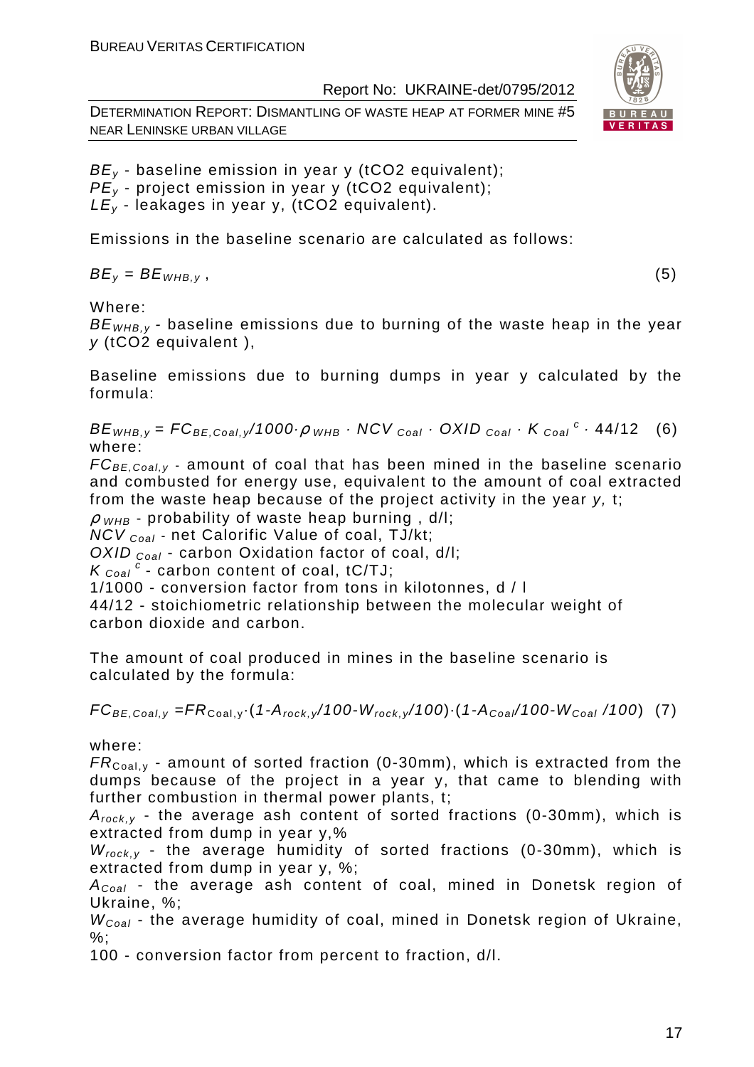$BE_y$ - baseline emission in year y (tCO2 equivalent);
$PE_y$ - project emission in year y (tCO2 equivalent);
$LE_y$ - leakages in year y, (tCO2 equivalent).

Emissions in the baseline scenario are calculated as follows:

$$BE_y = BE_{WHB,y} , \quad (5)$$

Where:
$BE_{WHB,y}$ - baseline emissions due to burning of the waste heap in the year $y$ (tCO2 equivalent ),

Baseline emissions due to burning dumps in year y calculated by the formula:

$$BE_{WHB,y} = FC_{BE,Coal,y}/1000 \cdot \rho_{WHB} \cdot NCV_{Coal} \cdot OXID_{Coal} \cdot K_{Coal}^{c} \cdot 44/12 \quad (6)$$

where:
$FC_{BE,Coal,y}$ - amount of coal that has been mined in the baseline scenario and combusted for energy use, equivalent to the amount of coal extracted from the waste heap because of the project activity in the year $y$, t;
$\rho_{WHB}$ - probability of waste heap burning , d/l;
$NCV_{Coal}$ - net Calorific Value of coal, TJ/kt;
$OXID_{Coal}$ - carbon Oxidation factor of coal, d/l;
$K_{Coal}^{c}$ - carbon content of coal, tC/TJ;
1/1000 - conversion factor from tons in kilotonnes, d / l
44/12 - stoichiometric relationship between the molecular weight of carbon dioxide and carbon.

The amount of coal produced in mines in the baseline scenario is calculated by the formula:

$$FC_{BE,Coal,y} = FR_{Coal,y} \cdot (1 - A_{rock,y}/100 - W_{rock,y}/100) \cdot (1 - A_{Coal}/100 - W_{Coal}/100) \quad (7)$$

where:
$FR_{Coal,y}$ - amount of sorted fraction (0-30mm), which is extracted from the dumps because of the project in a year y, that came to blending with further combustion in thermal power plants, t;
$A_{rock,y}$ - the average ash content of sorted fractions (0-30mm), which is extracted from dump in year y,%
$W_{rock,y}$ - the average humidity of sorted fractions (0-30mm), which is extracted from dump in year y, %;
$A_{Coal}$ - the average ash content of coal, mined in Donetsk region of Ukraine, %;
$W_{Coal}$ - the average humidity of coal, mined in Donetsk region of Ukraine, %;
100 - conversion factor from percent to fraction, d/l.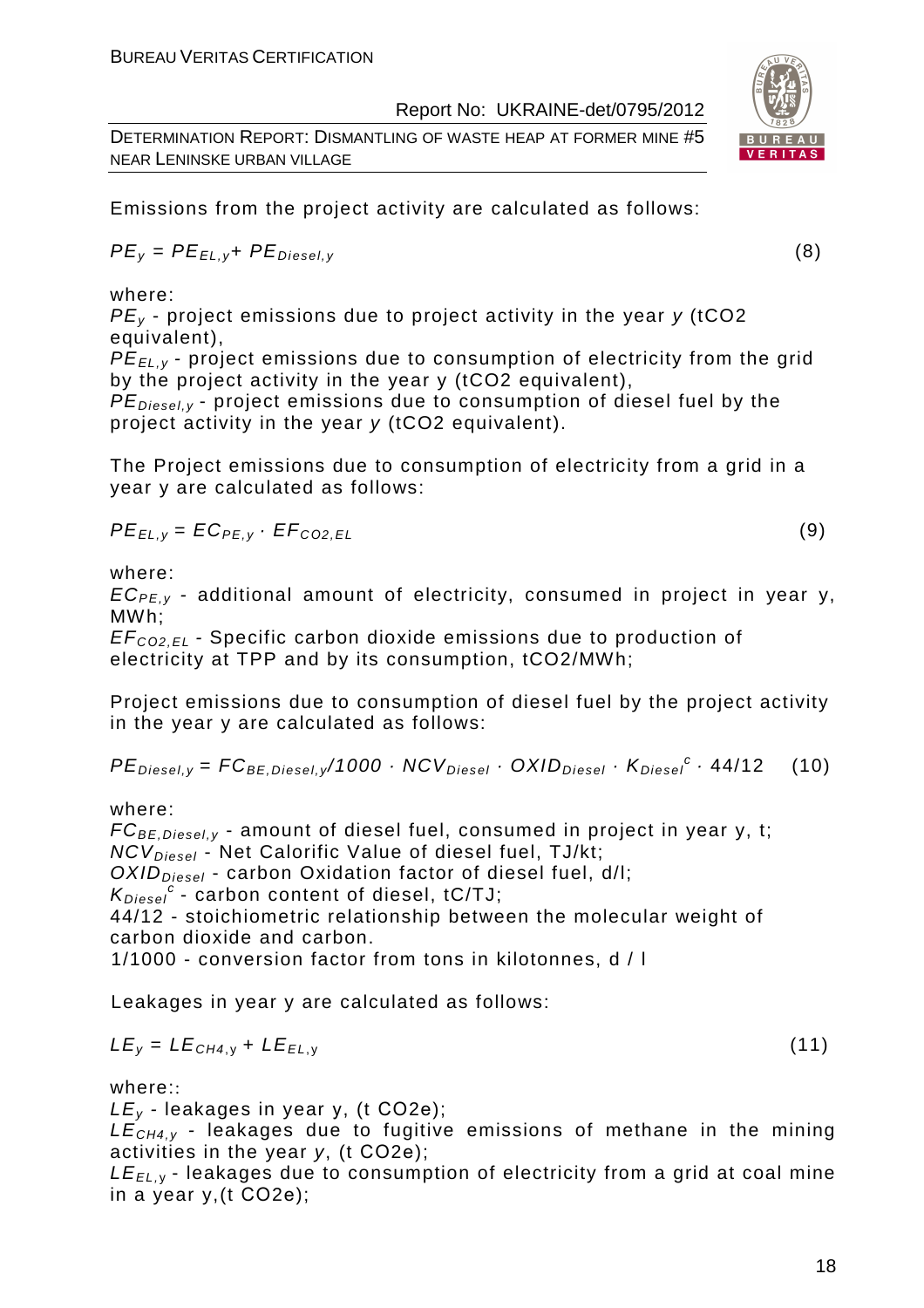Emissions from the project activity are calculated as follows:

$$PE_y = PE_{EL,y} + PE_{Diesel,y} \quad (8)$$

where:

$PE_y$ - project emissions due to project activity in the year $y$ (tCO2 equivalent),

$PE_{EL,y}$ - project emissions due to consumption of electricity from the grid by the project activity in the year y (tCO2 equivalent),

$PE_{Diesel,y}$ - project emissions due to consumption of diesel fuel by the project activity in the year $y$ (tCO2 equivalent).

The Project emissions due to consumption of electricity from a grid in a year y are calculated as follows:

$$PE_{EL,y} = EC_{PE,y} \cdot EF_{CO2,EL} \quad (9)$$

where:

$EC_{PE,y}$ - additional amount of electricity, consumed in project in year y, MWh;

$EF_{CO2,EL}$ - Specific carbon dioxide emissions due to production of electricity at TPP and by its consumption, tCO2/MWh;

Project emissions due to consumption of diesel fuel by the project activity in the year y are calculated as follows:

$$PE_{Diesel,y} = FC_{BE,Diesel,y}/1000 \cdot NCV_{Diesel} \cdot OXID_{Diesel} \cdot K_{Diesel}^{c} \cdot 44/12 \quad (10)$$

where:

$FC_{BE,Diesel,y}$ - amount of diesel fuel, consumed in project in year y, t;

$NCV_{Diesel}$ - Net Calorific Value of diesel fuel, TJ/kt;

$OXID_{Diesel}$ - carbon Oxidation factor of diesel fuel, d/l;

$K_{Diesel}^{c}$ - carbon content of diesel, tC/TJ;

44/12 - stoichiometric relationship between the molecular weight of carbon dioxide and carbon.

1/1000 - conversion factor from tons in kilotonnes, d / l

Leakages in year y are calculated as follows:

$$LE_y = LE_{CH4,y} + LE_{EL,y} \quad (11)$$

where::

$LE_y$ - leakages in year y, (t CO2e);

$LE_{CH4,y}$ - leakages due to fugitive emissions of methane in the mining activities in the year $y$, (t CO2e);

$LE_{EL,y}$ - leakages due to consumption of electricity from a grid at coal mine in a year y,(t CO2e);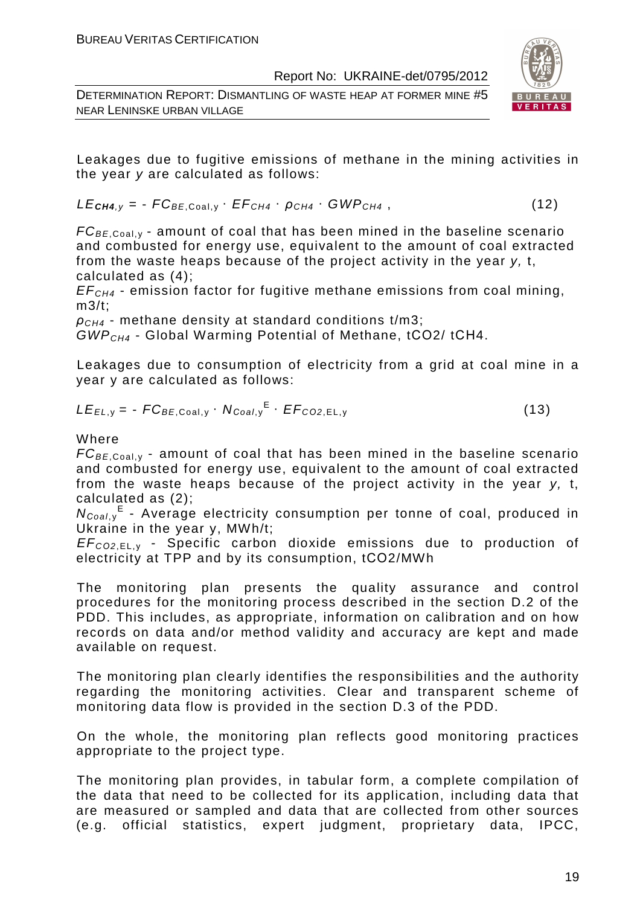Leakages due to fugitive emissions of methane in the mining activities in the year *y* are calculated as follows:

$$LE_{CH4,y} = - FC_{BE,\text{Coal},y} \cdot EF_{CH4} \cdot \rho_{CH4} \cdot GWP_{CH4} \ , \qquad (12)$$

$FC_{BE,\text{Coal},y}$ - amount of coal that has been mined in the baseline scenario and combusted for energy use, equivalent to the amount of coal extracted from the waste heaps because of the project activity in the year *y,* t, calculated as (4);

$EF_{CH4}$ - emission factor for fugitive methane emissions from coal mining, m3/t;

$\rho_{CH4}$ - methane density at standard conditions t/m3;

$GWP_{CH4}$ - Global Warming Potential of Methane, tCO2/ tCH4.

Leakages due to consumption of electricity from a grid at coal mine in a year y are calculated as follows:

$$LE_{EL,y} = - FC_{BE,\text{Coal},y} \cdot N_{Coal,y}^{E} \cdot EF_{CO2,\text{EL},y} \qquad (13)$$

Where

$FC_{BE,\text{Coal},y}$ - amount of coal that has been mined in the baseline scenario and combusted for energy use, equivalent to the amount of coal extracted from the waste heaps because of the project activity in the year *y,* t, calculated as (2);

$N_{Coal,y}^{E}$ - Average electricity consumption per tonne of coal, produced in Ukraine in the year y, MWh/t;

$EF_{CO2,\text{EL},y}$ - Specific carbon dioxide emissions due to production of electricity at TPP and by its consumption, tCO2/MWh

The monitoring plan presents the quality assurance and control procedures for the monitoring process described in the section D.2 of the PDD. This includes, as appropriate, information on calibration and on how records on data and/or method validity and accuracy are kept and made available on request.

The monitoring plan clearly identifies the responsibilities and the authority regarding the monitoring activities. Clear and transparent scheme of monitoring data flow is provided in the section D.3 of the PDD.

On the whole, the monitoring plan reflects good monitoring practices appropriate to the project type.

The monitoring plan provides, in tabular form, a complete compilation of the data that need to be collected for its application, including data that are measured or sampled and data that are collected from other sources (e.g. official statistics, expert judgment, proprietary data, IPCC,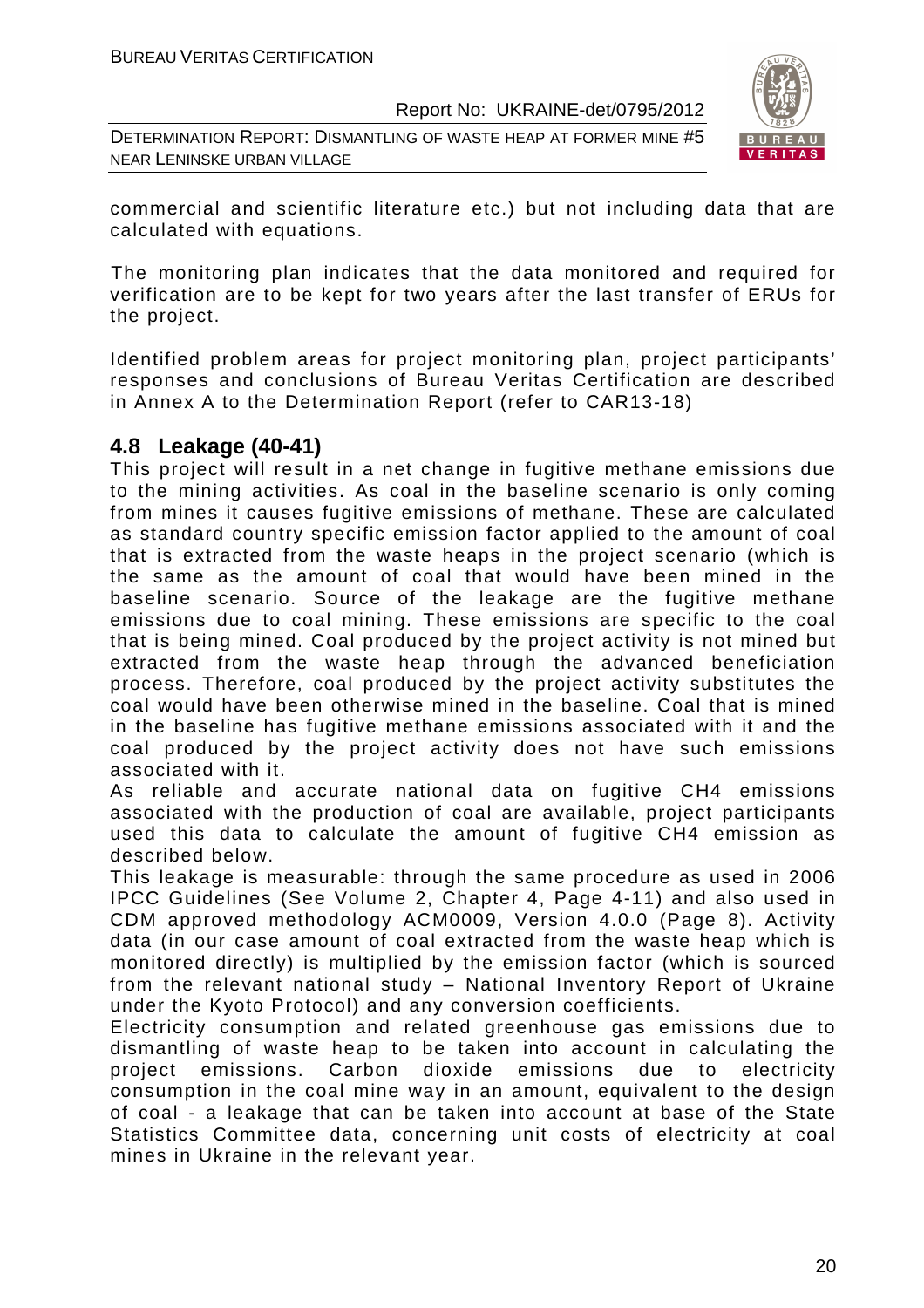commercial and scientific literature etc.) but not including data that are calculated with equations.

The monitoring plan indicates that the data monitored and required for verification are to be kept for two years after the last transfer of ERUs for the project.

Identified problem areas for project monitoring plan, project participants' responses and conclusions of Bureau Veritas Certification are described in Annex A to the Determination Report (refer to CAR13-18)

## 4.8 Leakage (40-41)

This project will result in a net change in fugitive methane emissions due to the mining activities. As coal in the baseline scenario is only coming from mines it causes fugitive emissions of methane. These are calculated as standard country specific emission factor applied to the amount of coal that is extracted from the waste heaps in the project scenario (which is the same as the amount of coal that would have been mined in the baseline scenario. Source of the leakage are the fugitive methane emissions due to coal mining. These emissions are specific to the coal that is being mined. Coal produced by the project activity is not mined but extracted from the waste heap through the advanced beneficiation process. Therefore, coal produced by the project activity substitutes the coal would have been otherwise mined in the baseline. Coal that is mined in the baseline has fugitive methane emissions associated with it and the coal produced by the project activity does not have such emissions associated with it.

As reliable and accurate national data on fugitive $CH_4$ emissions associated with the production of coal are available, project participants used this data to calculate the amount of fugitive $CH_4$ emission as described below.

This leakage is measurable: through the same procedure as used in 2006 IPCC Guidelines (See Volume 2, Chapter 4, Page 4-11) and also used in CDM approved methodology ACM0009, Version 4.0.0 (Page 8). Activity data (in our case amount of coal extracted from the waste heap which is monitored directly) is multiplied by the emission factor (which is sourced from the relevant national study – National Inventory Report of Ukraine under the Kyoto Protocol) and any conversion coefficients.

Electricity consumption and related greenhouse gas emissions due to dismantling of waste heap to be taken into account in calculating the project emissions. Carbon dioxide emissions due to electricity consumption in the coal mine way in an amount, equivalent to the design of coal - a leakage that can be taken into account at base of the State Statistics Committee data, concerning unit costs of electricity at coal mines in Ukraine in the relevant year.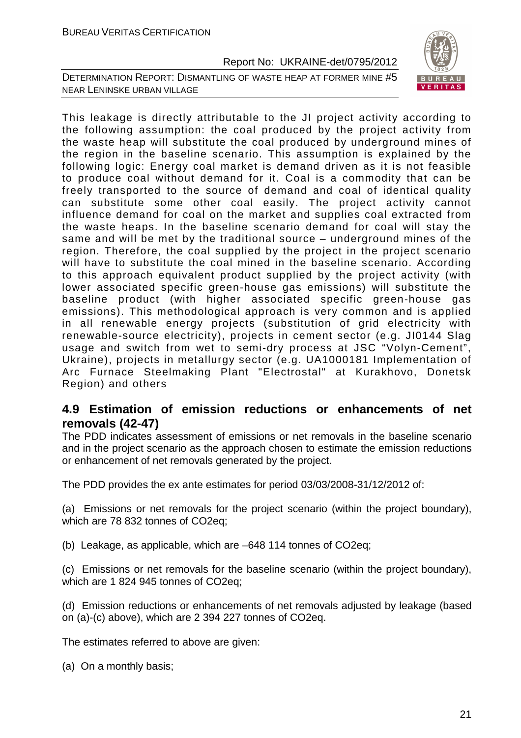This leakage is directly attributable to the JI project activity according to the following assumption: the coal produced by the project activity from the waste heap will substitute the coal produced by underground mines of the region in the baseline scenario. This assumption is explained by the following logic: Energy coal market is demand driven as it is not feasible to produce coal without demand for it. Coal is a commodity that can be freely transported to the source of demand and coal of identical quality can substitute some other coal easily. The project activity cannot influence demand for coal on the market and supplies coal extracted from the waste heaps. In the baseline scenario demand for coal will stay the same and will be met by the traditional source – underground mines of the region. Therefore, the coal supplied by the project in the project scenario will have to substitute the coal mined in the baseline scenario. According to this approach equivalent product supplied by the project activity (with lower associated specific green-house gas emissions) will substitute the baseline product (with higher associated specific green-house gas emissions). This methodological approach is very common and is applied in all renewable energy projects (substitution of grid electricity with renewable-source electricity), projects in cement sector (e.g. JI0144 Slag usage and switch from wet to semi-dry process at JSC "Volyn-Cement", Ukraine), projects in metallurgy sector (e.g. UA1000181 Implementation of Arc Furnace Steelmaking Plant "Electrostal" at Kurakhovo, Donetsk Region) and others

## 4.9 Estimation of emission reductions or enhancements of net removals (42-47)

The PDD indicates assessment of emissions or net removals in the baseline scenario and in the project scenario as the approach chosen to estimate the emission reductions or enhancement of net removals generated by the project.

The PDD provides the ex ante estimates for period 03/03/2008-31/12/2012 of:

(a) Emissions or net removals for the project scenario (within the project boundary), which are 78 832 tonnes of CO2eq;

(b) Leakage, as applicable, which are –648 114 tonnes of CO2eq;

(c) Emissions or net removals for the baseline scenario (within the project boundary), which are 1 824 945 tonnes of CO2eq;

(d) Emission reductions or enhancements of net removals adjusted by leakage (based on (a)-(c) above), which are 2 394 227 tonnes of CO2eq.

The estimates referred to above are given:

(a) On a monthly basis;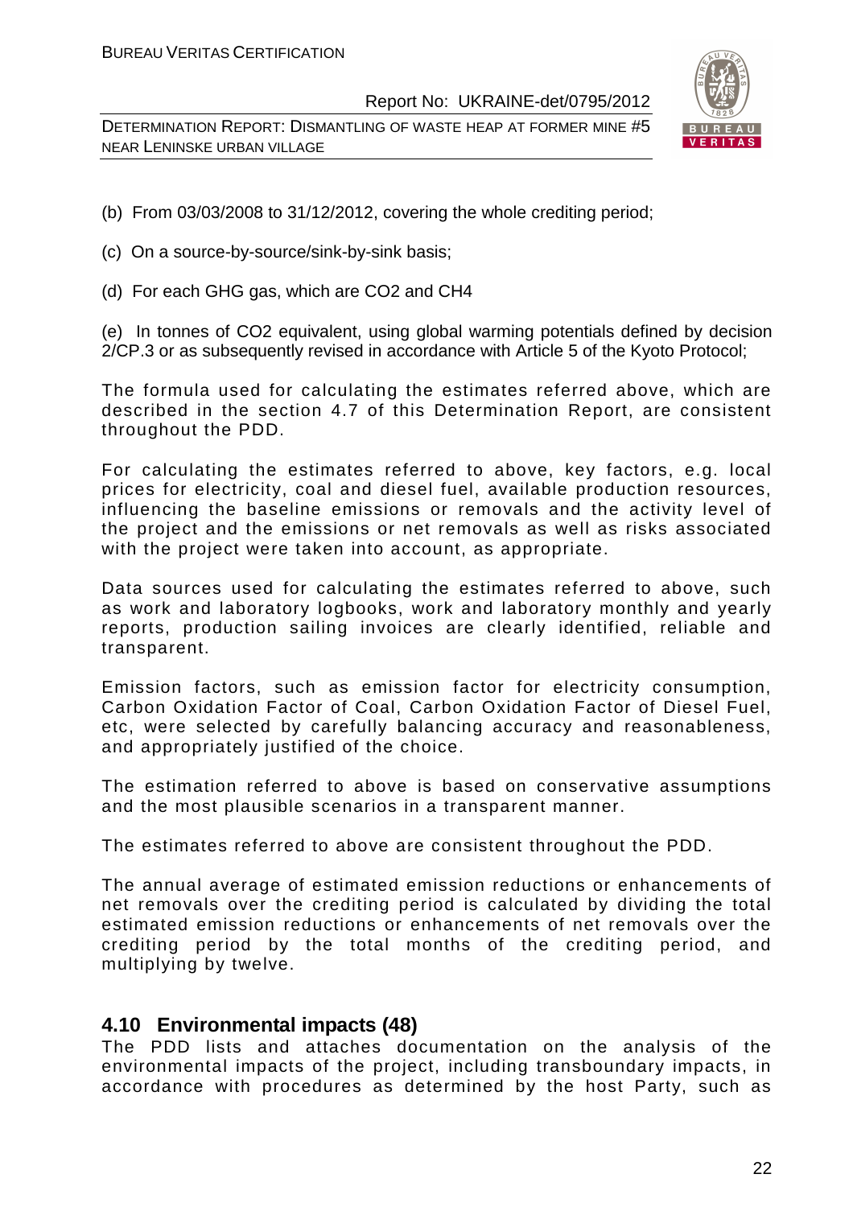(b) From 03/03/2008 to 31/12/2012, covering the whole crediting period;

(c) On a source-by-source/sink-by-sink basis;

(d) For each GHG gas, which are $CO_2$ and $CH_4$

(e) In tonnes of $CO_2$ equivalent, using global warming potentials defined by decision 2/CP.3 or as subsequently revised in accordance with Article 5 of the Kyoto Protocol;

The formula used for calculating the estimates referred above, which are described in the section 4.7 of this Determination Report, are consistent throughout the PDD.

For calculating the estimates referred to above, key factors, e.g. local prices for electricity, coal and diesel fuel, available production resources, influencing the baseline emissions or removals and the activity level of the project and the emissions or net removals as well as risks associated with the project were taken into account, as appropriate.

Data sources used for calculating the estimates referred to above, such as work and laboratory logbooks, work and laboratory monthly and yearly reports, production sailing invoices are clearly identified, reliable and transparent.

Emission factors, such as emission factor for electricity consumption, Carbon Oxidation Factor of Coal, Carbon Oxidation Factor of Diesel Fuel, etc, were selected by carefully balancing accuracy and reasonableness, and appropriately justified of the choice.

The estimation referred to above is based on conservative assumptions and the most plausible scenarios in a transparent manner.

The estimates referred to above are consistent throughout the PDD.

The annual average of estimated emission reductions or enhancements of net removals over the crediting period is calculated by dividing the total estimated emission reductions or enhancements of net removals over the crediting period by the total months of the crediting period, and multiplying by twelve.

## 4.10 Environmental impacts (48)

The PDD lists and attaches documentation on the analysis of the environmental impacts of the project, including transboundary impacts, in accordance with procedures as determined by the host Party, such as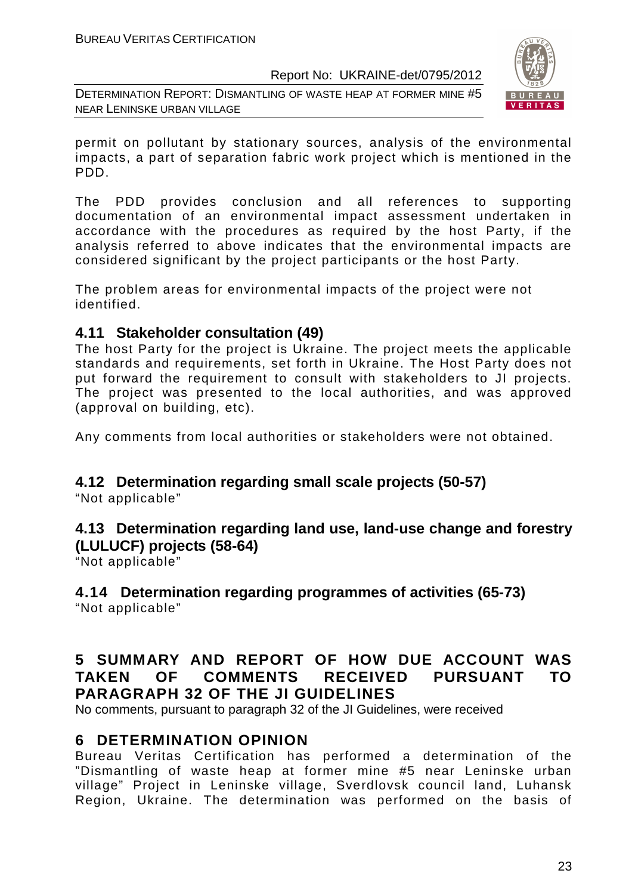permit on pollutant by stationary sources, analysis of the environmental impacts, a part of separation fabric work project which is mentioned in the PDD.

The PDD provides conclusion and all references to supporting documentation of an environmental impact assessment undertaken in accordance with the procedures as required by the host Party, if the analysis referred to above indicates that the environmental impacts are considered significant by the project participants or the host Party.

The problem areas for environmental impacts of the project were not identified.

### 4.11 Stakeholder consultation (49)

The host Party for the project is Ukraine. The project meets the applicable standards and requirements, set forth in Ukraine. The Host Party does not put forward the requirement to consult with stakeholders to JI projects. The project was presented to the local authorities, and was approved (approval on building, etc).

Any comments from local authorities or stakeholders were not obtained.

### 4.12 Determination regarding small scale projects (50-57)

"Not applicable"

### 4.13 Determination regarding land use, land-use change and forestry (LULUCF) projects (58-64)

"Not applicable"

### 4.14 Determination regarding programmes of activities (65-73)

"Not applicable"

## 5 SUMMARY AND REPORT OF HOW DUE ACCOUNT WAS TAKEN OF COMMENTS RECEIVED PURSUANT TO PARAGRAPH 32 OF THE JI GUIDELINES

No comments, pursuant to paragraph 32 of the JI Guidelines, were received

## 6 DETERMINATION OPINION

Bureau Veritas Certification has performed a determination of the "Dismantling of waste heap at former mine #5 near Leninske urban village" Project in Leninske village, Sverdlovsk council land, Luhansk Region, Ukraine. The determination was performed on the basis of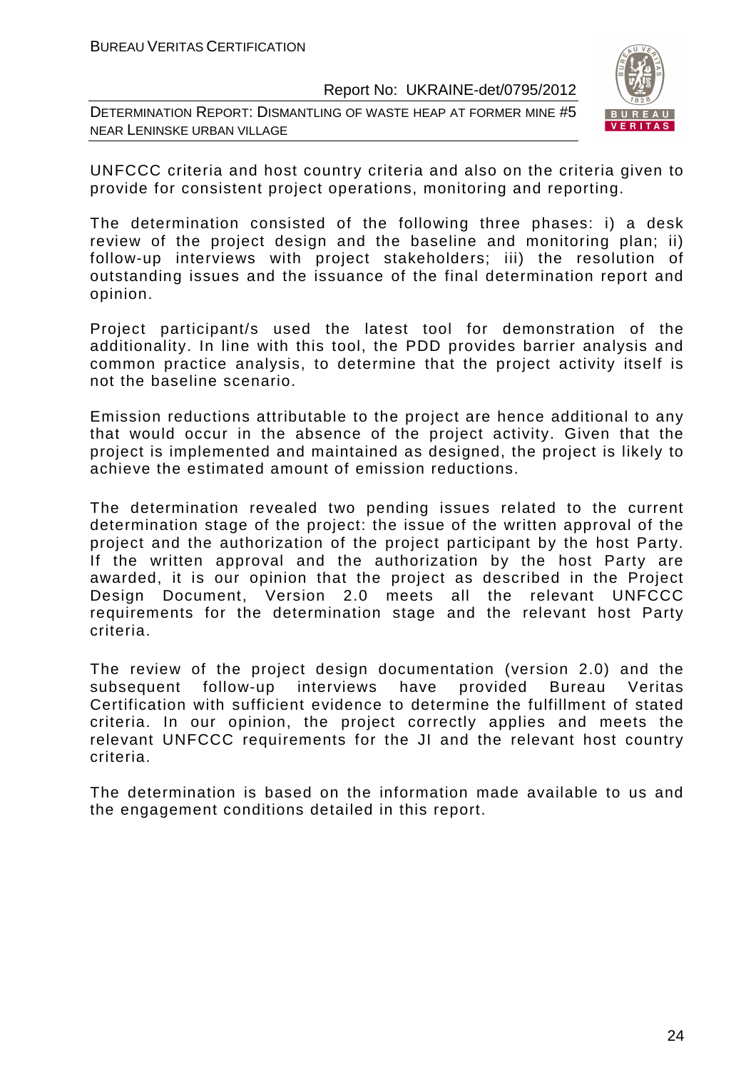UNFCCC criteria and host country criteria and also on the criteria given to provide for consistent project operations, monitoring and reporting.

The determination consisted of the following three phases: i) a desk review of the project design and the baseline and monitoring plan; ii) follow-up interviews with project stakeholders; iii) the resolution of outstanding issues and the issuance of the final determination report and opinion.

Project participant/s used the latest tool for demonstration of the additionality. In line with this tool, the PDD provides barrier analysis and common practice analysis, to determine that the project activity itself is not the baseline scenario.

Emission reductions attributable to the project are hence additional to any that would occur in the absence of the project activity. Given that the project is implemented and maintained as designed, the project is likely to achieve the estimated amount of emission reductions.

The determination revealed two pending issues related to the current determination stage of the project: the issue of the written approval of the project and the authorization of the project participant by the host Party. If the written approval and the authorization by the host Party are awarded, it is our opinion that the project as described in the Project Design Document, Version 2.0 meets all the relevant UNFCCC requirements for the determination stage and the relevant host Party criteria.

The review of the project design documentation (version 2.0) and the subsequent follow-up interviews have provided Bureau Veritas Certification with sufficient evidence to determine the fulfillment of stated criteria. In our opinion, the project correctly applies and meets the relevant UNFCCC requirements for the JI and the relevant host country criteria.

The determination is based on the information made available to us and the engagement conditions detailed in this report.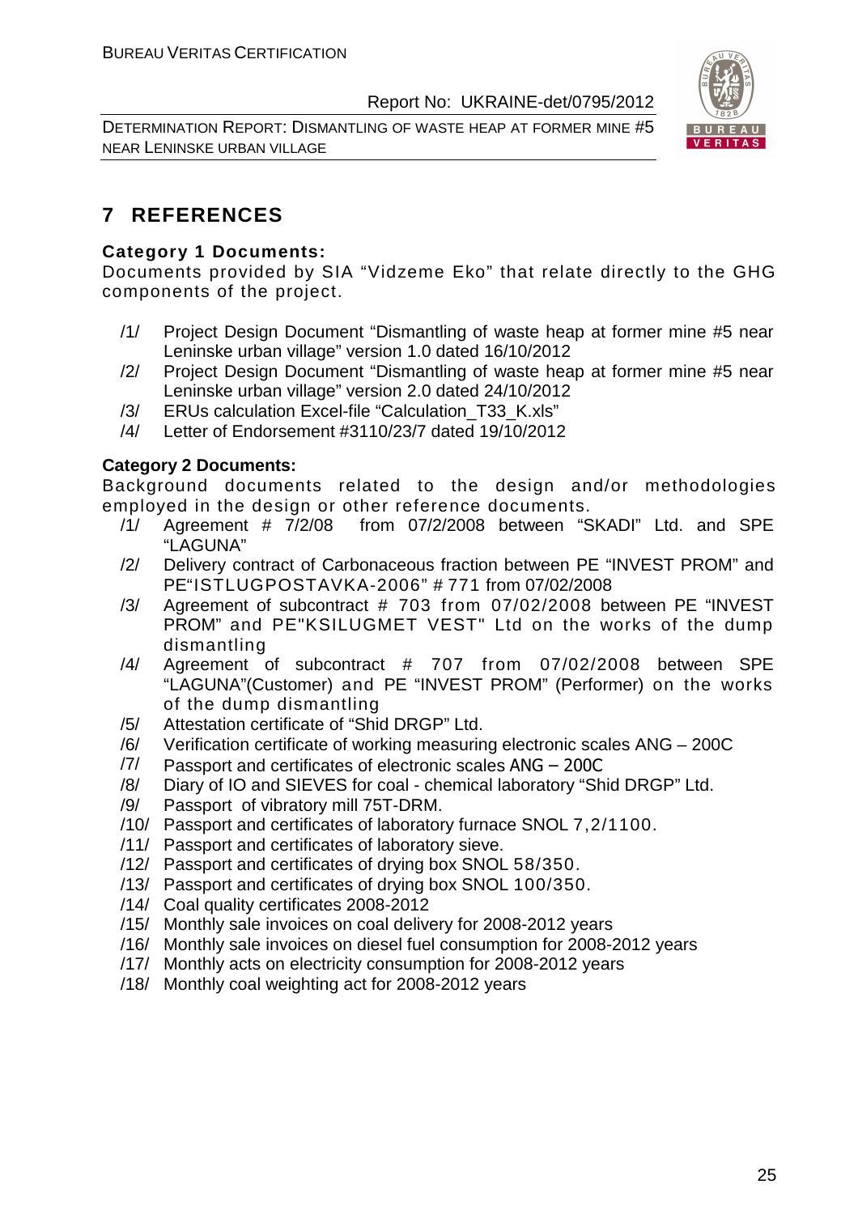# 7 REFERENCES

**Category 1 Documents:**

Documents provided by SIA "Vidzeme Eko" that relate directly to the GHG components of the project.

/1/ Project Design Document "Dismantling of waste heap at former mine #5 near Leninske urban village" version 1.0 dated 16/10/2012

/2/ Project Design Document "Dismantling of waste heap at former mine #5 near Leninske urban village" version 2.0 dated 24/10/2012

/3/ ERUs calculation Excel-file "Calculation_T33_K.xls"

/4/ Letter of Endorsement #3110/23/7 dated 19/10/2012

**Category 2 Documents:**

Background documents related to the design and/or methodologies employed in the design or other reference documents.

/1/ Agreement # 7/2/08 from 07/2/2008 between "SKADI" Ltd. and SPE "LAGUNA"

/2/ Delivery contract of Carbonaceous fraction between PE "INVEST PROM" and PE"ISTLUGPOSTAVKA-2006" # 771 from 07/02/2008

/3/ Agreement of subcontract # 703 from 07/02/2008 between PE "INVEST PROM" and PE"KSILUGMET VEST" Ltd on the works of the dump dismantling

/4/ Agreement of subcontract # 707 from 07/02/2008 between SPE "LAGUNA"(Customer) and PE "INVEST PROM" (Performer) on the works of the dump dismantling

/5/ Attestation certificate of "Shid DRGP" Ltd.

/6/ Verification certificate of working measuring electronic scales ANG – 200C

/7/ Passport and certificates of electronic scales ANG – 200C

/8/ Diary of IO and SIEVES for coal - chemical laboratory "Shid DRGP" Ltd.

/9/ Passport of vibratory mill 75T-DRM.

/10/ Passport and certificates of laboratory furnace SNOL 7,2/1100.

/11/ Passport and certificates of laboratory sieve.

/12/ Passport and certificates of drying box SNOL 58/350.

/13/ Passport and certificates of drying box SNOL 100/350.

/14/ Coal quality certificates 2008-2012

/15/ Monthly sale invoices on coal delivery for 2008-2012 years

/16/ Monthly sale invoices on diesel fuel consumption for 2008-2012 years

/17/ Monthly acts on electricity consumption for 2008-2012 years

/18/ Monthly coal weighting act for 2008-2012 years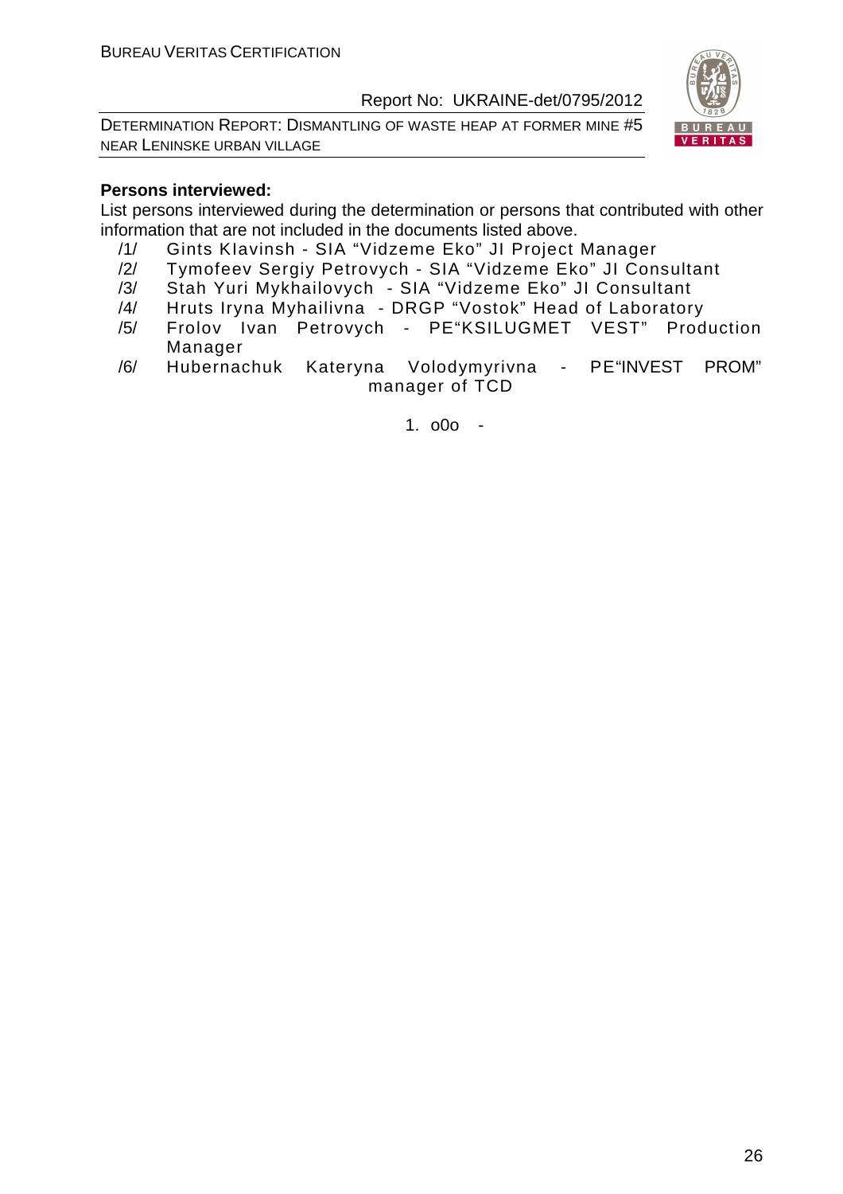**Persons interviewed:**

List persons interviewed during the determination or persons that contributed with other information that are not included in the documents listed above.

/1/ Gints Klavinsh - SIA "Vidzeme Eko" JI Project Manager

/2/ Tymofeev Sergiy Petrovych - SIA "Vidzeme Eko" JI Consultant

/3/ Stah Yuri Mykhailovych - SIA "Vidzeme Eko" JI Consultant

/4/ Hruts Iryna Myhailivna - DRGP "Vostok" Head of Laboratory

/5/ Frolov Ivan Petrovych - PE"KSILUGMET VEST" Production Manager

/6/ Hubernachuk Kateryna Volodymyrivna - PE"INVEST PROM" manager of TCD

1. o0o -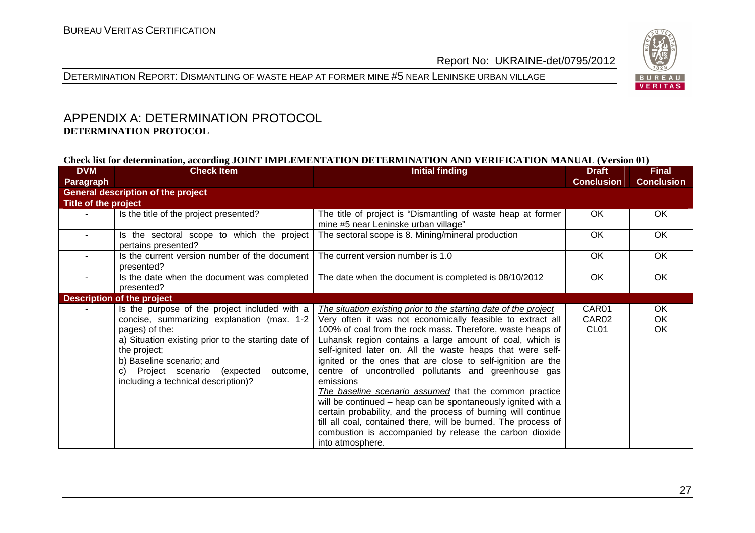## APPENDIX A: DETERMINATION PROTOCOL

**DETERMINATION PROTOCOL**

**Check list for determination, according JOINT IMPLEMENTATION DETERMINATION AND VERIFICATION MANUAL (Version 01)**

| DVM Paragraph | Check Item | Initial finding | Draft Conclusion | Final Conclusion |
|---|---|---|---|---|
| **General description of the project** | | | | |
| **Title of the project** | | | | |
| - | Is the title of the project presented? | The title of project is "Dismantling of waste heap at former mine #5 near Leninske urban village" | OK | OK |
| - | Is the sectoral scope to which the project pertains presented? | The sectoral scope is 8. Mining/mineral production | OK | OK |
| - | Is the current version number of the document presented? | The current version number is 1.0 | OK | OK |
| - | Is the date when the document was completed presented? | The date when the document is completed is 08/10/2012 | OK | OK |
| **Description of the project** | | | | |
| - | Is the purpose of the project included with a concise, summarizing explanation (max. 1-2 pages) of the:<br>a) Situation existing prior to the starting date of the project;<br>b) Baseline scenario; and<br>c) Project scenario (expected outcome, including a technical description)? | _The situation existing prior to the starting date of the project_<br>Very often it was not economically feasible to extract all 100% of coal from the rock mass. Therefore, waste heaps of Luhansk region contains a large amount of coal, which is self-ignited later on. All the waste heaps that were self-ignited or the ones that are close to self-ignition are the centre of uncontrolled pollutants and greenhouse gas emissions<br>_The baseline scenario assumed_ that the common practice will be continued – heap can be spontaneously ignited with a certain probability, and the process of burning will continue till all coal, contained there, will be burned. The process of combustion is accompanied by release the carbon dioxide into atmosphere. | CAR01<br>CAR02<br>CL01 | OK<br>OK<br>OK |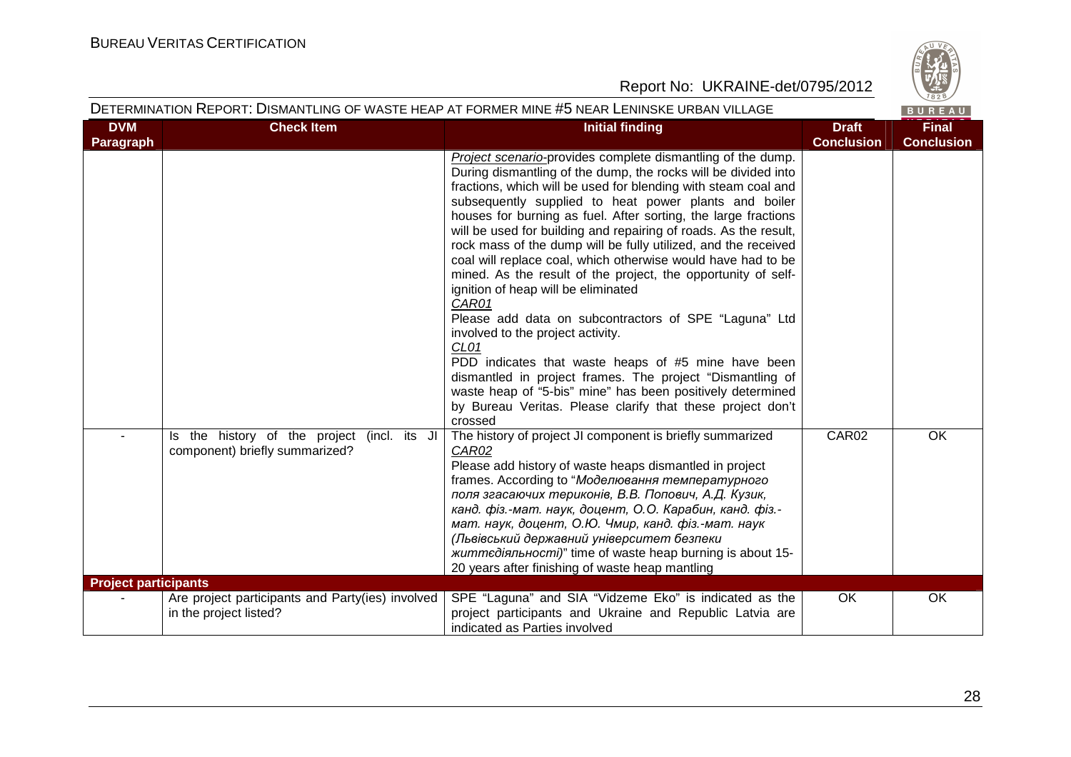| DVM Paragraph | Check Item | Initial finding | Draft Conclusion | Final Conclusion |
|---|---|---|---|---|
| | | *Project scenario*-provides complete dismantling of the dump. During dismantling of the dump, the rocks will be divided into fractions, which will be used for blending with steam coal and subsequently supplied to heat power plants and boiler houses for burning as fuel. After sorting, the large fractions will be used for building and repairing of roads. As the result, rock mass of the dump will be fully utilized, and the received coal will replace coal, which otherwise would have had to be mined. As the result of the project, the opportunity of self-ignition of heap will be eliminated<br>*CAR01*<br>Please add data on subcontractors of SPE "Laguna" Ltd involved to the project activity.<br>*CL01*<br>PDD indicates that waste heaps of #5 mine have been dismantled in project frames. The project "Dismantling of waste heap of "5-bis" mine" has been positively determined by Bureau Veritas. Please clarify that these project don't crossed | | |
| - | Is the history of the project (incl. its JI component) briefly summarized? | The history of project JI component is briefly summarized<br>*CAR02*<br>Please add history of waste heaps dismantled in project frames. According to "*Моделювання температурного поля згасаючих териконів, В.В. Попович, А.Д. Кузик, канд. фіз.-мат. наук, доцент, О.О. Карабин, канд. фіз.-мат. наук, доцент, О.Ю. Чмир, канд. фіз.-мат. наук (Львівський державний університет безпеки життєдіяльності)*" time of waste heap burning is about 15-20 years after finishing of waste heap mantling | CAR02 | OK |
| **Project participants** | | | | |
| - | Are project participants and Party(ies) involved in the project listed? | SPE "Laguna" and SIA "Vidzeme Eko" is indicated as the project participants and Ukraine and Republic Latvia are indicated as Parties involved | OK | OK |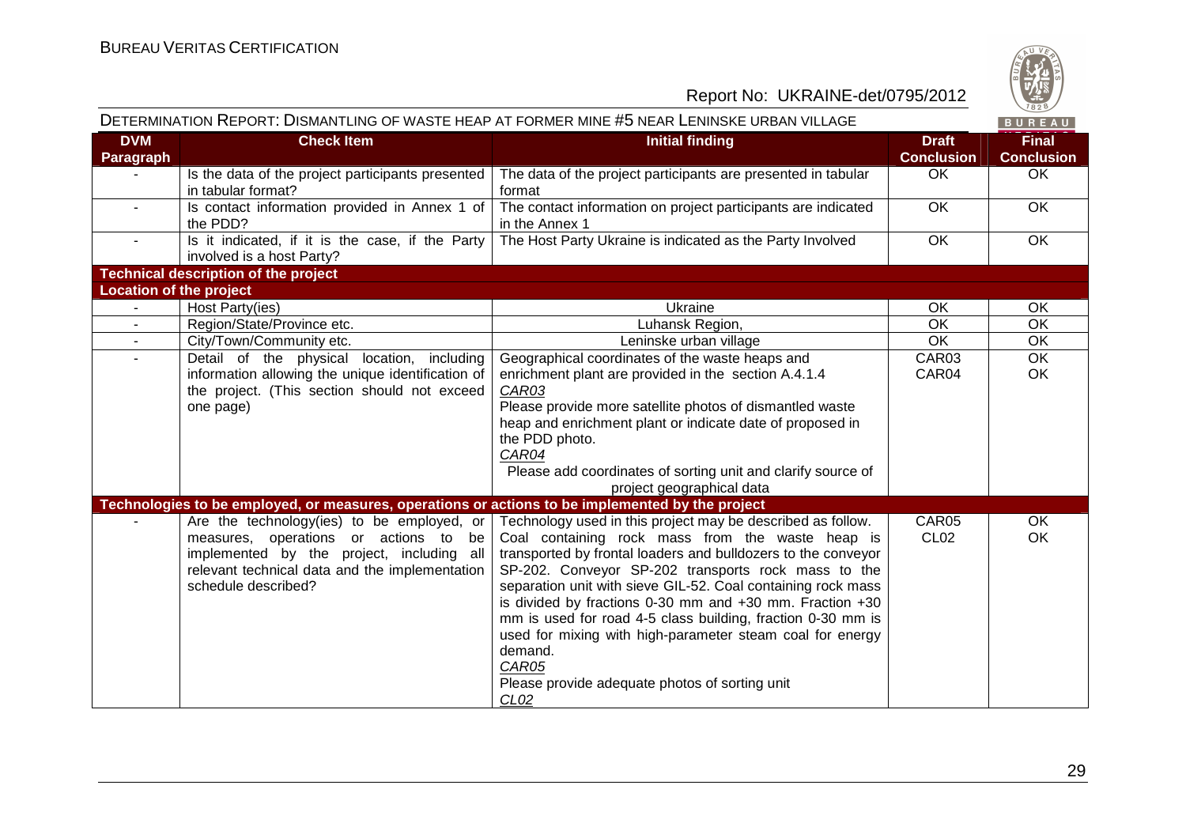DETERMINATION REPORT: DISMANTLING OF WASTE HEAP AT FORMER MINE #5 NEAR LENINSKE URBAN VILLAGE

| DVM Paragraph | Check Item | Initial finding | Draft Conclusion | Final Conclusion |
|---|---|---|---|---|
| - | Is the data of the project participants presented in tabular format? | The data of the project participants are presented in tabular format | OK | OK |
| - | Is contact information provided in Annex 1 of the PDD? | The contact information on project participants are indicated in the Annex 1 | OK | OK |
| - | Is it indicated, if it is the case, if the Party involved is a host Party? | The Host Party Ukraine is indicated as the Party Involved | OK | OK |
| **Technical description of the project** | | | | |
| **Location of the project** | | | | |
| - | Host Party(ies) | Ukraine | OK | OK |
| - | Region/State/Province etc. | Luhansk Region, | OK | OK |
| - | City/Town/Community etc. | Leninske urban village | OK | OK |
| - | Detail of the physical location, including information allowing the unique identification of the project. (This section should not exceed one page) | Geographical coordinates of the waste heaps and enrichment plant are provided in the section A.4.1.4<br>*CAR03*<br>Please provide more satellite photos of dismantled waste heap and enrichment plant or indicate date of proposed in the PDD photo.<br>*CAR04*<br>Please add coordinates of sorting unit and clarify source of project geographical data | CAR03<br>CAR04 | OK<br>OK |
| **Technologies to be employed, or measures, operations or actions to be implemented by the project** | | | | |
| - | Are the technology(ies) to be employed, or measures, operations or actions to be implemented by the project, including all relevant technical data and the implementation schedule described? | Technology used in this project may be described as follow. Coal containing rock mass from the waste heap is transported by frontal loaders and bulldozers to the conveyor SP-202. Conveyor SP-202 transports rock mass to the separation unit with sieve GIL-52. Coal containing rock mass is divided by fractions 0-30 mm and +30 mm. Fraction +30 mm is used for road 4-5 class building, fraction 0-30 mm is used for mixing with high-parameter steam coal for energy demand.<br>*CAR05*<br>Please provide adequate photos of sorting unit<br>*CL02* | CAR05<br>CL02 | OK<br>OK |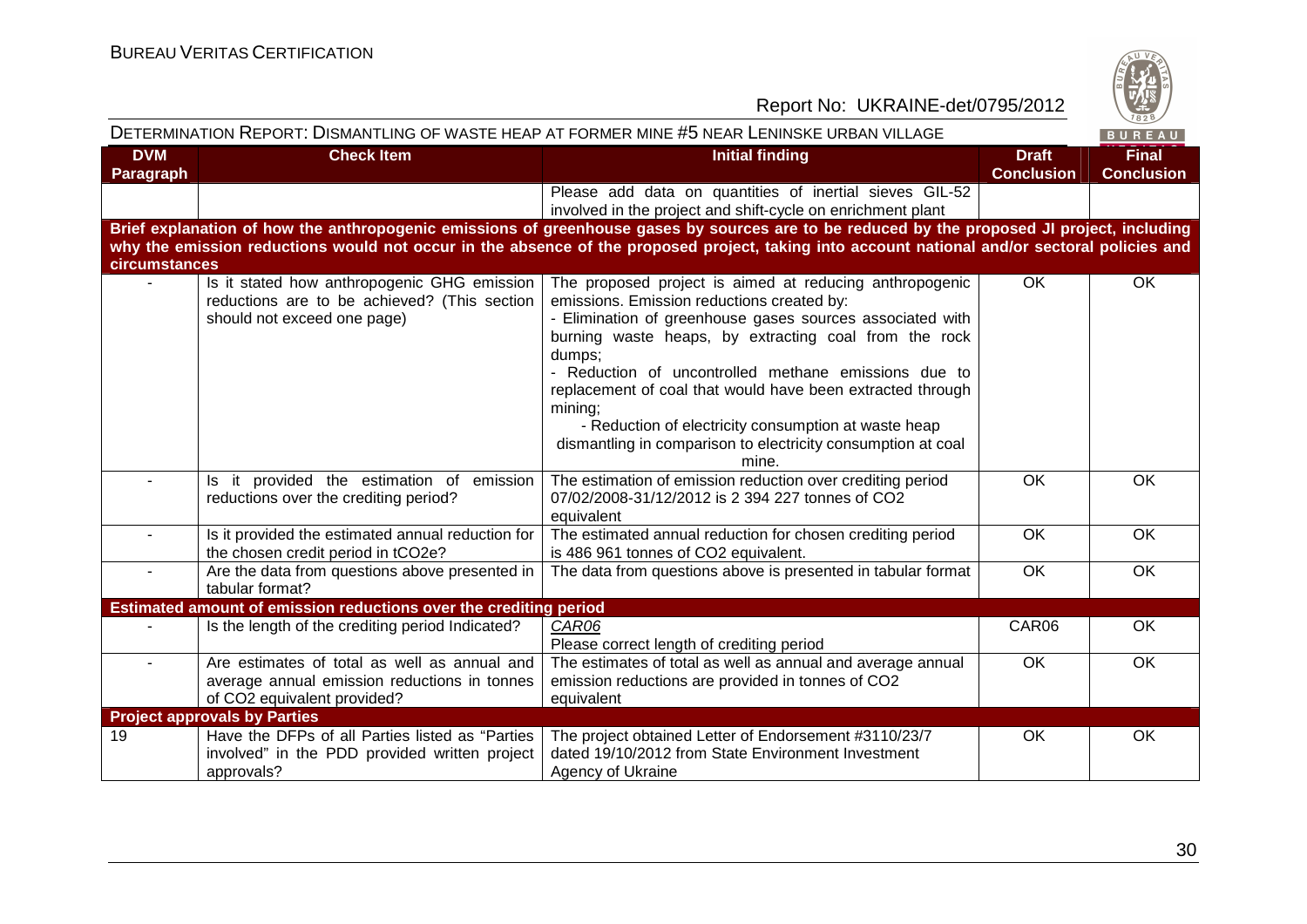DETERMINATION REPORT: DISMANTLING OF WASTE HEAP AT FORMER MINE #5 NEAR LENINSKE URBAN VILLAGE

| DVM Paragraph | Check Item | Initial finding | Draft Conclusion | Final Conclusion |
|---|---|---|---|---|
| | | Please add data on quantities of inertial sieves GIL-52 involved in the project and shift-cycle on enrichment plant | | |
| **Brief explanation of how the anthropogenic emissions of greenhouse gases by sources are to be reduced by the proposed JI project, including why the emission reductions would not occur in the absence of the proposed project, taking into account national and/or sectoral policies and circumstances** | | | | |
| - | Is it stated how anthropogenic GHG emission reductions are to be achieved? (This section should not exceed one page) | The proposed project is aimed at reducing anthropogenic emissions. Emission reductions created by:<br>- Elimination of greenhouse gases sources associated with burning waste heaps, by extracting coal from the rock dumps;<br>- Reduction of uncontrolled methane emissions due to replacement of coal that would have been extracted through mining;<br>- Reduction of electricity consumption at waste heap dismantling in comparison to electricity consumption at coal mine. | OK | OK |
| - | Is it provided the estimation of emission reductions over the crediting period? | The estimation of emission reduction over crediting period 07/02/2008-31/12/2012 is 2 394 227 tonnes of CO2 equivalent | OK | OK |
| - | Is it provided the estimated annual reduction for the chosen credit period in tCO2e? | The estimated annual reduction for chosen crediting period is 486 961 tonnes of CO2 equivalent. | OK | OK |
| - | Are the data from questions above presented in tabular format? | The data from questions above is presented in tabular format | OK | OK |
| **Estimated amount of emission reductions over the crediting period** | | | | |
| - | Is the length of the crediting period Indicated? | *CAR06*<br>Please correct length of crediting period | CAR06 | OK |
| - | Are estimates of total as well as annual and average annual emission reductions in tonnes of CO2 equivalent provided? | The estimates of total as well as annual and average annual emission reductions are provided in tonnes of CO2 equivalent | OK | OK |
| **Project approvals by Parties** | | | | |
| 19 | Have the DFPs of all Parties listed as "Parties involved" in the PDD provided written project approvals? | The project obtained Letter of Endorsement #3110/23/7 dated 19/10/2012 from State Environment Investment Agency of Ukraine | OK | OK |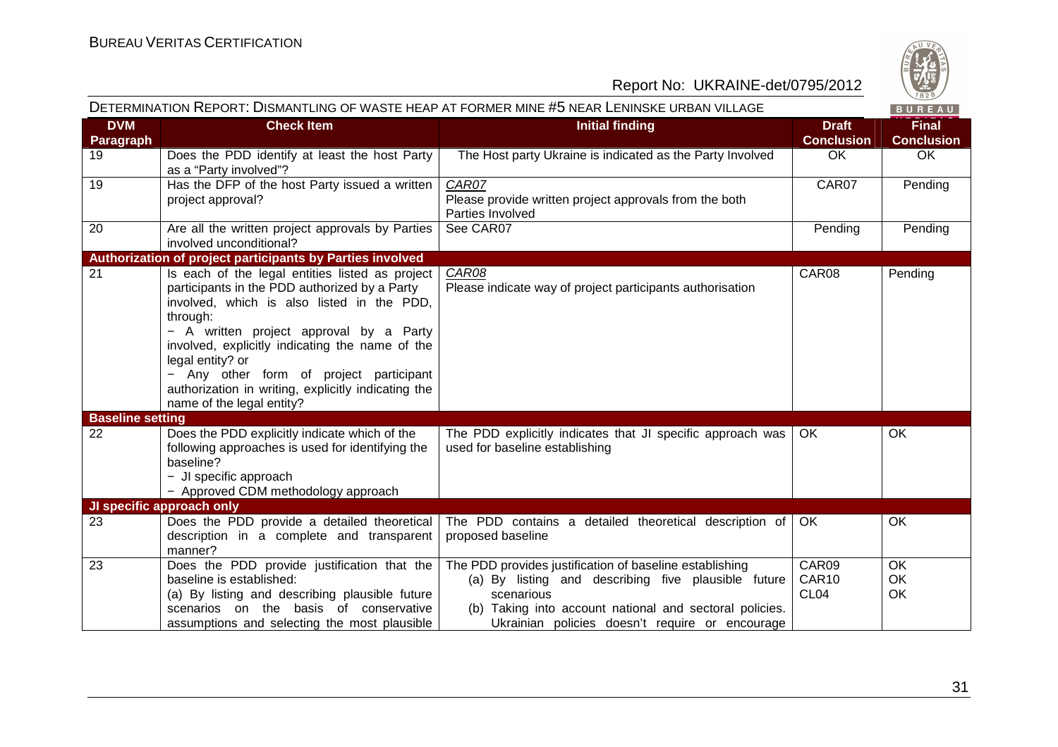DETERMINATION REPORT: DISMANTLING OF WASTE HEAP AT FORMER MINE #5 NEAR LENINSKE URBAN VILLAGE

| DVM Paragraph | Check Item | Initial finding | Draft Conclusion | Final Conclusion |
|---|---|---|---|---|
| 19 | Does the PDD identify at least the host Party as a "Party involved"? | The Host party Ukraine is indicated as the Party Involved | OK | OK |
| 19 | Has the DFP of the host Party issued a written project approval? | *CAR07*<br>Please provide written project approvals from the both Parties Involved | CAR07 | Pending |
| 20 | Are all the written project approvals by Parties involved unconditional? | See CAR07 | Pending | Pending |
| **Authorization of project participants by Parties involved** | | | | |
| 21 | Is each of the legal entities listed as project participants in the PDD authorized by a Party involved, which is also listed in the PDD, through:<br>− A written project approval by a Party involved, explicitly indicating the name of the legal entity? or<br>− Any other form of project participant authorization in writing, explicitly indicating the name of the legal entity? | *CAR08*<br>Please indicate way of project participants authorisation | CAR08 | Pending |
| **Baseline setting** | | | | |
| 22 | Does the PDD explicitly indicate which of the following approaches is used for identifying the baseline?<br>− JI specific approach<br>− Approved CDM methodology approach | The PDD explicitly indicates that JI specific approach was used for baseline establishing | OK | OK |
| **JI specific approach only** | | | | |
| 23 | Does the PDD provide a detailed theoretical description in a complete and transparent manner? | The PDD contains a detailed theoretical description of proposed baseline | OK | OK |
| 23 | Does the PDD provide justification that the baseline is established:<br>(a) By listing and describing plausible future scenarios on the basis of conservative assumptions and selecting the most plausible | The PDD provides justification of baseline establishing<br>(a) By listing and describing five plausible future scenarious<br>(b) Taking into account national and sectoral policies. Ukrainian policies doesn't require or encourage | CAR09<br>CAR10<br>CL04 | OK<br>OK<br>OK |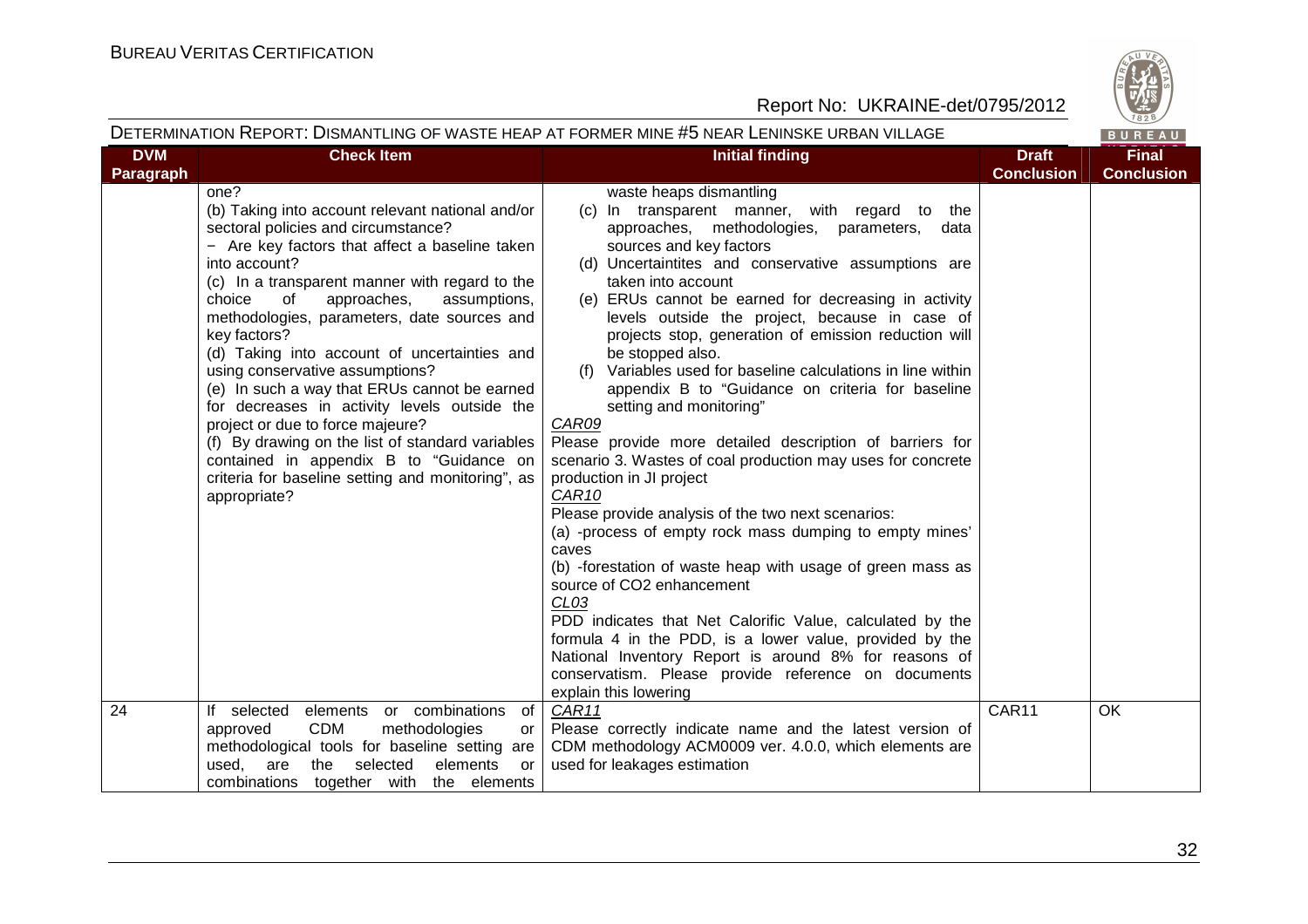DETERMINATION REPORT: DISMANTLING OF WASTE HEAP AT FORMER MINE #5 NEAR LENINSKE URBAN VILLAGE

| DVM Paragraph | Check Item | Initial finding | Draft Conclusion | Final Conclusion |
|---|---|---|---|---|
| | one?<br>(b) Taking into account relevant national and/or sectoral policies and circumstance?<br>− Are key factors that affect a baseline taken into account?<br>(c) In a transparent manner with regard to the choice of approaches, assumptions, methodologies, parameters, date sources and key factors?<br>(d) Taking into account of uncertainties and using conservative assumptions?<br>(e) In such a way that ERUs cannot be earned for decreases in activity levels outside the project or due to force majeure?<br>(f) By drawing on the list of standard variables contained in appendix B to "Guidance on criteria for baseline setting and monitoring", as appropriate? | waste heaps dismantling<br>(c) In transparent manner, with regard to the approaches, methodologies, parameters, data sources and key factors<br>(d) Uncertaintites and conservative assumptions are taken into account<br>(e) ERUs cannot be earned for decreasing in activity levels outside the project, because in case of projects stop, generation of emission reduction will be stopped also.<br>(f) Variables used for baseline calculations in line within appendix B to "Guidance on criteria for baseline setting and monitoring"<br>*CAR09*<br>Please provide more detailed description of barriers for scenario 3. Wastes of coal production may uses for concrete production in JI project<br>*CAR10*<br>Please provide analysis of the two next scenarios:<br>(a) -process of empty rock mass dumping to empty mines' caves<br>(b) -forestation of waste heap with usage of green mass as source of CO2 enhancement<br>*CL03*<br>PDD indicates that Net Calorific Value, calculated by the formula 4 in the PDD, is a lower value, provided by the National Inventory Report is around 8% for reasons of conservatism. Please provide reference on documents explain this lowering | | |
| 24 | If selected elements or combinations of approved CDM methodologies or methodological tools for baseline setting are used, are the selected elements or combinations together with the elements | *CAR11*<br>Please correctly indicate name and the latest version of CDM methodology ACM0009 ver. 4.0.0, which elements are used for leakages estimation | CAR11 | OK |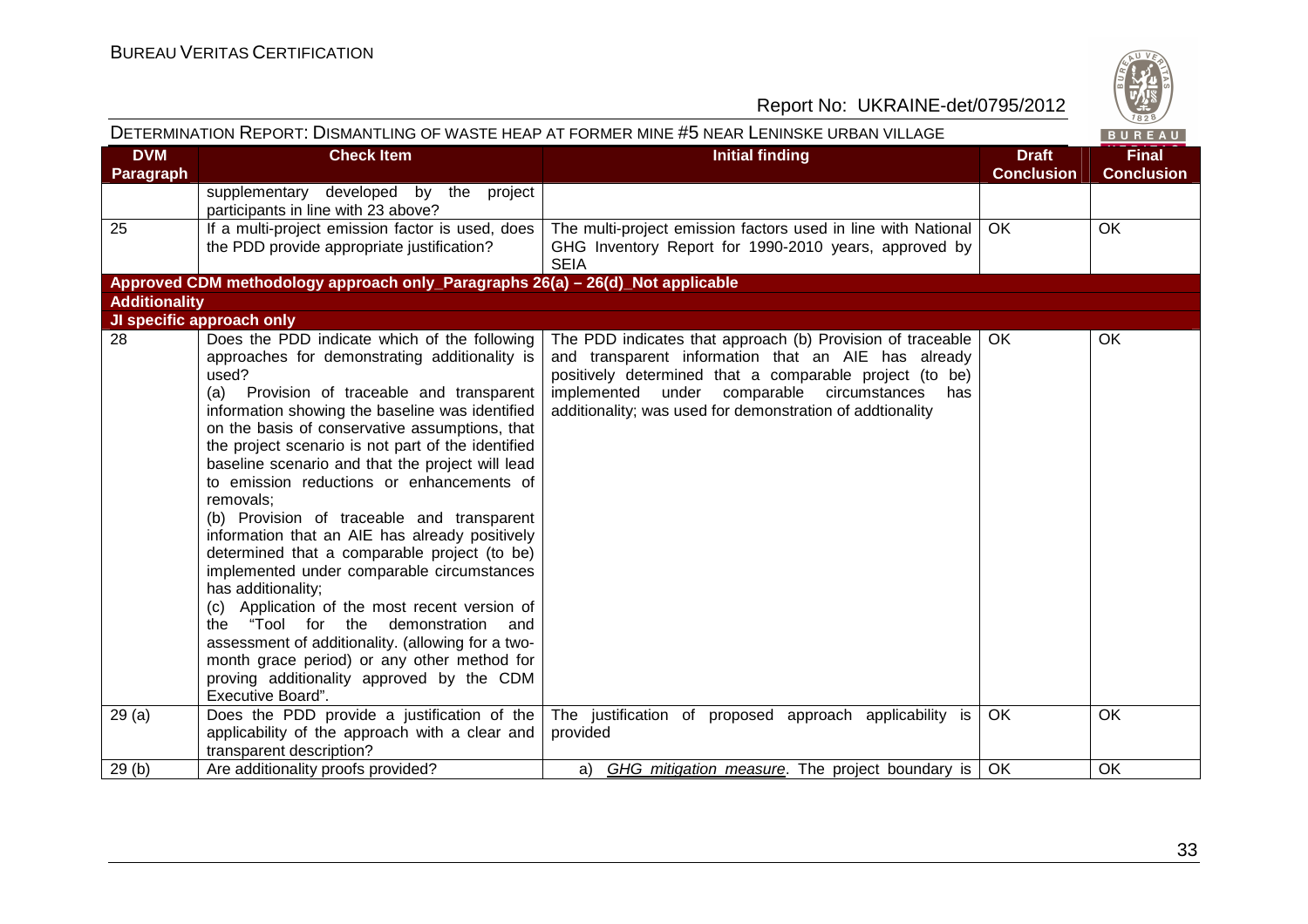DETERMINATION REPORT: DISMANTLING OF WASTE HEAP AT FORMER MINE #5 NEAR LENINSKE URBAN VILLAGE

| DVM Paragraph | Check Item | Initial finding | Draft Conclusion | Final Conclusion |
|---|---|---|---|---|
| | supplementary developed by the project participants in line with 23 above? | | | |
| 25 | If a multi-project emission factor is used, does the PDD provide appropriate justification? | The multi-project emission factors used in line with National GHG Inventory Report for 1990-2010 years, approved by SEIA | OK | OK |
| **Approved CDM methodology approach only_Paragraphs 26(a) – 26(d)_Not applicable** | | | | |
| **Additionality** | | | | |
| **JI specific approach only** | | | | |
| 28 | Does the PDD indicate which of the following approaches for demonstrating additionality is used?<br>(a) Provision of traceable and transparent information showing the baseline was identified on the basis of conservative assumptions, that the project scenario is not part of the identified baseline scenario and that the project will lead to emission reductions or enhancements of removals;<br>(b) Provision of traceable and transparent information that an AIE has already positively determined that a comparable project (to be) implemented under comparable circumstances has additionality;<br>(c) Application of the most recent version of the "Tool for the demonstration and assessment of additionality. (allowing for a two-month grace period) or any other method for proving additionality approved by the CDM Executive Board". | The PDD indicates that approach (b) Provision of traceable and transparent information that an AIE has already positively determined that a comparable project (to be) implemented under comparable circumstances has additionality; was used for demonstration of addtionality | OK | OK |
| 29 (a) | Does the PDD provide a justification of the applicability of the approach with a clear and transparent description? | The justification of proposed approach applicability is provided | OK | OK |
| 29 (b) | Are additionality proofs provided? | a) *GHG mitigation measure*. The project boundary is | OK | OK |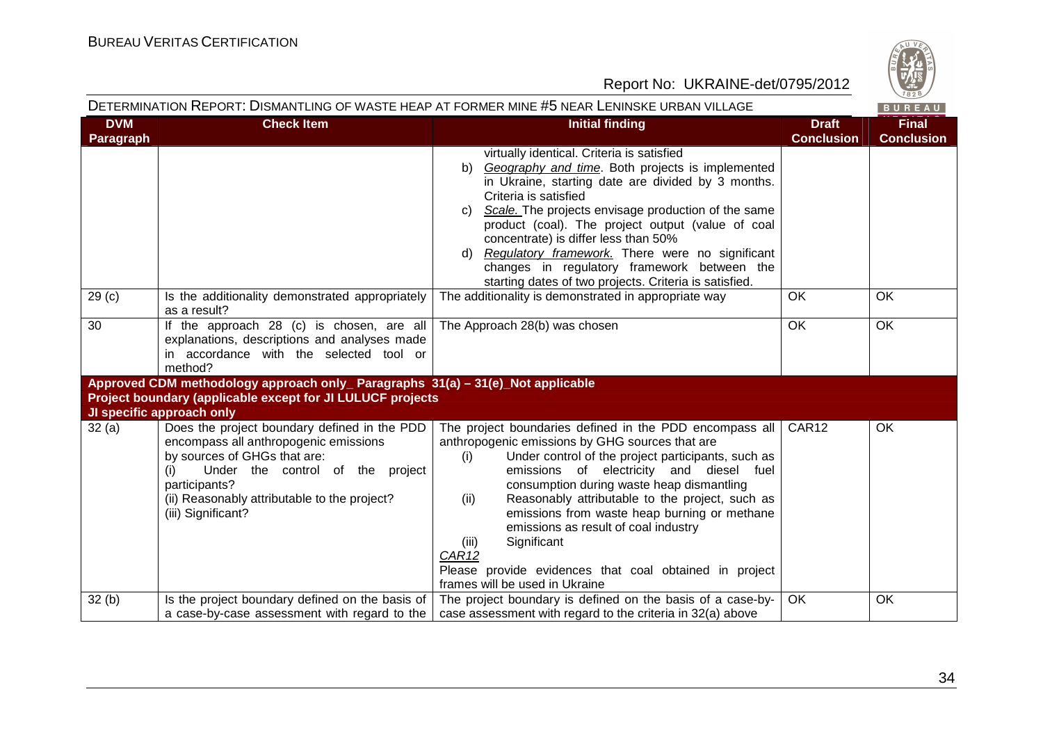| DVM Paragraph | Check Item | Initial finding | Draft Conclusion | Final Conclusion |
|---|---|---|---|---|
| | | virtually identical. Criteria is satisfied<br>b) *Geography and time*. Both projects is implemented in Ukraine, starting date are divided by 3 months. Criteria is satisfied<br>c) *Scale.* The projects envisage production of the same product (coal). The project output (value of coal concentrate) is differ less than 50%<br>d) *Regulatory framework.* There were no significant changes in regulatory framework between the starting dates of two projects. Criteria is satisfied. | | |
| 29 (c) | Is the additionality demonstrated appropriately as a result? | The additionality is demonstrated in appropriate way | OK | OK |
| 30 | If the approach 28 (c) is chosen, are all explanations, descriptions and analyses made in accordance with the selected tool or method? | The Approach 28(b) was chosen | OK | OK |
| **Approved CDM methodology approach only_ Paragraphs 31(a) – 31(e)_Not applicable** | | | | |
| **Project boundary (applicable except for JI LULUCF projects** | | | | |
| **JI specific approach only** | | | | |
| 32 (a) | Does the project boundary defined in the PDD encompass all anthropogenic emissions by sources of GHGs that are:<br>(i) Under the control of the project participants?<br>(ii) Reasonably attributable to the project?<br>(iii) Significant? | The project boundaries defined in the PDD encompass all anthropogenic emissions by GHG sources that are<br>(i) Under control of the project participants, such as emissions of electricity and diesel fuel consumption during waste heap dismantling<br>(ii) Reasonably attributable to the project, such as emissions from waste heap burning or methane emissions as result of coal industry<br>(iii) Significant<br>*CAR12*<br>Please provide evidences that coal obtained in project frames will be used in Ukraine | CAR12 | OK |
| 32 (b) | Is the project boundary defined on the basis of a case-by-case assessment with regard to the | The project boundary is defined on the basis of a case-by-case assessment with regard to the criteria in 32(a) above | OK | OK |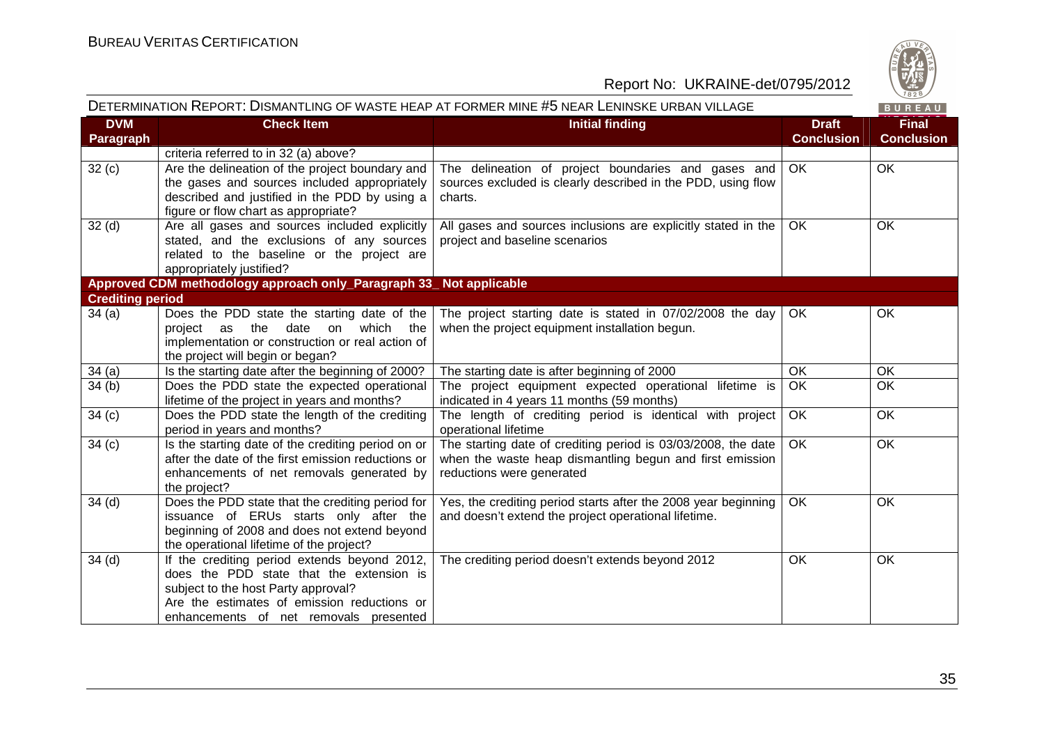| DVM Paragraph | Check Item | Initial finding | Draft Conclusion | Final Conclusion |
|---|---|---|---|---|
| | criteria referred to in 32 (a) above? | | | |
| 32 (c) | Are the delineation of the project boundary and the gases and sources included appropriately described and justified in the PDD by using a figure or flow chart as appropriate? | The delineation of project boundaries and gases and sources excluded is clearly described in the PDD, using flow charts. | OK | OK |
| 32 (d) | Are all gases and sources included explicitly stated, and the exclusions of any sources related to the baseline or the project are appropriately justified? | All gases and sources inclusions are explicitly stated in the project and baseline scenarios | OK | OK |
| **Approved CDM methodology approach only_Paragraph 33_ Not applicable** | | | | |
| **Crediting period** | | | | |
| 34 (a) | Does the PDD state the starting date of the project as the date on which the implementation or construction or real action of the project will begin or began? | The project starting date is stated in 07/02/2008 the day when the project equipment installation begun. | OK | OK |
| 34 (a) | Is the starting date after the beginning of 2000? | The starting date is after beginning of 2000 | OK | OK |
| 34 (b) | Does the PDD state the expected operational lifetime of the project in years and months? | The project equipment expected operational lifetime is indicated in 4 years 11 months (59 months) | OK | OK |
| 34 (c) | Does the PDD state the length of the crediting period in years and months? | The length of crediting period is identical with project operational lifetime | OK | OK |
| 34 (c) | Is the starting date of the crediting period on or after the date of the first emission reductions or enhancements of net removals generated by the project? | The starting date of crediting period is 03/03/2008, the date when the waste heap dismantling begun and first emission reductions were generated | OK | OK |
| 34 (d) | Does the PDD state that the crediting period for issuance of ERUs starts only after the beginning of 2008 and does not extend beyond the operational lifetime of the project? | Yes, the crediting period starts after the 2008 year beginning and doesn't extend the project operational lifetime. | OK | OK |
| 34 (d) | If the crediting period extends beyond 2012, does the PDD state that the extension is subject to the host Party approval? Are the estimates of emission reductions or enhancements of net removals presented | The crediting period doesn't extends beyond 2012 | OK | OK |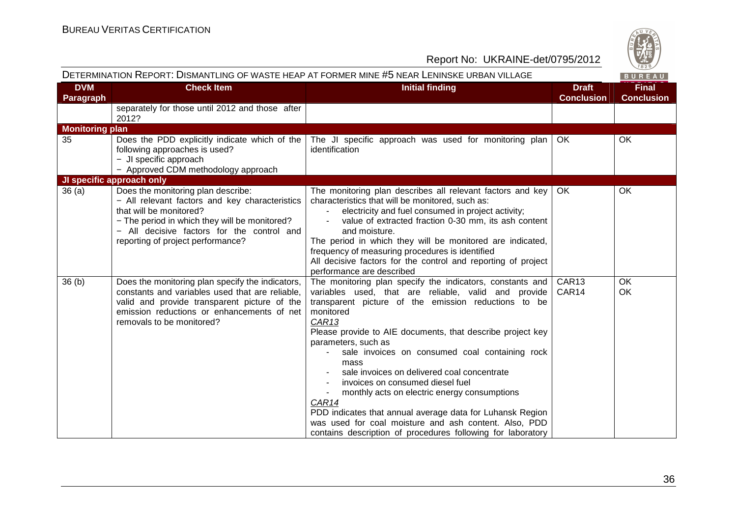DETERMINATION REPORT: DISMANTLING OF WASTE HEAP AT FORMER MINE #5 NEAR LENINSKE URBAN VILLAGE

| DVM Paragraph | Check Item | Initial finding | Draft Conclusion | Final Conclusion |
|---|---|---|---|---|
| | separately for those until 2012 and those after 2012? | | | |
| **Monitoring plan** | | | | |
| 35 | Does the PDD explicitly indicate which of the following approaches is used?<br>− JI specific approach<br>− Approved CDM methodology approach | The JI specific approach was used for monitoring plan identification | OK | OK |
| **JI specific approach only** | | | | |
| 36 (a) | Does the monitoring plan describe:<br>− All relevant factors and key characteristics that will be monitored?<br>− The period in which they will be monitored?<br>− All decisive factors for the control and reporting of project performance? | The monitoring plan describes all relevant factors and key characteristics that will be monitored, such as:<br>- electricity and fuel consumed in project activity;<br>- value of extracted fraction 0-30 mm, its ash content and moisture.<br>The period in which they will be monitored are indicated, frequency of measuring procedures is identified<br>All decisive factors for the control and reporting of project performance are described | OK | OK |
| 36 (b) | Does the monitoring plan specify the indicators, constants and variables used that are reliable, valid and provide transparent picture of the emission reductions or enhancements of net removals to be monitored? | The monitoring plan specify the indicators, constants and variables used, that are reliable, valid and provide transparent picture of the emission reductions to be monitored<br>_CAR13_<br>Please provide to AIE documents, that describe project key parameters, such as<br>- sale invoices on consumed coal containing rock mass<br>- sale invoices on delivered coal concentrate<br>- invoices on consumed diesel fuel<br>- monthly acts on electric energy consumptions<br>_CAR14_<br>PDD indicates that annual average data for Luhansk Region was used for coal moisture and ash content. Also, PDD contains description of procedures following for laboratory | CAR13<br>CAR14 | OK<br>OK |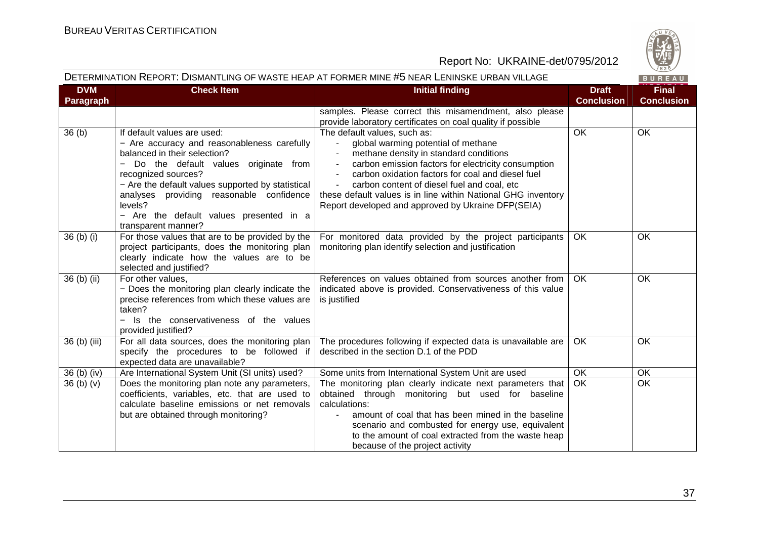DETERMINATION REPORT: DISMANTLING OF WASTE HEAP AT FORMER MINE #5 NEAR LENINSKE URBAN VILLAGE

| DVM Paragraph | Check Item | Initial finding | Draft Conclusion | Final Conclusion |
|---|---|---|---|---|
| | | samples. Please correct this misamendment, also please provide laboratory certificates on coal quality if possible | | |
| 36 (b) | If default values are used:<br>− Are accuracy and reasonableness carefully balanced in their selection?<br>− Do the default values originate from recognized sources?<br>− Are the default values supported by statistical analyses providing reasonable confidence levels?<br>− Are the default values presented in a transparent manner? | The default values, such as:<br>- global warming potential of methane<br>- methane density in standard conditions<br>- carbon emission factors for electricity consumption<br>- carbon oxidation factors for coal and diesel fuel<br>- carbon content of diesel fuel and coal, etc<br>these default values is in line within National GHG inventory Report developed and approved by Ukraine DFP(SEIA) | OK | OK |
| 36 (b) (i) | For those values that are to be provided by the project participants, does the monitoring plan clearly indicate how the values are to be selected and justified? | For monitored data provided by the project participants monitoring plan identify selection and justification | OK | OK |
| 36 (b) (ii) | For other values,<br>− Does the monitoring plan clearly indicate the precise references from which these values are taken?<br>− Is the conservativeness of the values provided justified? | References on values obtained from sources another from indicated above is provided. Conservativeness of this value is justified | OK | OK |
| 36 (b) (iii) | For all data sources, does the monitoring plan specify the procedures to be followed if expected data are unavailable? | The procedures following if expected data is unavailable are described in the section D.1 of the PDD | OK | OK |
| 36 (b) (iv) | Are International System Unit (SI units) used? | Some units from International System Unit are used | OK | OK |
| 36 (b) (v) | Does the monitoring plan note any parameters, coefficients, variables, etc. that are used to calculate baseline emissions or net removals but are obtained through monitoring? | The monitoring plan clearly indicate next parameters that obtained through monitoring but used for baseline calculations:<br>- amount of coal that has been mined in the baseline scenario and combusted for energy use, equivalent to the amount of coal extracted from the waste heap because of the project activity | OK | OK |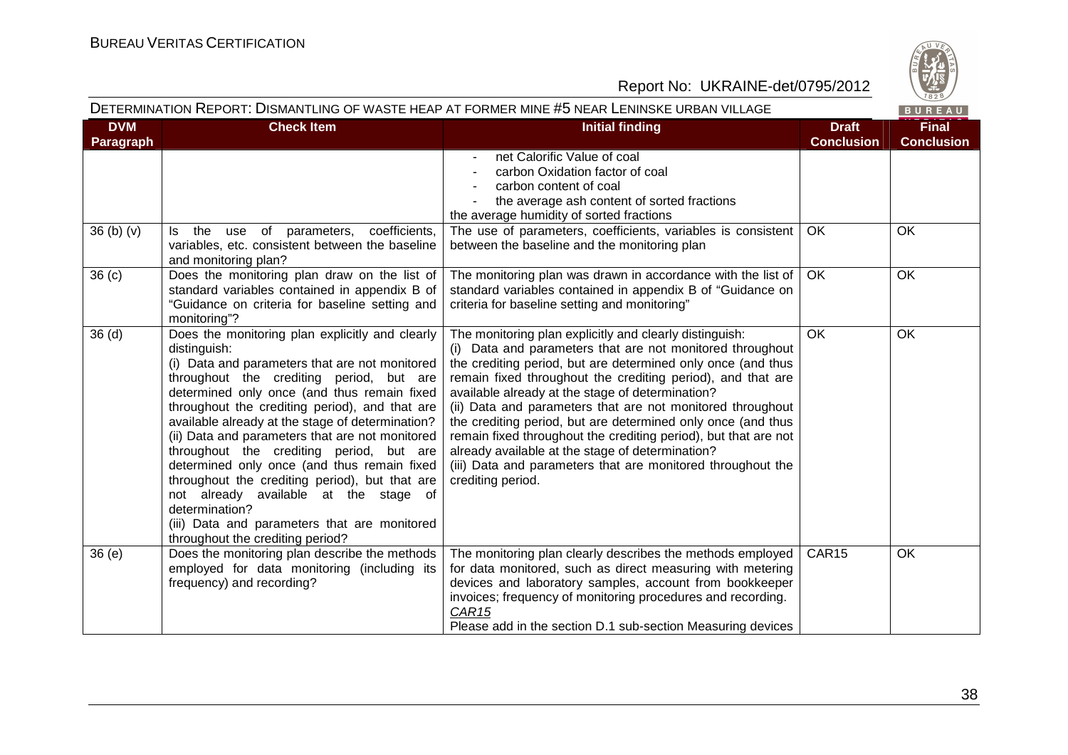| DVM Paragraph | Check Item | Initial finding | Draft Conclusion | Final Conclusion |
|---|---|---|---|---|
| | | - net Calorific Value of coal<br>- carbon Oxidation factor of coal<br>- carbon content of coal<br>- the average ash content of sorted fractions<br>the average humidity of sorted fractions | | |
| 36 (b) (v) | Is the use of parameters, coefficients, variables, etc. consistent between the baseline and monitoring plan? | The use of parameters, coefficients, variables is consistent between the baseline and the monitoring plan | OK | OK |
| 36 (c) | Does the monitoring plan draw on the list of standard variables contained in appendix B of "Guidance on criteria for baseline setting and monitoring"? | The monitoring plan was drawn in accordance with the list of standard variables contained in appendix B of "Guidance on criteria for baseline setting and monitoring" | OK | OK |
| 36 (d) | Does the monitoring plan explicitly and clearly distinguish:<br>(i) Data and parameters that are not monitored throughout the crediting period, but are determined only once (and thus remain fixed throughout the crediting period), and that are available already at the stage of determination?<br>(ii) Data and parameters that are not monitored throughout the crediting period, but are determined only once (and thus remain fixed throughout the crediting period), but that are not already available at the stage of determination?<br>(iii) Data and parameters that are monitored throughout the crediting period? | The monitoring plan explicitly and clearly distinguish:<br>(i) Data and parameters that are not monitored throughout the crediting period, but are determined only once (and thus remain fixed throughout the crediting period), and that are available already at the stage of determination?<br>(ii) Data and parameters that are not monitored throughout the crediting period, but are determined only once (and thus remain fixed throughout the crediting period), but that are not already available at the stage of determination?<br>(iii) Data and parameters that are monitored throughout the crediting period. | OK | OK |
| 36 (e) | Does the monitoring plan describe the methods employed for data monitoring (including its frequency) and recording? | The monitoring plan clearly describes the methods employed for data monitored, such as direct measuring with metering devices and laboratory samples, account from bookkeeper invoices; frequency of monitoring procedures and recording.<br>CAR15<br>Please add in the section D.1 sub-section Measuring devices | CAR15 | OK |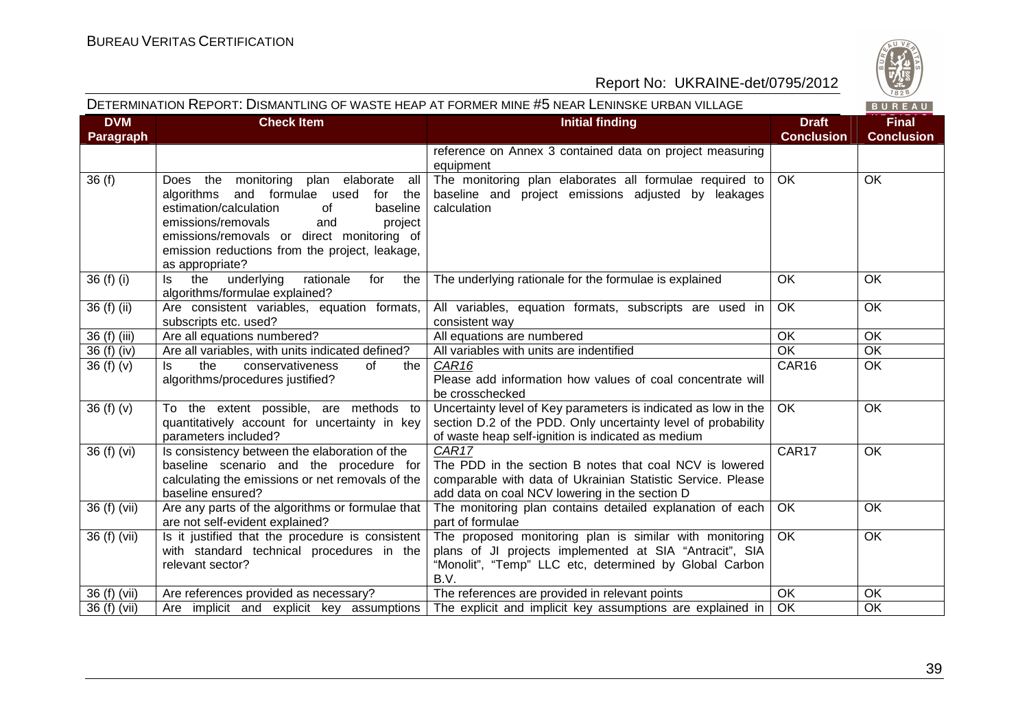| DVM Paragraph | Check Item | Initial finding | Draft Conclusion | Final Conclusion |
|---|---|---|---|---|
| | | reference on Annex 3 contained data on project measuring equipment | | |
| 36 (f) | Does the monitoring plan elaborate all algorithms and formulae used for the estimation/calculation of baseline emissions/removals and project emissions/removals or direct monitoring of emission reductions from the project, leakage, as appropriate? | The monitoring plan elaborates all formulae required to baseline and project emissions adjusted by leakages calculation | OK | OK |
| 36 (f) (i) | Is the underlying rationale for the algorithms/formulae explained? | The underlying rationale for the formulae is explained | OK | OK |
| 36 (f) (ii) | Are consistent variables, equation formats, subscripts etc. used? | All variables, equation formats, subscripts are used in consistent way | OK | OK |
| 36 (f) (iii) | Are all equations numbered? | All equations are numbered | OK | OK |
| 36 (f) (iv) | Are all variables, with units indicated defined? | All variables with units are indentified | OK | OK |
| 36 (f) (v) | Is the conservativeness of the algorithms/procedures justified? | *CAR16*<br>Please add information how values of coal concentrate will be crosschecked | CAR16 | OK |
| 36 (f) (v) | To the extent possible, are methods to quantitatively account for uncertainty in key parameters included? | Uncertainty level of Key parameters is indicated as low in the section D.2 of the PDD. Only uncertainty level of probability of waste heap self-ignition is indicated as medium | OK | OK |
| 36 (f) (vi) | Is consistency between the elaboration of the baseline scenario and the procedure for calculating the emissions or net removals of the baseline ensured? | *CAR17*<br>The PDD in the section B notes that coal NCV is lowered comparable with data of Ukrainian Statistic Service. Please add data on coal NCV lowering in the section D | CAR17 | OK |
| 36 (f) (vii) | Are any parts of the algorithms or formulae that are not self-evident explained? | The monitoring plan contains detailed explanation of each part of formulae | OK | OK |
| 36 (f) (vii) | Is it justified that the procedure is consistent with standard technical procedures in the relevant sector? | The proposed monitoring plan is similar with monitoring plans of JI projects implemented at SIA "Antracit", SIA "Monolit", "Temp" LLC etc, determined by Global Carbon B.V. | OK | OK |
| 36 (f) (vii) | Are references provided as necessary? | The references are provided in relevant points | OK | OK |
| 36 (f) (vii) | Are implicit and explicit key assumptions | The explicit and implicit key assumptions are explained in | OK | OK |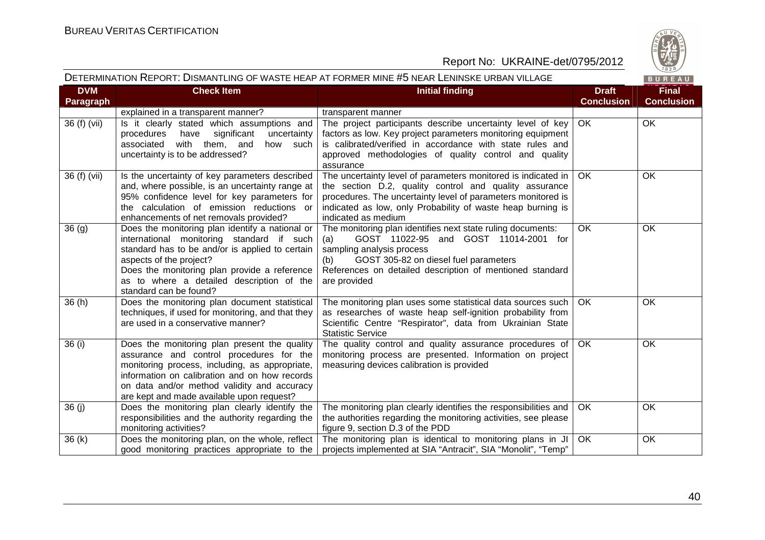DETERMINATION REPORT: DISMANTLING OF WASTE HEAP AT FORMER MINE #5 NEAR LENINSKE URBAN VILLAGE

| DVM Paragraph | Check Item | Initial finding | Draft Conclusion | Final Conclusion |
|---|---|---|---|---|
| | explained in a transparent manner? | transparent manner | | |
| 36 (f) (vii) | Is it clearly stated which assumptions and procedures have significant uncertainty associated with them, and how such uncertainty is to be addressed? | The project participants describe uncertainty level of key factors as low. Key project parameters monitoring equipment is calibrated/verified in accordance with state rules and approved methodologies of quality control and quality assurance | OK | OK |
| 36 (f) (vii) | Is the uncertainty of key parameters described and, where possible, is an uncertainty range at 95% confidence level for key parameters for the calculation of emission reductions or enhancements of net removals provided? | The uncertainty level of parameters monitored is indicated in the section D.2, quality control and quality assurance procedures. The uncertainty level of parameters monitored is indicated as low, only Probability of waste heap burning is indicated as medium | OK | OK |
| 36 (g) | Does the monitoring plan identify a national or international monitoring standard if such standard has to be and/or is applied to certain aspects of the project?<br>Does the monitoring plan provide a reference as to where a detailed description of the standard can be found? | The monitoring plan identifies next state ruling documents:<br>(a) GOST 11022-95 and GOST 11014-2001 for sampling analysis process<br>(b) GOST 305-82 on diesel fuel parameters<br>References on detailed description of mentioned standard are provided | OK | OK |
| 36 (h) | Does the monitoring plan document statistical techniques, if used for monitoring, and that they are used in a conservative manner? | The monitoring plan uses some statistical data sources such as researches of waste heap self-ignition probability from Scientific Centre "Respirator", data from Ukrainian State Statistic Service | OK | OK |
| 36 (i) | Does the monitoring plan present the quality assurance and control procedures for the monitoring process, including, as appropriate, information on calibration and on how records on data and/or method validity and accuracy are kept and made available upon request? | The quality control and quality assurance procedures of monitoring process are presented. Information on project measuring devices calibration is provided | OK | OK |
| 36 (j) | Does the monitoring plan clearly identify the responsibilities and the authority regarding the monitoring activities? | The monitoring plan clearly identifies the responsibilities and the authorities regarding the monitoring activities, see please figure 9, section D.3 of the PDD | OK | OK |
| 36 (k) | Does the monitoring plan, on the whole, reflect good monitoring practices appropriate to the | The monitoring plan is identical to monitoring plans in JI projects implemented at SIA "Antract", SIA "Monolit", "Temp" | OK | OK |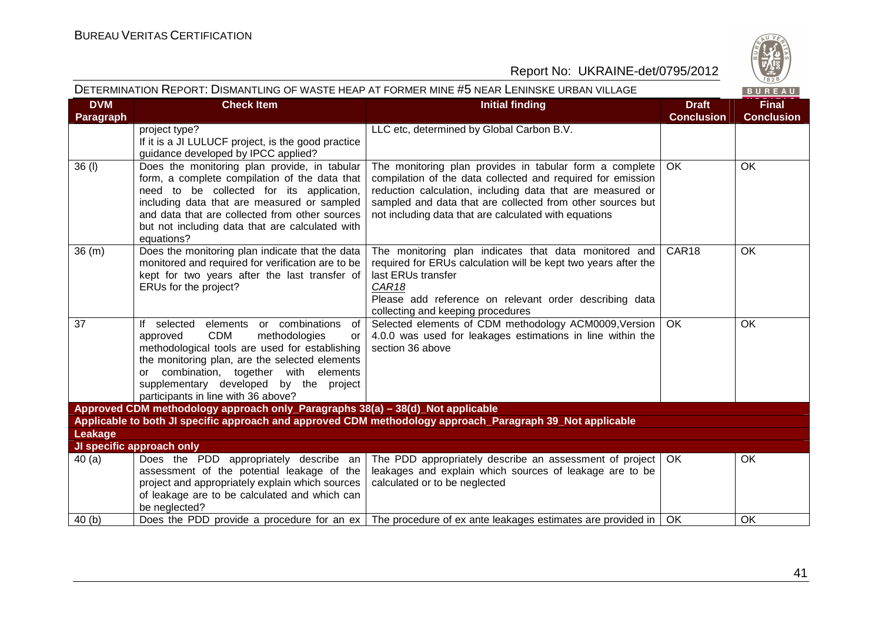| DVM Paragraph | Check Item | Initial finding | Draft Conclusion | Final Conclusion |
|---|---|---|---|---|
| | project type?<br>If it is a JI LULUCF project, is the good practice guidance developed by IPCC applied? | LLC etc, determined by Global Carbon B.V. | | |
| 36 (l) | Does the monitoring plan provide, in tabular form, a complete compilation of the data that need to be collected for its application, including data that are measured or sampled and data that are collected from other sources but not including data that are calculated with equations? | The monitoring plan provides in tabular form a complete compilation of the data collected and required for emission reduction calculation, including data that are measured or sampled and data that are collected from other sources but not including data that are calculated with equations | OK | OK |
| 36 (m) | Does the monitoring plan indicate that the data monitored and required for verification are to be kept for two years after the last transfer of ERUs for the project? | The monitoring plan indicates that data monitored and required for ERUs calculation will be kept two years after the last ERUs transfer<br>*CAR18*<br>Please add reference on relevant order describing data collecting and keeping procedures | CAR18 | OK |
| 37 | If selected elements or combinations of approved CDM methodologies or methodological tools are used for establishing the monitoring plan, are the selected elements or combination, together with elements supplementary developed by the project participants in line with 36 above? | Selected elements of CDM methodology ACM0009,Version 4.0.0 was used for leakages estimations in line within the section 36 above | OK | OK |
| **Approved CDM methodology approach only_Paragraphs 38(a) – 38(d)_Not applicable** | | | | |
| **Applicable to both JI specific approach and approved CDM methodology approach_Paragraph 39_Not applicable** | | | | |
| **Leakage** | | | | |
| **JI specific approach only** | | | | |
| 40 (a) | Does the PDD appropriately describe an assessment of the potential leakage of the project and appropriately explain which sources of leakage are to be calculated and which can be neglected? | The PDD appropriately describe an assessment of project leakages and explain which sources of leakage are to be calculated or to be neglected | OK | OK |
| 40 (b) | Does the PDD provide a procedure for an ex | The procedure of ex ante leakages estimates are provided in | OK | OK |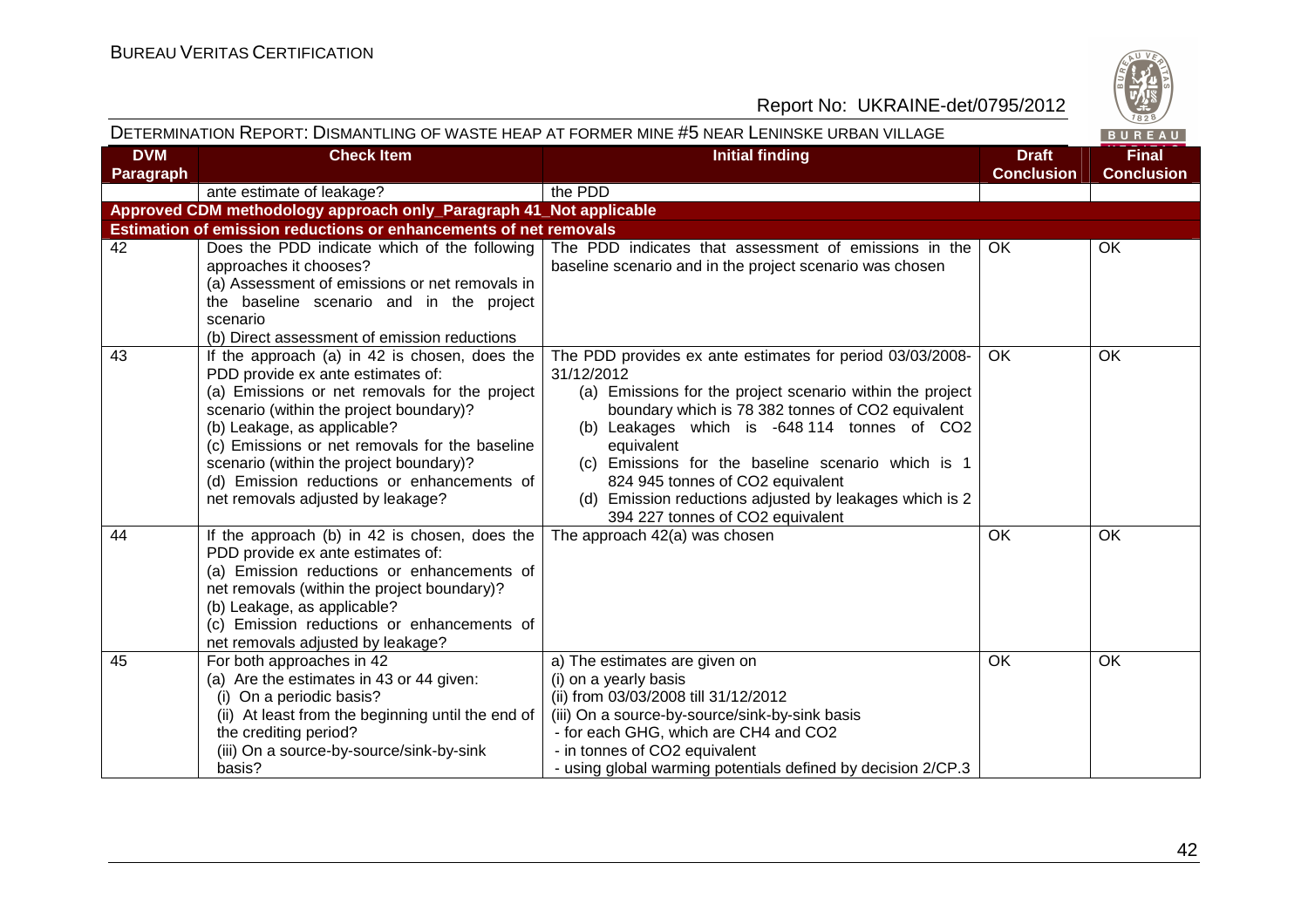| DVM Paragraph | Check Item | Initial finding | Draft Conclusion | Final Conclusion |
|---|---|---|---|---|
| | ante estimate of leakage? | the PDD | | |
| **Approved CDM methodology approach only_Paragraph 41_Not applicable** | | | | |
| **Estimation of emission reductions or enhancements of net removals** | | | | |
| 42 | Does the PDD indicate which of the following approaches it chooses?<br>(a) Assessment of emissions or net removals in the baseline scenario and in the project scenario<br>(b) Direct assessment of emission reductions | The PDD indicates that assessment of emissions in the baseline scenario and in the project scenario was chosen | OK | OK |
| 43 | If the approach (a) in 42 is chosen, does the PDD provide ex ante estimates of:<br>(a) Emissions or net removals for the project scenario (within the project boundary)?<br>(b) Leakage, as applicable?<br>(c) Emissions or net removals for the baseline scenario (within the project boundary)?<br>(d) Emission reductions or enhancements of net removals adjusted by leakage? | The PDD provides ex ante estimates for period 03/03/2008-31/12/2012<br>(a) Emissions for the project scenario within the project boundary which is 78 382 tonnes of $CO_2$ equivalent<br>(b) Leakages which is -648 114 tonnes of $CO_2$ equivalent<br>(c) Emissions for the baseline scenario which is 1 824 945 tonnes of $CO_2$ equivalent<br>(d) Emission reductions adjusted by leakages which is 2 394 227 tonnes of $CO_2$ equivalent | OK | OK |
| 44 | If the approach (b) in 42 is chosen, does the PDD provide ex ante estimates of:<br>(a) Emission reductions or enhancements of net removals (within the project boundary)?<br>(b) Leakage, as applicable?<br>(c) Emission reductions or enhancements of net removals adjusted by leakage? | The approach 42(a) was chosen | OK | OK |
| 45 | For both approaches in 42<br>(a) Are the estimates in 43 or 44 given:<br>(i) On a periodic basis?<br>(ii) At least from the beginning until the end of the crediting period?<br>(iii) On a source-by-source/sink-by-sink basis? | a) The estimates are given on<br>(i) on a yearly basis<br>(ii) from 03/03/2008 till 31/12/2012<br>(iii) On a source-by-source/sink-by-sink basis<br>- for each GHG, which are $CH_4$ and $CO_2$<br>- in tonnes of $CO_2$ equivalent<br>- using global warming potentials defined by decision 2/CP.3 | OK | OK |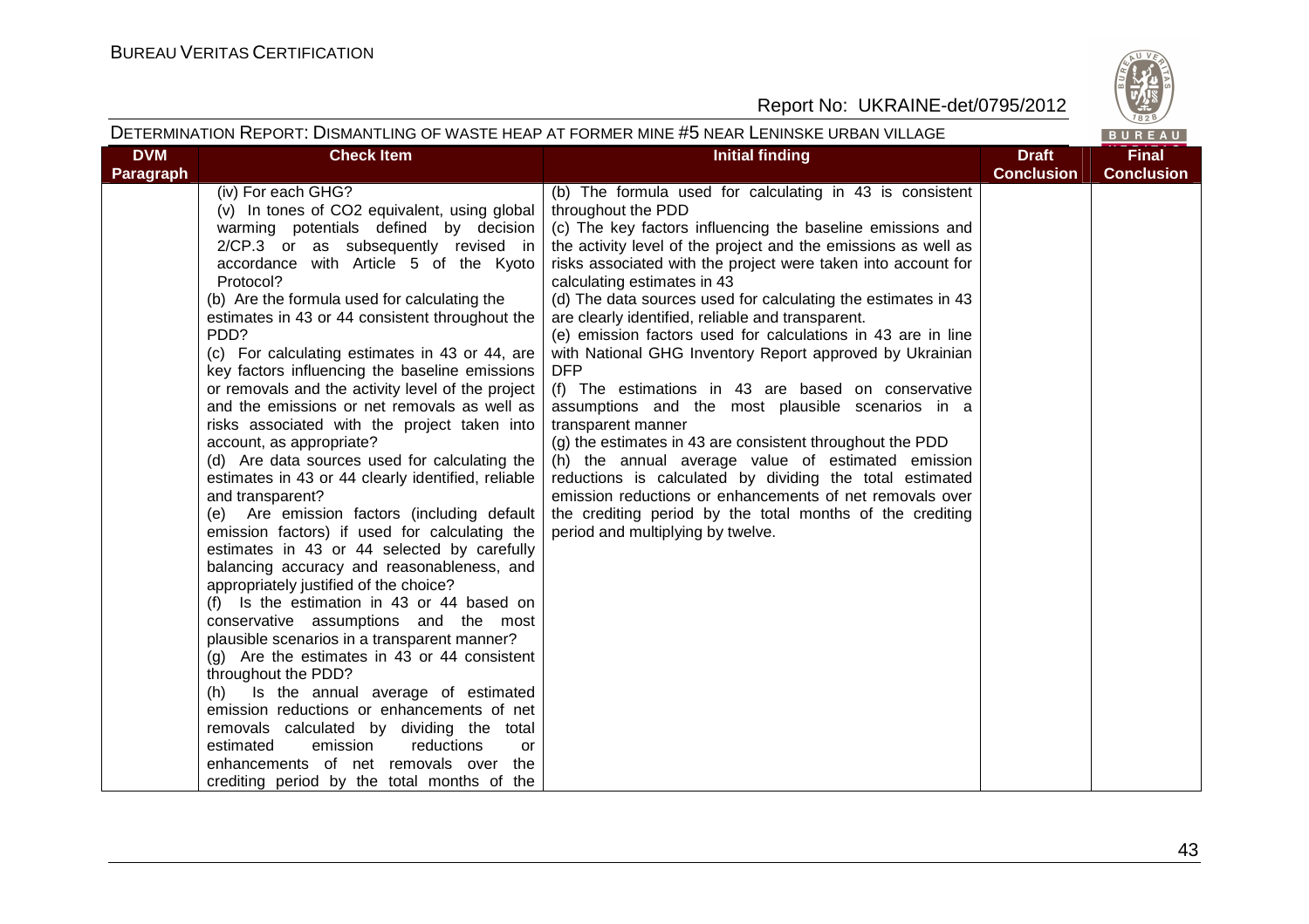DETERMINATION REPORT: DISMANTLING OF WASTE HEAP AT FORMER MINE #5 NEAR LENINSKE URBAN VILLAGE

| DVM Paragraph | Check Item | Initial finding | Draft Conclusion | Final Conclusion |
|---|---|---|---|---|
| | (iv) For each GHG?<br>(v) In tones of $CO_2$ equivalent, using global warming potentials defined by decision 2/CP.3 or as subsequently revised in accordance with Article 5 of the Kyoto Protocol?<br>(b) Are the formula used for calculating the estimates in 43 or 44 consistent throughout the PDD?<br>(c) For calculating estimates in 43 or 44, are key factors influencing the baseline emissions or removals and the activity level of the project and the emissions or net removals as well as risks associated with the project taken into account, as appropriate?<br>(d) Are data sources used for calculating the estimates in 43 or 44 clearly identified, reliable and transparent?<br>(e) Are emission factors (including default emission factors) if used for calculating the estimates in 43 or 44 selected by carefully balancing accuracy and reasonableness, and appropriately justified of the choice?<br>(f) Is the estimation in 43 or 44 based on conservative assumptions and the most plausible scenarios in a transparent manner?<br>(g) Are the estimates in 43 or 44 consistent throughout the PDD?<br>(h) Is the annual average of estimated emission reductions or enhancements of net removals calculated by dividing the total estimated emission reductions or enhancements of net removals over the crediting period by the total months of the | (b) The formula used for calculating in 43 is consistent throughout the PDD<br>(c) The key factors influencing the baseline emissions and the activity level of the project and the emissions as well as risks associated with the project were taken into account for calculating estimates in 43<br>(d) The data sources used for calculating the estimates in 43 are clearly identified, reliable and transparent.<br>(e) emission factors used for calculations in 43 are in line with National GHG Inventory Report approved by Ukrainian DFP<br>(f) The estimations in 43 are based on conservative assumptions and the most plausible scenarios in a transparent manner<br>(g) the estimates in 43 are consistent throughout the PDD<br>(h) the annual average value of estimated emission reductions is calculated by dividing the total estimated emission reductions or enhancements of net removals over the crediting period by the total months of the crediting period and multiplying by twelve. | | |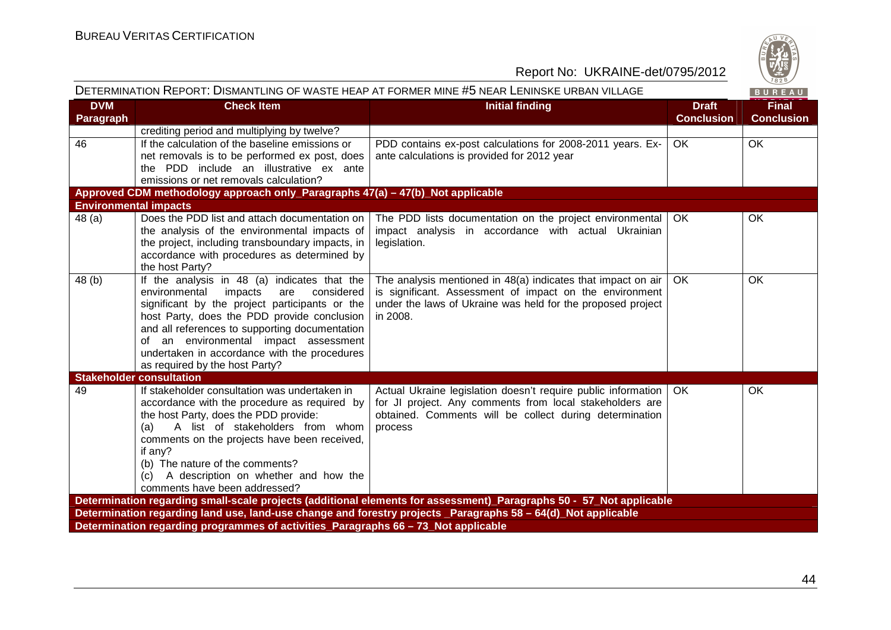| DVM Paragraph | Check Item | Initial finding | Draft Conclusion | Final Conclusion |
|---|---|---|---|---|
| | crediting period and multiplying by twelve? | | | |
| 46 | If the calculation of the baseline emissions or net removals is to be performed ex post, does the PDD include an illustrative ex ante emissions or net removals calculation? | PDD contains ex-post calculations for 2008-2011 years. Ex-ante calculations is provided for 2012 year | OK | OK |
| **Approved CDM methodology approach only_Paragraphs 47(a) – 47(b)_Not applicable** | | | | |
| **Environmental impacts** | | | | |
| 48 (a) | Does the PDD list and attach documentation on the analysis of the environmental impacts of the project, including transboundary impacts, in accordance with procedures as determined by the host Party? | The PDD lists documentation on the project environmental impact analysis in accordance with actual Ukrainian legislation. | OK | OK |
| 48 (b) | If the analysis in 48 (a) indicates that the environmental impacts are considered significant by the project participants or the host Party, does the PDD provide conclusion and all references to supporting documentation of an environmental impact assessment undertaken in accordance with the procedures as required by the host Party? | The analysis mentioned in 48(a) indicates that impact on air is significant. Assessment of impact on the environment under the laws of Ukraine was held for the proposed project in 2008. | OK | OK |
| **Stakeholder consultation** | | | | |
| 49 | If stakeholder consultation was undertaken in accordance with the procedure as required by the host Party, does the PDD provide:<br>(a) A list of stakeholders from whom comments on the projects have been received, if any?<br>(b) The nature of the comments?<br>(c) A description on whether and how the comments have been addressed? | Actual Ukraine legislation doesn't require public information for JI project. Any comments from local stakeholders are obtained. Comments will be collect during determination process | OK | OK |
| **Determination regarding small-scale projects (additional elements for assessment)_Paragraphs 50 - 57_Not applicable** | | | | |
| **Determination regarding land use, land-use change and forestry projects _Paragraphs 58 – 64(d)_Not applicable** | | | | |
| **Determination regarding programmes of activities_Paragraphs 66 – 73_Not applicable** | | | | |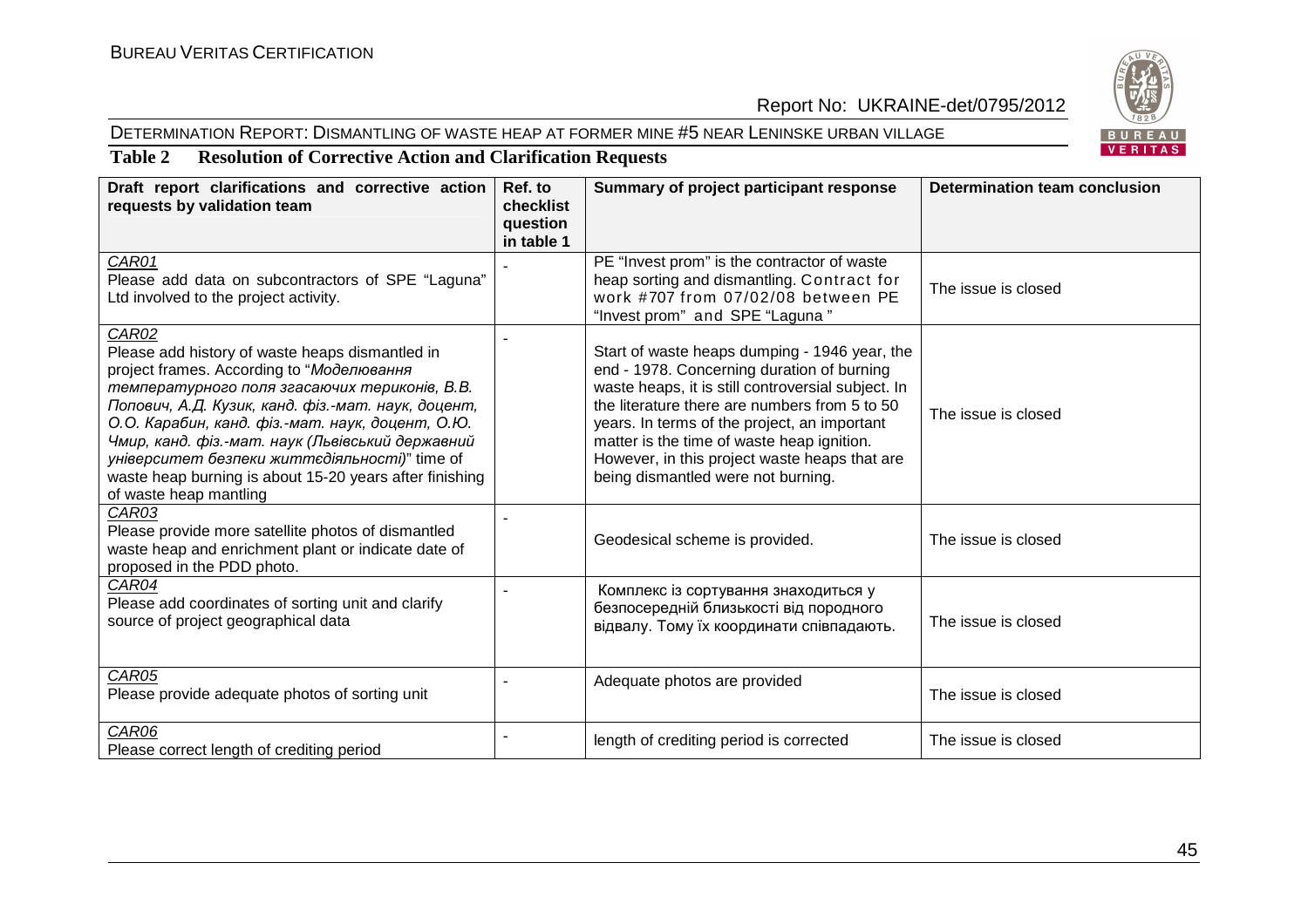## Table 2 Resolution of Corrective Action and Clarification Requests

| Draft report clarifications and corrective action requests by validation team | Ref. to checklist question in table 1 | Summary of project participant response | Determination team conclusion |
|---|---|---|---|
| CAR01<br>Please add data on subcontractors of SPE "Laguna" Ltd involved to the project activity. | - | PE "Invest prom" is the contractor of waste heap sorting and dismantling. Contract for work #707 from 07/02/08 between PE "Invest prom" and SPE "Laguna" | The issue is closed |
| CAR02<br>Please add history of waste heaps dismantled in project frames. According to "*Моделювання температурного поля згасаючих териконів, В.В. Попович, А.Д. Кузик, канд. фіз.-мат. наук, доцент, О.О. Карабин, канд. фіз.-мат. наук, доцент, О.Ю. Чмир, канд. фіз.-мат. наук (Львівський державний університет безпеки життєдіяльності)*" time of waste heap burning is about 15-20 years after finishing of waste heap mantling | - | Start of waste heaps dumping - 1946 year, the end - 1978. Concerning duration of burning waste heaps, it is still controversial subject. In the literature there are numbers from 5 to 50 years. In terms of the project, an important matter is the time of waste heap ignition. However, in this project waste heaps that are being dismantled were not burning. | The issue is closed |
| CAR03<br>Please provide more satellite photos of dismantled waste heap and enrichment plant or indicate date of proposed in the PDD photo. | - | Geodesical scheme is provided. | The issue is closed |
| CAR04<br>Please add coordinates of sorting unit and clarify source of project geographical data | - | Комплекс із сортування знаходиться у безпосередній близькості від породного відвалу. Тому їх координати співпадають. | The issue is closed |
| CAR05<br>Please provide adequate photos of sorting unit | - | Adequate photos are provided | The issue is closed |
| CAR06<br>Please correct length of crediting period | - | length of crediting period is corrected | The issue is closed |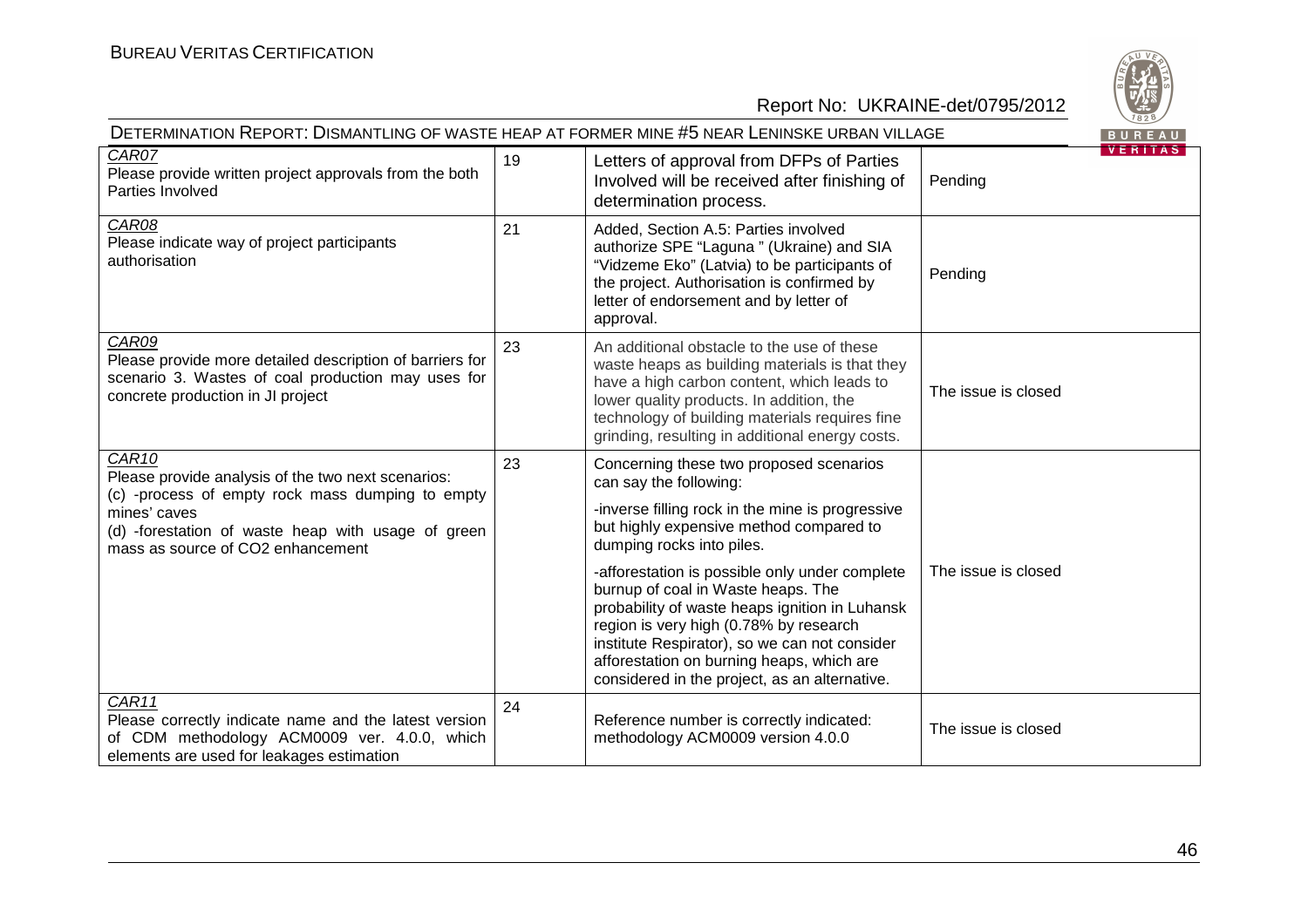| CAR07<br>Please provide written project approvals from the both Parties Involved | 19 | Letters of approval from DFPs of Parties Involved will be received after finishing of determination process. | Pending |
|---|---|---|---|
| CAR08<br>Please indicate way of project participants authorisation | 21 | Added, Section A.5: Parties involved authorize SPE “Laguna ” (Ukraine) and SIA “Vidzeme Eko” (Latvia) to be participants of the project. Authorisation is confirmed by letter of endorsement and by letter of approval. | Pending |
| CAR09<br>Please provide more detailed description of barriers for scenario 3. Wastes of coal production may uses for concrete production in JI project | 23 | An additional obstacle to the use of these waste heaps as building materials is that they have a high carbon content, which leads to lower quality products. In addition, the technology of building materials requires fine grinding, resulting in additional energy costs. | The issue is closed |
| CAR10<br>Please provide analysis of the two next scenarios:<br>(c) -process of empty rock mass dumping to empty mines' caves<br>(d) -forestation of waste heap with usage of green mass as source of CO2 enhancement | 23 | Concerning these two proposed scenarios can say the following:<br>-inverse filling rock in the mine is progressive but highly expensive method compared to dumping rocks into piles.<br>-afforestation is possible only under complete burnup of coal in Waste heaps. The probability of waste heaps ignition in Luhansk region is very high (0.78% by research institute Respirator), so we can not consider afforestation on burning heaps, which are considered in the project, as an alternative. | The issue is closed |
| CAR11<br>Please correctly indicate name and the latest version of CDM methodology ACM0009 ver. 4.0.0, which elements are used for leakages estimation | 24 | Reference number is correctly indicated: methodology ACM0009 version 4.0.0 | The issue is closed |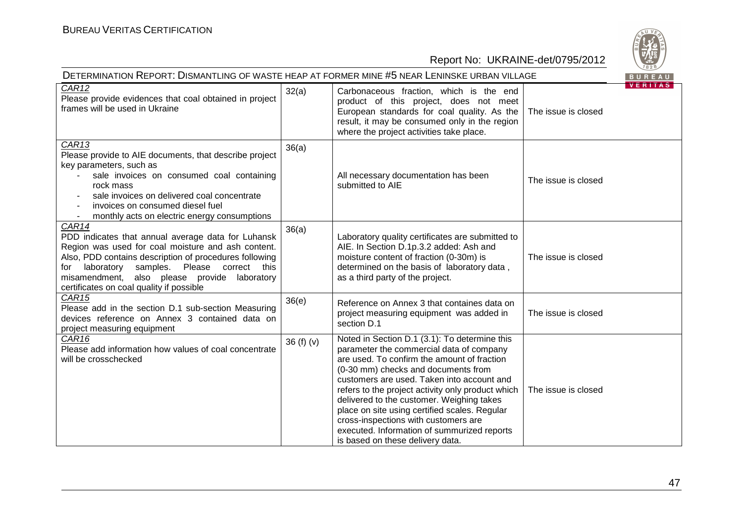| CAR12<br>Please provide evidences that coal obtained in project frames will be used in Ukraine | 32(a) | Carbonaceous fraction, which is the end product of this project, does not meet European standards for coal quality. As the result, it may be consumed only in the region where the project activities take place. | The issue is closed |
|---|---|---|---|
| CAR13<br>Please provide to AIE documents, that describe project key parameters, such as<br>- sale invoices on consumed coal containing rock mass<br>- sale invoices on delivered coal concentrate<br>- invoices on consumed diesel fuel<br>- monthly acts on electric energy consumptions | 36(a) | All necessary documentation has been submitted to AIE | The issue is closed |
| CAR14<br>PDD indicates that annual average data for Luhansk Region was used for coal moisture and ash content. Also, PDD contains description of procedures following for laboratory samples. Please correct this misamendment, also please provide laboratory certificates on coal quality if possible | 36(a) | Laboratory quality certificates are submitted to AIE. In Section D.1p.3.2 added: Ash and moisture content of fraction (0-30m) is determined on the basis of laboratory data , as a third party of the project. | The issue is closed |
| CAR15<br>Please add in the section D.1 sub-section Measuring devices reference on Annex 3 contained data on project measuring equipment | 36(e) | Reference on Annex 3 that containes data on project measuring equipment was added in section D.1 | The issue is closed |
| CAR16<br>Please add information how values of coal concentrate will be crosschecked | 36 (f) (v) | Noted in Section D.1 (3.1): To determine this parameter the commercial data of company are used. To confirm the amount of fraction (0-30 mm) checks and documents from customers are used. Taken into account and refers to the project activity only product which delivered to the customer. Weighing takes place on site using certified scales. Regular cross-inspections with customers are executed. Information of summurized reports is based on these delivery data. | The issue is closed |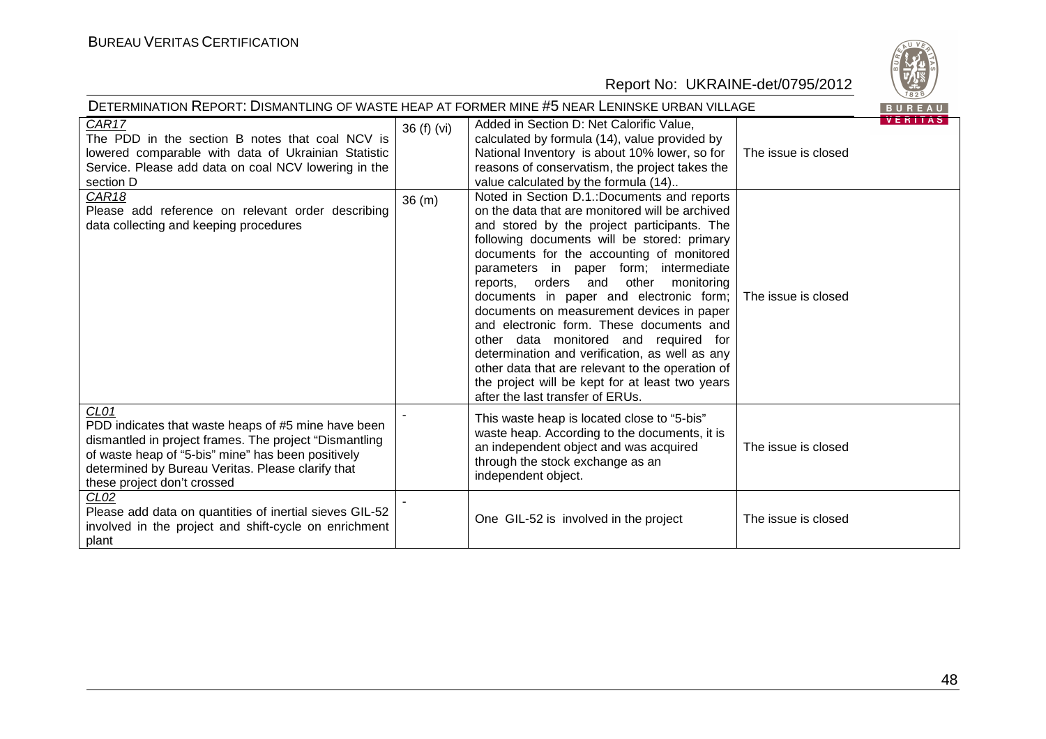| CAR17<br>The PDD in the section B notes that coal NCV is lowered comparable with data of Ukrainian Statistic Service. Please add data on coal NCV lowering in the section D | 36 (f) (vi) | Added in Section D: Net Calorific Value, calculated by formula (14), value provided by National Inventory is about 10% lower, so for reasons of conservatism, the project takes the value calculated by the formula (14).. | The issue is closed |
|---|---|---|---|
| CAR18<br>Please add reference on relevant order describing data collecting and keeping procedures | 36 (m) | Noted in Section D.1.:Documents and reports on the data that are monitored will be archived and stored by the project participants. The following documents will be stored: primary documents for the accounting of monitored parameters in paper form; intermediate reports, orders and other monitoring documents in paper and electronic form; documents on measurement devices in paper and electronic form. These documents and other data monitored and required for determination and verification, as well as any other data that are relevant to the operation of the project will be kept for at least two years after the last transfer of ERUs. | The issue is closed |
| CL01<br>PDD indicates that waste heaps of #5 mine have been dismantled in project frames. The project "Dismantling of waste heap of "5-bis" mine" has been positively determined by Bureau Veritas. Please clarify that these project don't crossed | - | This waste heap is located close to "5-bis" waste heap. According to the documents, it is an independent object and was acquired through the stock exchange as an independent object. | The issue is closed |
| CL02<br>Please add data on quantities of inertial sieves GIL-52 involved in the project and shift-cycle on enrichment plant | - | One GIL-52 is involved in the project | The issue is closed |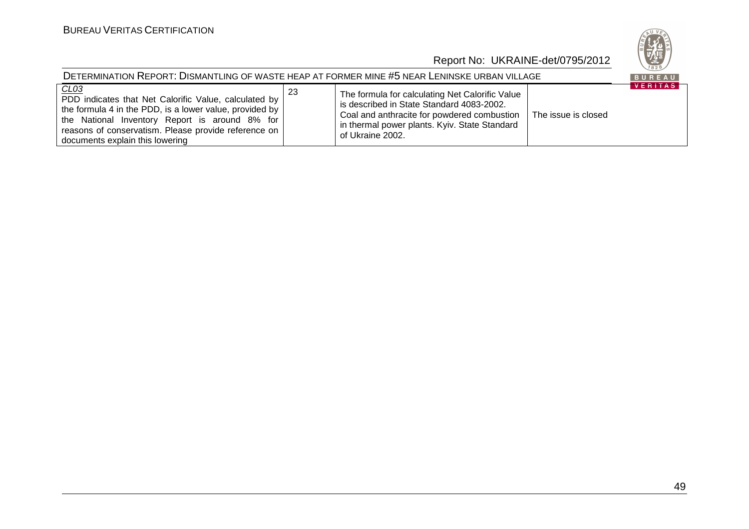| | | | |
|---|---|---|---|
| *CL03*<br>PDD indicates that Net Calorific Value, calculated by the formula 4 in the PDD, is a lower value, provided by the National Inventory Report is around 8% for reasons of conservatism. Please provide reference on documents explain this lowering | 23 | The formula for calculating Net Calorific Value is described in State Standard 4083-2002. Coal and anthracite for powdered combustion in thermal power plants. Kyiv. State Standard of Ukraine 2002. | The issue is closed |